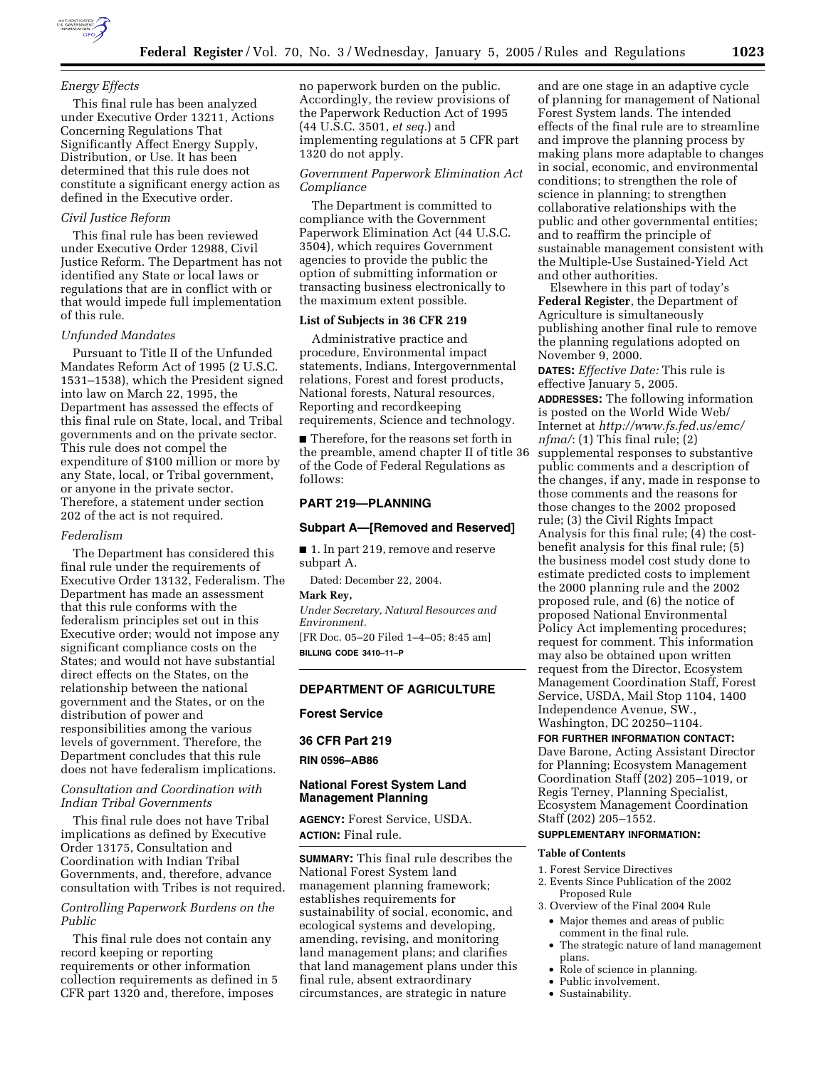*Energy Effects*

This final rule has been analyzed under Executive Order 13211, Actions Concerning Regulations That Significantly Affect Energy Supply, Distribution, or Use. It has been determined that this rule does not constitute a significant energy action as defined in the Executive order.

*Civil Justice Reform*

This final rule has been reviewed under Executive Order 12988, Civil Justice Reform. The Department has not identified any State or local laws or regulations that are in conflict with or that would impede full implementation of this rule.

*Unfunded Mandates*

Pursuant to Title II of the Unfunded Mandates Reform Act of 1995 (2 U.S.C. 1531–1538), which the President signed into law on March 22, 1995, the Department has assessed the effects of this final rule on State, local, and Tribal governments and on the private sector. This rule does not compel the expenditure of $100 million or more by any State, local, or Tribal government, or anyone in the private sector. Therefore, a statement under section 202 of the act is not required.

*Federalism*

The Department has considered this final rule under the requirements of Executive Order 13132, Federalism. The Department has made an assessment that this rule conforms with the federalism principles set out in this Executive order; would not impose any significant compliance costs on the States; and would not have substantial direct effects on the States, on the relationship between the national government and the States, or on the distribution of power and responsibilities among the various levels of government. Therefore, the Department concludes that this rule does not have federalism implications.

*Consultation and Coordination with Indian Tribal Governments*

This final rule does not have Tribal implications as defined by Executive Order 13175, Consultation and Coordination with Indian Tribal Governments, and, therefore, advance consultation with Tribes is not required.

*Controlling Paperwork Burdens on the Public*

This final rule does not contain any record keeping or reporting requirements or other information collection requirements as defined in 5 CFR part 1320 and, therefore, imposes no paperwork burden on the public. Accordingly, the review provisions of the Paperwork Reduction Act of 1995 (44 U.S.C. 3501, *et seq.*) and implementing regulations at 5 CFR part 1320 do not apply.

*Government Paperwork Elimination Act Compliance*

The Department is committed to compliance with the Government Paperwork Elimination Act (44 U.S.C. 3504), which requires Government agencies to provide the public the option of submitting information or transacting business electronically to the maximum extent possible.

**List of Subjects in 36 CFR 219**

Administrative practice and procedure, Environmental impact statements, Indians, Intergovernmental relations, Forest and forest products, National forests, Natural resources, Reporting and recordkeeping requirements, Science and technology.

■ Therefore, for the reasons set forth in the preamble, amend chapter II of title 36 of the Code of Federal Regulations as follows:

## PART 219—PLANNING

### Subpart A—[Removed and Reserved]

■ 1. In part 219, remove and reserve subpart A.

Dated: December 22, 2004.

**Mark Rey,**

*Under Secretary, Natural Resources and Environment.*

[FR Doc. 05–20 Filed 1–4–05; 8:45 am]

**BILLING CODE 3410–11–P**

---

## DEPARTMENT OF AGRICULTURE

### Forest Service

### 36 CFR Part 219

**RIN 0596–AB86**

### National Forest System Land Management Planning

**AGENCY:** Forest Service, USDA.

**ACTION:** Final rule.

**SUMMARY:** This final rule describes the National Forest System land management planning framework; establishes requirements for sustainability of social, economic, and ecological systems and developing, amending, revising, and monitoring land management plans; and clarifies that land management plans under this final rule, absent extraordinary circumstances, are strategic in nature and are one stage in an adaptive cycle of planning for management of National Forest System lands. The intended effects of the final rule are to streamline and improve the planning process by making plans more adaptable to changes in social, economic, and environmental conditions; to strengthen the role of science in planning; to strengthen collaborative relationships with the public and other governmental entities; and to reaffirm the principle of sustainable management consistent with the Multiple-Use Sustained-Yield Act and other authorities.

Elsewhere in this part of today's **Federal Register**, the Department of Agriculture is simultaneously publishing another final rule to remove the planning regulations adopted on November 9, 2000.

**DATES:** *Effective Date:* This rule is effective January 5, 2005.

**ADDRESSES:** The following information is posted on the World Wide Web/Internet at *http://www.fs.fed.us/emc/nfma/*: (1) This final rule; (2) supplemental responses to substantive public comments and a description of the changes, if any, made in response to those comments and the reasons for those changes to the 2002 proposed rule; (3) the Civil Rights Impact Analysis for this final rule; (4) the cost-benefit analysis for this final rule; (5) the business model cost study done to estimate predicted costs to implement the 2000 planning rule and the 2002 proposed rule, and (6) the notice of proposed National Environmental Policy Act implementing procedures; request for comment. This information may also be obtained upon written request from the Director, Ecosystem Management Coordination Staff, Forest Service, USDA, Mail Stop 1104, 1400 Independence Avenue, SW., Washington, DC 20250–1104.

**FOR FURTHER INFORMATION CONTACT:** Dave Barone, Acting Assistant Director for Planning; Ecosystem Management Coordination Staff (202) 205–1019, or Regis Terney, Planning Specialist, Ecosystem Management Coordination Staff (202) 205–1552.

**SUPPLEMENTARY INFORMATION:**

**Table of Contents**

1. Forest Service Directives
2. Events Since Publication of the 2002 Proposed Rule
3. Overview of the Final 2004 Rule
   - Major themes and areas of public comment in the final rule.
   - The strategic nature of land management plans.
   - Role of science in planning.
   - Public involvement.
   - Sustainability.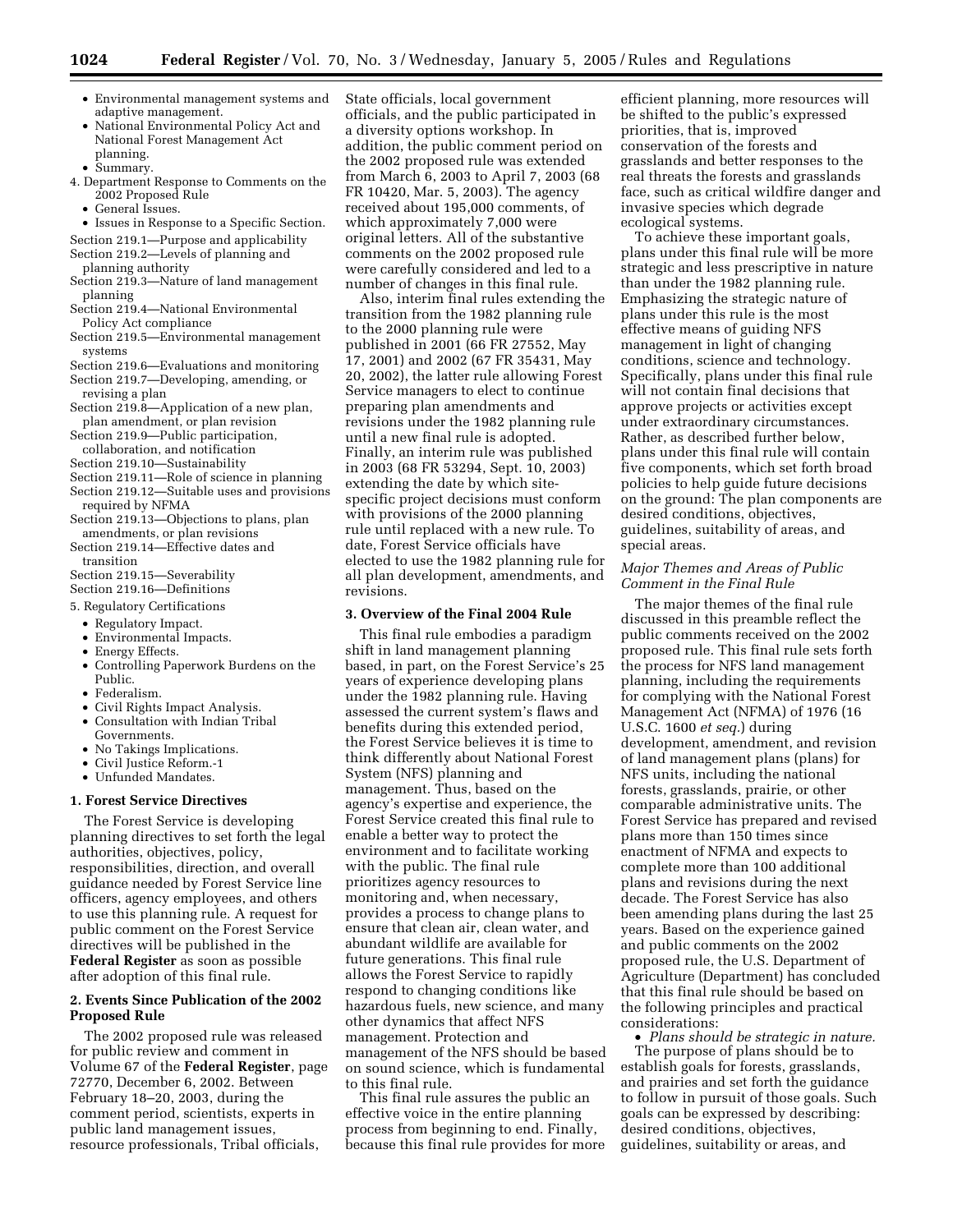- Environmental management systems and adaptive management.
- National Environmental Policy Act and National Forest Management Act planning.
- Summary.

4. Department Response to Comments on the 2002 Proposed Rule
   - General Issues.
   - Issues in Response to a Specific Section.

Section 219.1—Purpose and applicability
Section 219.2—Levels of planning and planning authority
Section 219.3—Nature of land management planning
Section 219.4—National Environmental Policy Act compliance
Section 219.5—Environmental management systems
Section 219.6—Evaluations and monitoring
Section 219.7—Developing, amending, or revising a plan
Section 219.8—Application of a new plan, plan amendment, or plan revision
Section 219.9—Public participation, collaboration, and notification
Section 219.10—Sustainability
Section 219.11—Role of science in planning
Section 219.12—Suitable uses and provisions required by NFMA
Section 219.13—Objections to plans, plan amendments, or plan revisions
Section 219.14—Effective dates and transition
Section 219.15—Severability
Section 219.16—Definitions

5. Regulatory Certifications
   - Regulatory Impact.
   - Environmental Impacts.
   - Energy Effects.
   - Controlling Paperwork Burdens on the Public.
   - Federalism.
   - Civil Rights Impact Analysis.
   - Consultation with Indian Tribal Governments.
   - No Takings Implications.
   - Civil Justice Reform.-1
   - Unfunded Mandates.

### 1. Forest Service Directives

The Forest Service is developing planning directives to set forth the legal authorities, objectives, policy, responsibilities, direction, and overall guidance needed by Forest Service line officers, agency employees, and others to use this planning rule. A request for public comment on the Forest Service directives will be published in the **Federal Register** as soon as possible after adoption of this final rule.

### 2. Events Since Publication of the 2002 Proposed Rule

The 2002 proposed rule was released for public review and comment in Volume 67 of the **Federal Register**, page 72770, December 6, 2002. Between February 18–20, 2003, during the comment period, scientists, experts in public land management issues, resource professionals, Tribal officials, State officials, local government officials, and the public participated in a diversity options workshop. In addition, the public comment period on the 2002 proposed rule was extended from March 6, 2003 to April 7, 2003 (68 FR 10420, Mar. 5, 2003). The agency received about 195,000 comments, of which approximately 7,000 were original letters. All of the substantive comments on the 2002 proposed rule were carefully considered and led to a number of changes in this final rule.

Also, interim final rules extending the transition from the 1982 planning rule to the 2000 planning rule were published in 2001 (66 FR 27552, May 17, 2001) and 2002 (67 FR 35431, May 20, 2002), the latter rule allowing Forest Service managers to elect to continue preparing plan amendments and revisions under the 1982 planning rule until a new final rule is adopted. Finally, an interim rule was published in 2003 (68 FR 53294, Sept. 10, 2003) extending the date by which site-specific project decisions must conform with provisions of the 2000 planning rule until replaced with a new rule. To date, Forest Service officials have elected to use the 1982 planning rule for all plan development, amendments, and revisions.

### 3. Overview of the Final 2004 Rule

This final rule embodies a paradigm shift in land management planning based, in part, on the Forest Service's 25 years of experience developing plans under the 1982 planning rule. Having assessed the current system's flaws and benefits during this extended period, the Forest Service believes it is time to think differently about National Forest System (NFS) planning and management. Thus, based on the agency's expertise and experience, the Forest Service created this final rule to enable a better way to protect the environment and to facilitate working with the public. The final rule prioritizes agency resources to monitoring and, when necessary, provides a process to change plans to ensure that clean air, clean water, and abundant wildlife are available for future generations. This final rule allows the Forest Service to rapidly respond to changing conditions like hazardous fuels, new science, and many other dynamics that affect NFS management. Protection and management of the NFS should be based on sound science, which is fundamental to this final rule.

This final rule assures the public an effective voice in the entire planning process from beginning to end. Finally, because this final rule provides for more efficient planning, more resources will be shifted to the public's expressed priorities, that is, improved conservation of the forests and grasslands and better responses to the real threats the forests and grasslands face, such as critical wildfire danger and invasive species which degrade ecological systems.

To achieve these important goals, plans under this final rule will be more strategic and less prescriptive in nature than under the 1982 planning rule. Emphasizing the strategic nature of plans under this rule is the most effective means of guiding NFS management in light of changing conditions, science and technology. Specifically, plans under this final rule will not contain final decisions that approve projects or activities except under extraordinary circumstances. Rather, as described further below, plans under this final rule will contain five components, which set forth broad policies to help guide future decisions on the ground: The plan components are desired conditions, objectives, guidelines, suitability of areas, and special areas.

#### *Major Themes and Areas of Public Comment in the Final Rule*

The major themes of the final rule discussed in this preamble reflect the public comments received on the 2002 proposed rule. This final rule sets forth the process for NFS land management planning, including the requirements for complying with the National Forest Management Act (NFMA) of 1976 (16 U.S.C. 1600 *et seq.*) during development, amendment, and revision of land management plans (plans) for NFS units, including the national forests, grasslands, prairie, or other comparable administrative units. The Forest Service has prepared and revised plans more than 150 times since enactment of NFMA and expects to complete more than 100 additional plans and revisions during the next decade. The Forest Service has also been amending plans during the last 25 years. Based on the experience gained and public comments on the 2002 proposed rule, the U.S. Department of Agriculture (Department) has concluded that this final rule should be based on the following principles and practical considerations:

- *Plans should be strategic in nature.* The purpose of plans should be to establish goals for forests, grasslands, and prairies and set forth the guidance to follow in pursuit of those goals. Such goals can be expressed by describing: desired conditions, objectives, guidelines, suitability or areas, and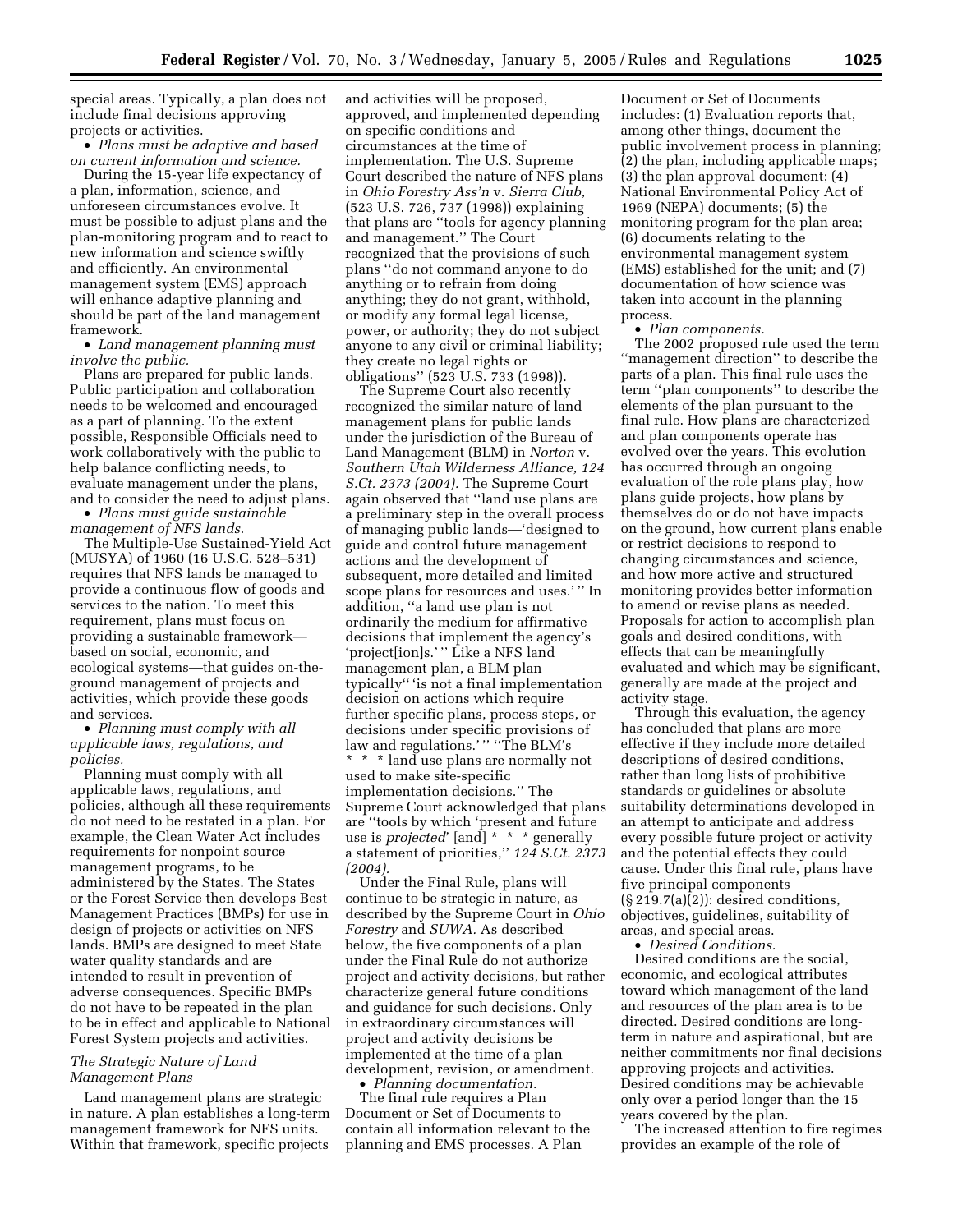special areas. Typically, a plan does not include final decisions approving projects or activities.

• *Plans must be adaptive and based on current information and science.*

During the 15-year life expectancy of a plan, information, science, and unforeseen circumstances evolve. It must be possible to adjust plans and the plan-monitoring program and to react to new information and science swiftly and efficiently. An environmental management system (EMS) approach will enhance adaptive planning and should be part of the land management framework.

• *Land management planning must involve the public.*

Plans are prepared for public lands. Public participation and collaboration needs to be welcomed and encouraged as a part of planning. To the extent possible, Responsible Officials need to work collaboratively with the public to help balance conflicting needs, to evaluate management under the plans, and to consider the need to adjust plans.

• *Plans must guide sustainable management of NFS lands.*

The Multiple-Use Sustained-Yield Act (MUSYA) of 1960 (16 U.S.C. 528–531) requires that NFS lands be managed to provide a continuous flow of goods and services to the nation. To meet this requirement, plans must focus on providing a sustainable framework—based on social, economic, and ecological systems—that guides on-the-ground management of projects and activities, which provide these goods and services.

• *Planning must comply with all applicable laws, regulations, and policies.*

Planning must comply with all applicable laws, regulations, and policies, although all these requirements do not need to be restated in a plan. For example, the Clean Water Act includes requirements for nonpoint source management programs, to be administered by the States. The States or the Forest Service then develops Best Management Practices (BMPs) for use in design of projects or activities on NFS lands. BMPs are designed to meet State water quality standards and are intended to result in prevention of adverse consequences. Specific BMPs do not have to be repeated in the plan to be in effect and applicable to National Forest System projects and activities.

### *The Strategic Nature of Land Management Plans*

Land management plans are strategic in nature. A plan establishes a long-term management framework for NFS units. Within that framework, specific projects and activities will be proposed, approved, and implemented depending on specific conditions and circumstances at the time of implementation. The U.S. Supreme Court described the nature of NFS plans in *Ohio Forestry Ass'n* v. *Sierra Club,* (523 U.S. 726, 737 (1998)) explaining that plans are ''tools for agency planning and management.'' The Court recognized that the provisions of such plans ''do not command anyone to do anything or to refrain from doing anything; they do not grant, withhold, or modify any formal legal license, power, or authority; they do not subject anyone to any civil or criminal liability; they create no legal rights or obligations'' (523 U.S. 733 (1998)).

The Supreme Court also recently recognized the similar nature of land management plans for public lands under the jurisdiction of the Bureau of Land Management (BLM) in *Norton* v. *Southern Utah Wilderness Alliance, 124 S.Ct. 2373 (2004).* The Supreme Court again observed that ''land use plans are a preliminary step in the overall process of managing public lands—'designed to guide and control future management actions and the development of subsequent, more detailed and limited scope plans for resources and uses.' '' In addition, ''a land use plan is not ordinarily the medium for affirmative decisions that implement the agency's 'project[ion]s.' '' Like a NFS land management plan, a BLM plan typically'' 'is not a final implementation decision on actions which require further specific plans, process steps, or decisions under specific provisions of law and regulations.' '' ''The BLM's * * * land use plans are normally not used to make site-specific implementation decisions.'' The Supreme Court acknowledged that plans are ''tools by which 'present and future use is *projected*' [and] * * * generally a statement of priorities,'' *124 S.Ct. 2373 (2004).*

Under the Final Rule, plans will continue to be strategic in nature, as described by the Supreme Court in *Ohio Forestry* and *SUWA.* As described below, the five components of a plan under the Final Rule do not authorize project and activity decisions, but rather characterize general future conditions and guidance for such decisions. Only in extraordinary circumstances will project and activity decisions be implemented at the time of a plan development, revision, or amendment.

• *Planning documentation.*

The final rule requires a Plan Document or Set of Documents to contain all information relevant to the planning and EMS processes. A Plan Document or Set of Documents includes: (1) Evaluation reports that, among other things, document the public involvement process in planning; (2) the plan, including applicable maps; (3) the plan approval document; (4) National Environmental Policy Act of 1969 (NEPA) documents; (5) the monitoring program for the plan area; (6) documents relating to the environmental management system (EMS) established for the unit; and (7) documentation of how science was taken into account in the planning process.

• *Plan components.*

The 2002 proposed rule used the term ''management direction'' to describe the parts of a plan. This final rule uses the term ''plan components'' to describe the elements of the plan pursuant to the final rule. How plans are characterized and plan components operate has evolved over the years. This evolution has occurred through an ongoing evaluation of the role plans play, how plans guide projects, how plans by themselves do or do not have impacts on the ground, how current plans enable or restrict decisions to respond to changing circumstances and science, and how more active and structured monitoring provides better information to amend or revise plans as needed. Proposals for action to accomplish plan goals and desired conditions, with effects that can be meaningfully evaluated and which may be significant, generally are made at the project and activity stage.

Through this evaluation, the agency has concluded that plans are more effective if they include more detailed descriptions of desired conditions, rather than long lists of prohibitive standards or guidelines or absolute suitability determinations developed in an attempt to anticipate and address every possible future project or activity and the potential effects they could cause. Under this final rule, plans have five principal components (§ 219.7(a)(2)): desired conditions, objectives, guidelines, suitability of areas, and special areas.

• *Desired Conditions.*

Desired conditions are the social, economic, and ecological attributes toward which management of the land and resources of the plan area is to be directed. Desired conditions are long-term in nature and aspirational, but are neither commitments nor final decisions approving projects and activities. Desired conditions may be achievable only over a period longer than the 15 years covered by the plan.

The increased attention to fire regimes provides an example of the role of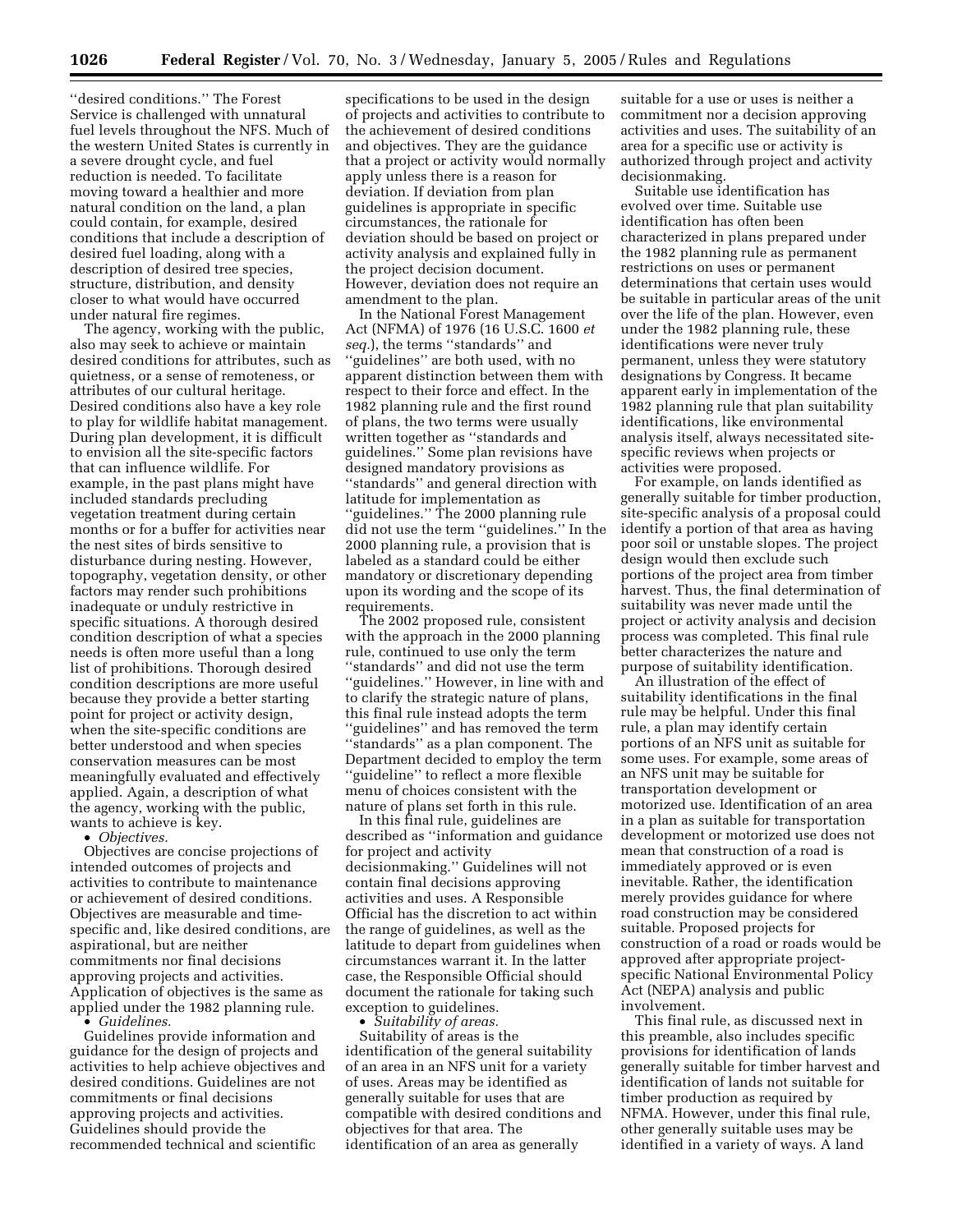''desired conditions.'' The Forest Service is challenged with unnatural fuel levels throughout the NFS. Much of the western United States is currently in a severe drought cycle, and fuel reduction is needed. To facilitate moving toward a healthier and more natural condition on the land, a plan could contain, for example, desired conditions that include a description of desired fuel loading, along with a description of desired tree species, structure, distribution, and density closer to what would have occurred under natural fire regimes.

The agency, working with the public, also may seek to achieve or maintain desired conditions for attributes, such as quietness, or a sense of remoteness, or attributes of our cultural heritage. Desired conditions also have a key role to play for wildlife habitat management. During plan development, it is difficult to envision all the site-specific factors that can influence wildlife. For example, in the past plans might have included standards precluding vegetation treatment during certain months or for a buffer for activities near the nest sites of birds sensitive to disturbance during nesting. However, topography, vegetation density, or other factors may render such prohibitions inadequate or unduly restrictive in specific situations. A thorough desired condition description of what a species needs is often more useful than a long list of prohibitions. Thorough desired condition descriptions are more useful because they provide a better starting point for project or activity design, when the site-specific conditions are better understood and when species conservation measures can be most meaningfully evaluated and effectively applied. Again, a description of what the agency, working with the public, wants to achieve is key.

- *Objectives.*

Objectives are concise projections of intended outcomes of projects and activities to contribute to maintenance or achievement of desired conditions. Objectives are measurable and time-specific and, like desired conditions, are aspirational, but are neither commitments nor final decisions approving projects and activities. Application of objectives is the same as applied under the 1982 planning rule.

- *Guidelines.*

Guidelines provide information and guidance for the design of projects and activities to help achieve objectives and desired conditions. Guidelines are not commitments or final decisions approving projects and activities. Guidelines should provide the recommended technical and scientific specifications to be used in the design of projects and activities to contribute to the achievement of desired conditions and objectives. They are the guidance that a project or activity would normally apply unless there is a reason for deviation. If deviation from plan guidelines is appropriate in specific circumstances, the rationale for deviation should be based on project or activity analysis and explained fully in the project decision document. However, deviation does not require an amendment to the plan.

In the National Forest Management Act (NFMA) of 1976 (16 U.S.C. 1600 *et seq.*), the terms ''standards'' and ''guidelines'' are both used, with no apparent distinction between them with respect to their force and effect. In the 1982 planning rule and the first round of plans, the two terms were usually written together as ''standards and guidelines.'' Some plan revisions have designed mandatory provisions as ''standards'' and general direction with latitude for implementation as ''guidelines.'' The 2000 planning rule did not use the term ''guidelines.'' In the 2000 planning rule, a provision that is labeled as a standard could be either mandatory or discretionary depending upon its wording and the scope of its requirements.

The 2002 proposed rule, consistent with the approach in the 2000 planning rule, continued to use only the term ''standards'' and did not use the term ''guidelines.'' However, in line with and to clarify the strategic nature of plans, this final rule instead adopts the term ''guidelines'' and has removed the term ''standards'' as a plan component. The Department decided to employ the term ''guideline'' to reflect a more flexible menu of choices consistent with the nature of plans set forth in this rule.

In this final rule, guidelines are described as ''information and guidance for project and activity decisionmaking.'' Guidelines will not contain final decisions approving activities and uses. A Responsible Official has the discretion to act within the range of guidelines, as well as the latitude to depart from guidelines when circumstances warrant it. In the latter case, the Responsible Official should document the rationale for taking such exception to guidelines.

- *Suitability of areas.*

Suitability of areas is the identification of the general suitability of an area in an NFS unit for a variety of uses. Areas may be identified as generally suitable for uses that are compatible with desired conditions and objectives for that area. The identification of an area as generally suitable for a use or uses is neither a commitment nor a decision approving activities and uses. The suitability of an area for a specific use or activity is authorized through project and activity decisionmaking.

Suitable use identification has evolved over time. Suitable use identification has often been characterized in plans prepared under the 1982 planning rule as permanent restrictions on uses or permanent determinations that certain uses would be suitable in particular areas of the unit over the life of the plan. However, even under the 1982 planning rule, these identifications were never truly permanent, unless they were statutory designations by Congress. It became apparent early in implementation of the 1982 planning rule that plan suitability identifications, like environmental analysis itself, always necessitated site-specific reviews when projects or activities were proposed.

For example, on lands identified as generally suitable for timber production, site-specific analysis of a proposal could identify a portion of that area as having poor soil or unstable slopes. The project design would then exclude such portions of the project area from timber harvest. Thus, the final determination of suitability was never made until the project or activity analysis and decision process was completed. This final rule better characterizes the nature and purpose of suitability identification.

An illustration of the effect of suitability identifications in the final rule may be helpful. Under this final rule, a plan may identify certain portions of an NFS unit as suitable for some uses. For example, some areas of an NFS unit may be suitable for transportation development or motorized use. Identification of an area in a plan as suitable for transportation development or motorized use does not mean that construction of a road is immediately approved or is even inevitable. Rather, the identification merely provides guidance for where road construction may be considered suitable. Proposed projects for construction of a road or roads would be approved after appropriate project-specific National Environmental Policy Act (NEPA) analysis and public involvement.

This final rule, as discussed next in this preamble, also includes specific provisions for identification of lands generally suitable for timber harvest and identification of lands not suitable for timber production as required by NFMA. However, under this final rule, other generally suitable uses may be identified in a variety of ways. A land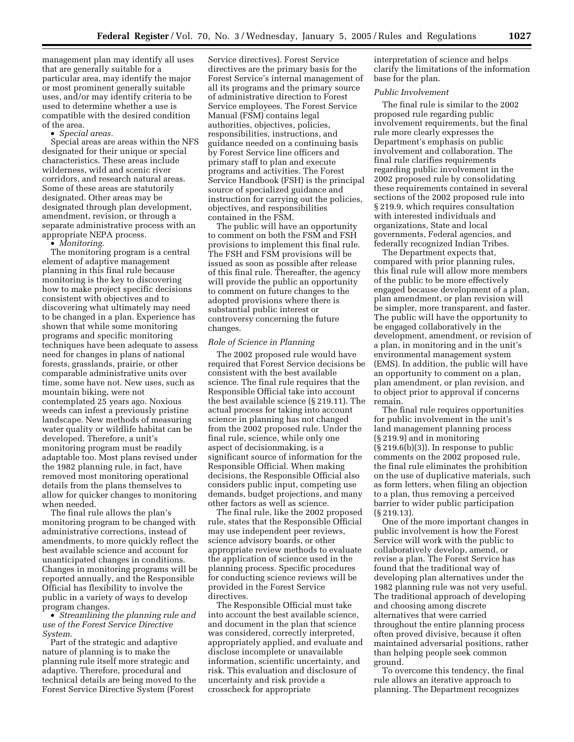management plan may identify all uses that are generally suitable for a particular area, may identify the major or most prominent generally suitable uses, and/or may identify criteria to be used to determine whether a use is compatible with the desired condition of the area.

• *Special areas.*

Special areas are areas within the NFS designated for their unique or special characteristics. These areas include wilderness, wild and scenic river corridors, and research natural areas. Some of these areas are statutorily designated. Other areas may be designated through plan development, amendment, revision, or through a separate administrative process with an appropriate NEPA process.

• *Monitoring.*

The monitoring program is a central element of adaptive management planning in this final rule because monitoring is the key to discovering how to make project specific decisions consistent with objectives and to discovering what ultimately may need to be changed in a plan. Experience has shown that while some monitoring programs and specific monitoring techniques have been adequate to assess need for changes in plans of national forests, grasslands, prairie, or other comparable administrative units over time, some have not. New uses, such as mountain biking, were not contemplated 25 years ago. Noxious weeds can infest a previously pristine landscape. New methods of measuring water quality or wildlife habitat can be developed. Therefore, a unit's monitoring program must be readily adaptable too. Most plans revised under the 1982 planning rule, in fact, have removed most monitoring operational details from the plans themselves to allow for quicker changes to monitoring when needed.

The final rule allows the plan's monitoring program to be changed with administrative corrections, instead of amendments, to more quickly reflect the best available science and account for unanticipated changes in conditions. Changes in monitoring programs will be reported annually, and the Responsible Official has flexibility to involve the public in a variety of ways to develop program changes.

• *Streamlining the planning rule and use of the Forest Service Directive System.*

Part of the strategic and adaptive nature of planning is to make the planning rule itself more strategic and adaptive. Therefore, procedural and technical details are being moved to the Forest Service Directive System (Forest Service directives). Forest Service directives are the primary basis for the Forest Service's internal management of all its programs and the primary source of administrative direction to Forest Service employees. The Forest Service Manual (FSM) contains legal authorities, objectives, policies, responsibilities, instructions, and guidance needed on a continuing basis by Forest Service line officers and primary staff to plan and execute programs and activities. The Forest Service Handbook (FSH) is the principal source of specialized guidance and instruction for carrying out the policies, objectives, and responsibilities contained in the FSM.

The public will have an opportunity to comment on both the FSM and FSH provisions to implement this final rule. The FSH and FSM provisions will be issued as soon as possible after release of this final rule. Thereafter, the agency will provide the public an opportunity to comment on future changes to the adopted provisions where there is substantial public interest or controversy concerning the future changes.

*Role of Science in Planning*

The 2002 proposed rule would have required that Forest Service decisions be consistent with the best available science. The final rule requires that the Responsible Official take into account the best available science (§ 219.11). The actual process for taking into account science in planning has not changed from the 2002 proposed rule. Under the final rule, science, while only one aspect of decisionmaking, is a significant source of information for the Responsible Official. When making decisions, the Responsible Official also considers public input, competing use demands, budget projections, and many other factors as well as science.

The final rule, like the 2002 proposed rule, states that the Responsible Official may use independent peer reviews, science advisory boards, or other appropriate review methods to evaluate the application of science used in the planning process. Specific procedures for conducting science reviews will be provided in the Forest Service directives.

The Responsible Official must take into account the best available science, and document in the plan that science was considered, correctly interpreted, appropriately applied, and evaluate and disclose incomplete or unavailable information, scientific uncertainty, and risk. This evaluation and disclosure of uncertainty and risk provide a crosscheck for appropriate interpretation of science and helps clarify the limitations of the information base for the plan.

*Public Involvement*

The final rule is similar to the 2002 proposed rule regarding public involvement requirements, but the final rule more clearly expresses the Department's emphasis on public involvement and collaboration. The final rule clarifies requirements regarding public involvement in the 2002 proposed rule by consolidating these requirements contained in several sections of the 2002 proposed rule into § 219.9, which requires consultation with interested individuals and organizations, State and local governments, Federal agencies, and federally recognized Indian Tribes.

The Department expects that, compared with prior planning rules, this final rule will allow more members of the public to be more effectively engaged because development of a plan, plan amendment, or plan revision will be simpler, more transparent, and faster. The public will have the opportunity to be engaged collaboratively in the development, amendment, or revision of a plan, in monitoring and in the unit's environmental management system (EMS). In addition, the public will have an opportunity to comment on a plan, plan amendment, or plan revision, and to object prior to approval if concerns remain.

The final rule requires opportunities for public involvement in the unit's land management planning process (§ 219.9) and in monitoring (§ 219.6(b)(3)). In response to public comments on the 2002 proposed rule, the final rule eliminates the prohibition on the use of duplicative materials, such as form letters, when filing an objection to a plan, thus removing a perceived barrier to wider public participation (§ 219.13).

One of the more important changes in public involvement is how the Forest Service will work with the public to collaboratively develop, amend, or revise a plan. The Forest Service has found that the traditional way of developing plan alternatives under the 1982 planning rule was not very useful. The traditional approach of developing and choosing among discrete alternatives that were carried throughout the entire planning process often proved divisive, because it often maintained adversarial positions, rather than helping people seek common ground.

To overcome this tendency, the final rule allows an iterative approach to planning. The Department recognizes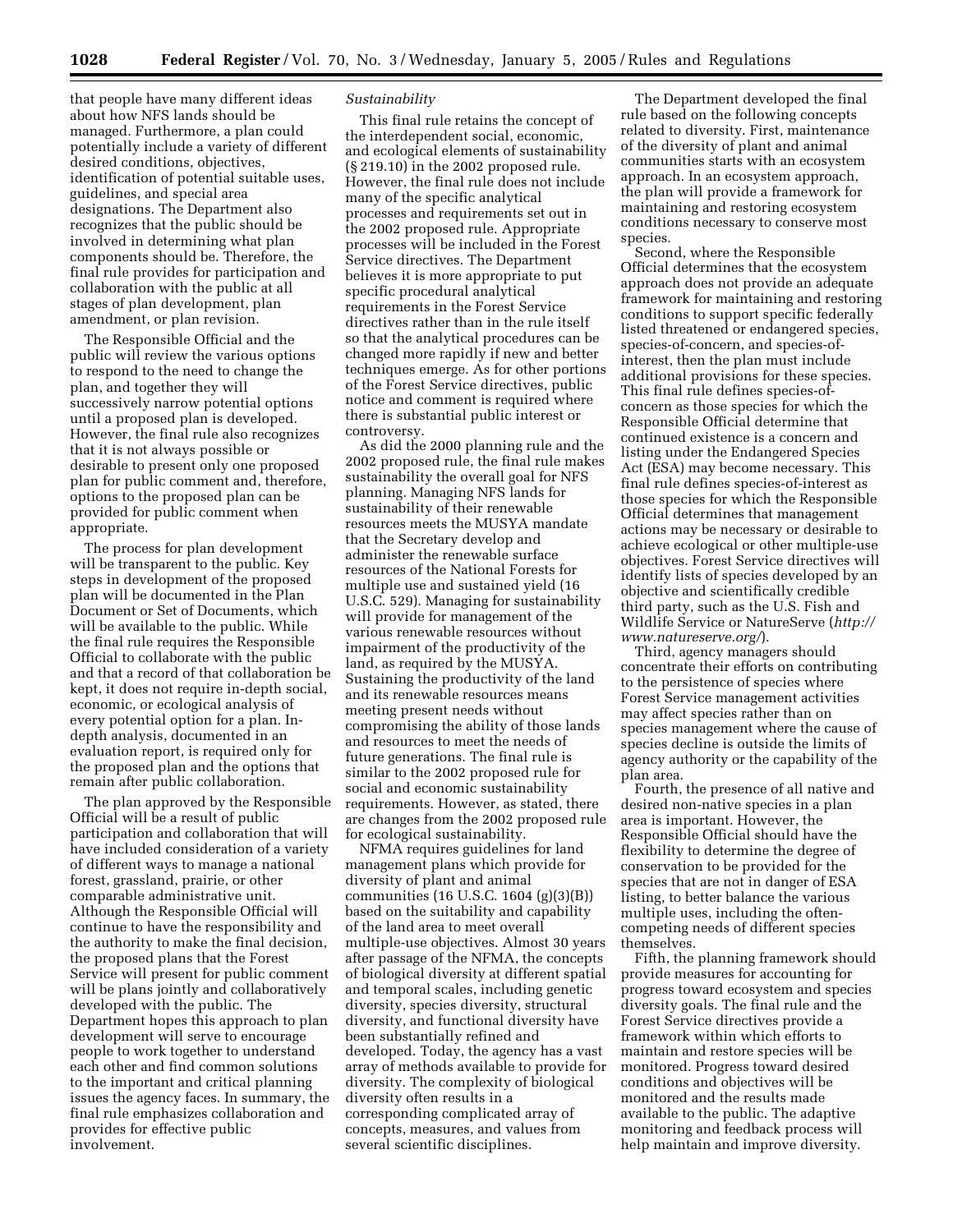that people have many different ideas about how NFS lands should be managed. Furthermore, a plan could potentially include a variety of different desired conditions, objectives, identification of potential suitable uses, guidelines, and special area designations. The Department also recognizes that the public should be involved in determining what plan components should be. Therefore, the final rule provides for participation and collaboration with the public at all stages of plan development, plan amendment, or plan revision.

The Responsible Official and the public will review the various options to respond to the need to change the plan, and together they will successively narrow potential options until a proposed plan is developed. However, the final rule also recognizes that it is not always possible or desirable to present only one proposed plan for public comment and, therefore, options to the proposed plan can be provided for public comment when appropriate.

The process for plan development will be transparent to the public. Key steps in development of the proposed plan will be documented in the Plan Document or Set of Documents, which will be available to the public. While the final rule requires the Responsible Official to collaborate with the public and that a record of that collaboration be kept, it does not require in-depth social, economic, or ecological analysis of every potential option for a plan. In-depth analysis, documented in an evaluation report, is required only for the proposed plan and the options that remain after public collaboration.

The plan approved by the Responsible Official will be a result of public participation and collaboration that will have included consideration of a variety of different ways to manage a national forest, grassland, prairie, or other comparable administrative unit. Although the Responsible Official will continue to have the responsibility and the authority to make the final decision, the proposed plans that the Forest Service will present for public comment will be plans jointly and collaboratively developed with the public. The Department hopes this approach to plan development will serve to encourage people to work together to understand each other and find common solutions to the important and critical planning issues the agency faces. In summary, the final rule emphasizes collaboration and provides for effective public involvement.

*Sustainability*

This final rule retains the concept of the interdependent social, economic, and ecological elements of sustainability (§ 219.10) in the 2002 proposed rule. However, the final rule does not include many of the specific analytical processes and requirements set out in the 2002 proposed rule. Appropriate processes will be included in the Forest Service directives. The Department believes it is more appropriate to put specific procedural analytical requirements in the Forest Service directives rather than in the rule itself so that the analytical procedures can be changed more rapidly if new and better techniques emerge. As for other portions of the Forest Service directives, public notice and comment is required where there is substantial public interest or controversy.

As did the 2000 planning rule and the 2002 proposed rule, the final rule makes sustainability the overall goal for NFS planning. Managing NFS lands for sustainability of their renewable resources meets the MUSYA mandate that the Secretary develop and administer the renewable surface resources of the National Forests for multiple use and sustained yield (16 U.S.C. 529). Managing for sustainability will provide for management of the various renewable resources without impairment of the productivity of the land, as required by the MUSYA. Sustaining the productivity of the land and its renewable resources means meeting present needs without compromising the ability of those lands and resources to meet the needs of future generations. The final rule is similar to the 2002 proposed rule for social and economic sustainability requirements. However, as stated, there are changes from the 2002 proposed rule for ecological sustainability.

NFMA requires guidelines for land management plans which provide for diversity of plant and animal communities (16 U.S.C. 1604 (g)(3)(B)) based on the suitability and capability of the land area to meet overall multiple-use objectives. Almost 30 years after passage of the NFMA, the concepts of biological diversity at different spatial and temporal scales, including genetic diversity, species diversity, structural diversity, and functional diversity have been substantially refined and developed. Today, the agency has a vast array of methods available to provide for diversity. The complexity of biological diversity often results in a corresponding complicated array of concepts, measures, and values from several scientific disciplines.

The Department developed the final rule based on the following concepts related to diversity. First, maintenance of the diversity of plant and animal communities starts with an ecosystem approach. In an ecosystem approach, the plan will provide a framework for maintaining and restoring ecosystem conditions necessary to conserve most species.

Second, where the Responsible Official determines that the ecosystem approach does not provide an adequate framework for maintaining and restoring conditions to support specific federally listed threatened or endangered species, species-of-concern, and species-of-interest, then the plan must include additional provisions for these species. This final rule defines species-of-concern as those species for which the Responsible Official determines that continued existence is a concern and listing under the Endangered Species Act (ESA) may become necessary. This final rule defines species-of-interest as those species for which the Responsible Official determines that management actions may be necessary or desirable to achieve ecological or other multiple-use objectives. Forest Service directives will identify lists of species developed by an objective and scientifically credible third party, such as the U.S. Fish and Wildlife Service or NatureServe (*http://www.natureserve.org/*).

Third, agency managers should concentrate their efforts on contributing to the persistence of species where Forest Service management activities may affect species rather than on species management where the cause of species decline is outside the limits of agency authority or the capability of the plan area.

Fourth, the presence of all native and desired non-native species in a plan area is important. However, the Responsible Official should have the flexibility to determine the degree of conservation to be provided for the species that are not in danger of ESA listing, to better balance the various multiple uses, including the often-competing needs of different species themselves.

Fifth, the planning framework should provide measures for accounting for progress toward ecosystem and species diversity goals. The final rule and the Forest Service directives provide a framework within which efforts to maintain and restore species will be monitored. Progress toward desired conditions and objectives will be monitored and the results made available to the public. The adaptive monitoring and feedback process will help maintain and improve diversity.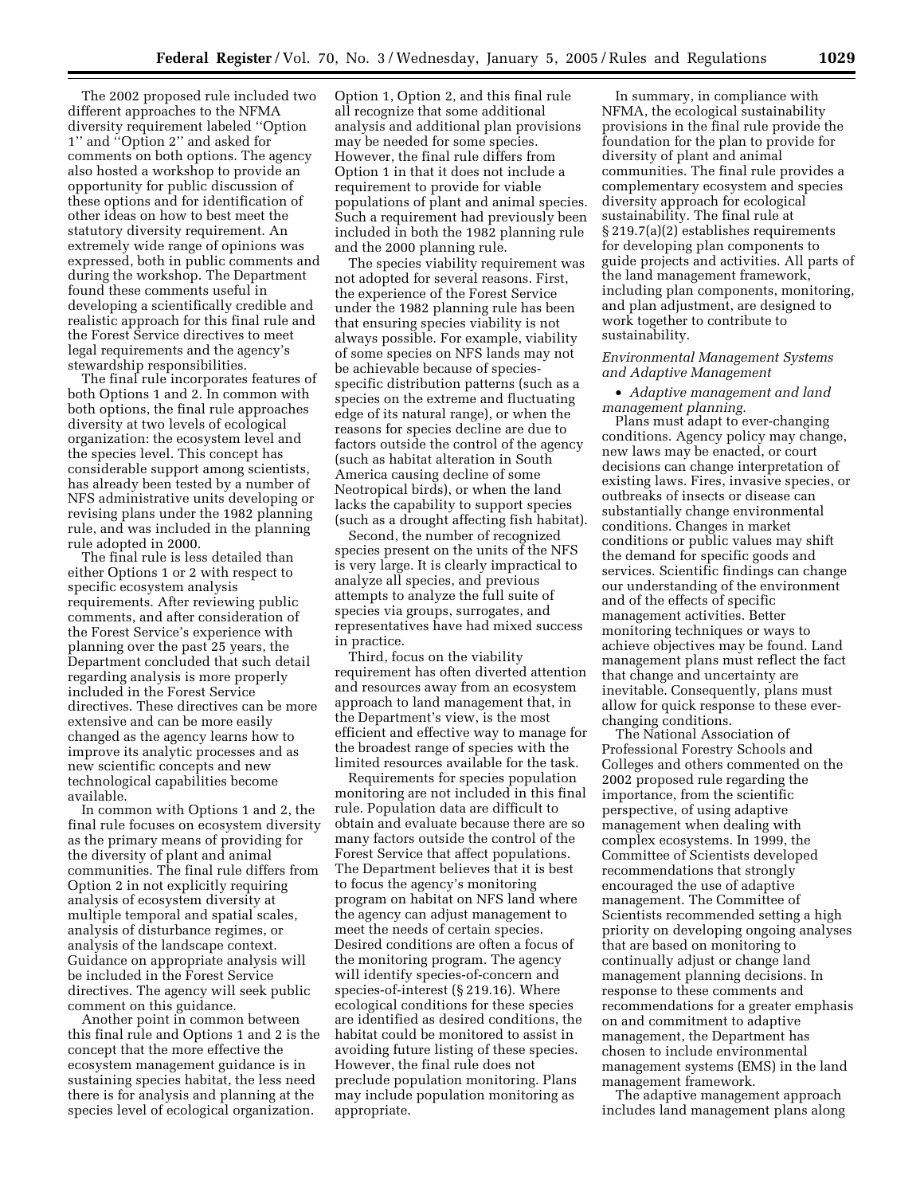The 2002 proposed rule included two different approaches to the NFMA diversity requirement labeled ''Option 1'' and ''Option 2'' and asked for comments on both options. The agency also hosted a workshop to provide an opportunity for public discussion of these options and for identification of other ideas on how to best meet the statutory diversity requirement. An extremely wide range of opinions was expressed, both in public comments and during the workshop. The Department found these comments useful in developing a scientifically credible and realistic approach for this final rule and the Forest Service directives to meet legal requirements and the agency's stewardship responsibilities.

The final rule incorporates features of both Options 1 and 2. In common with both options, the final rule approaches diversity at two levels of ecological organization: the ecosystem level and the species level. This concept has considerable support among scientists, has already been tested by a number of NFS administrative units developing or revising plans under the 1982 planning rule, and was included in the planning rule adopted in 2000.

The final rule is less detailed than either Options 1 or 2 with respect to specific ecosystem analysis requirements. After reviewing public comments, and after consideration of the Forest Service's experience with planning over the past 25 years, the Department concluded that such detail regarding analysis is more properly included in the Forest Service directives. These directives can be more extensive and can be more easily changed as the agency learns how to improve its analytic processes and as new scientific concepts and new technological capabilities become available.

In common with Options 1 and 2, the final rule focuses on ecosystem diversity as the primary means of providing for the diversity of plant and animal communities. The final rule differs from Option 2 in not explicitly requiring analysis of ecosystem diversity at multiple temporal and spatial scales, analysis of disturbance regimes, or analysis of the landscape context. Guidance on appropriate analysis will be included in the Forest Service directives. The agency will seek public comment on this guidance.

Another point in common between this final rule and Options 1 and 2 is the concept that the more effective the ecosystem management guidance is in sustaining species habitat, the less need there is for analysis and planning at the species level of ecological organization. Option 1, Option 2, and this final rule all recognize that some additional analysis and additional plan provisions may be needed for some species. However, the final rule differs from Option 1 in that it does not include a requirement to provide for viable populations of plant and animal species. Such a requirement had previously been included in both the 1982 planning rule and the 2000 planning rule.

The species viability requirement was not adopted for several reasons. First, the experience of the Forest Service under the 1982 planning rule has been that ensuring species viability is not always possible. For example, viability of some species on NFS lands may not be achievable because of species-specific distribution patterns (such as a species on the extreme and fluctuating edge of its natural range), or when the reasons for species decline are due to factors outside the control of the agency (such as habitat alteration in South America causing decline of some Neotropical birds), or when the land lacks the capability to support species (such as a drought affecting fish habitat).

Second, the number of recognized species present on the units of the NFS is very large. It is clearly impractical to analyze all species, and previous attempts to analyze the full suite of species via groups, surrogates, and representatives have had mixed success in practice.

Third, focus on the viability requirement has often diverted attention and resources away from an ecosystem approach to land management that, in the Department's view, is the most efficient and effective way to manage for the broadest range of species with the limited resources available for the task.

Requirements for species population monitoring are not included in this final rule. Population data are difficult to obtain and evaluate because there are so many factors outside the control of the Forest Service that affect populations. The Department believes that it is best to focus the agency's monitoring program on habitat on NFS land where the agency can adjust management to meet the needs of certain species. Desired conditions are often a focus of the monitoring program. The agency will identify species-of-concern and species-of-interest (§ 219.16). Where ecological conditions for these species are identified as desired conditions, the habitat could be monitored to assist in avoiding future listing of these species. However, the final rule does not preclude population monitoring. Plans may include population monitoring as appropriate.

In summary, in compliance with NFMA, the ecological sustainability provisions in the final rule provide the foundation for the plan to provide for diversity of plant and animal communities. The final rule provides a complementary ecosystem and species diversity approach for ecological sustainability. The final rule at § 219.7(a)(2) establishes requirements for developing plan components to guide projects and activities. All parts of the land management framework, including plan components, monitoring, and plan adjustment, are designed to work together to contribute to sustainability.

*Environmental Management Systems and Adaptive Management*

- *Adaptive management and land management planning.*

Plans must adapt to ever-changing conditions. Agency policy may change, new laws may be enacted, or court decisions can change interpretation of existing laws. Fires, invasive species, or outbreaks of insects or disease can substantially change environmental conditions. Changes in market conditions or public values may shift the demand for specific goods and services. Scientific findings can change our understanding of the environment and of the effects of specific management activities. Better monitoring techniques or ways to achieve objectives may be found. Land management plans must reflect the fact that change and uncertainty are inevitable. Consequently, plans must allow for quick response to these ever-changing conditions.

The National Association of Professional Forestry Schools and Colleges and others commented on the 2002 proposed rule regarding the importance, from the scientific perspective, of using adaptive management when dealing with complex ecosystems. In 1999, the Committee of Scientists developed recommendations that strongly encouraged the use of adaptive management. The Committee of Scientists recommended setting a high priority on developing ongoing analyses that are based on monitoring to continually adjust or change land management planning decisions. In response to these comments and recommendations for a greater emphasis on and commitment to adaptive management, the Department has chosen to include environmental management systems (EMS) in the land management framework.

The adaptive management approach includes land management plans along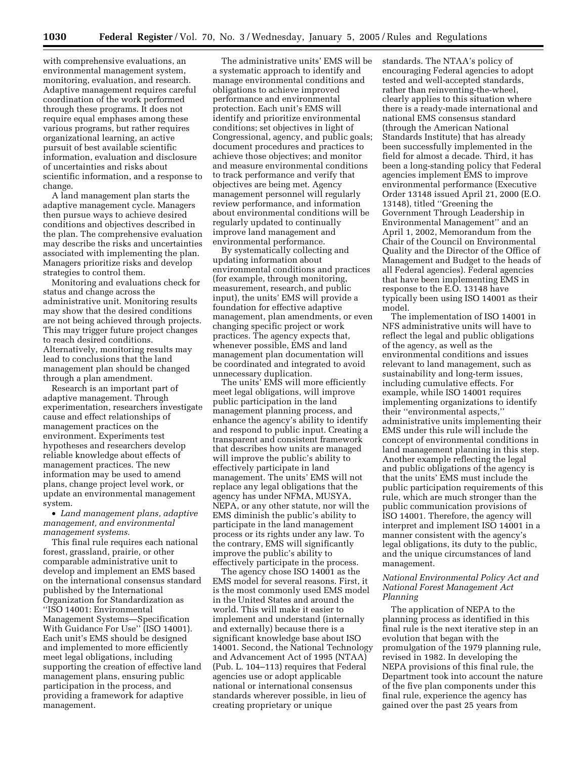with comprehensive evaluations, an environmental management system, monitoring, evaluation, and research. Adaptive management requires careful coordination of the work performed through these programs. It does not require equal emphases among these various programs, but rather requires organizational learning, an active pursuit of best available scientific information, evaluation and disclosure of uncertainties and risks about scientific information, and a response to change.

A land management plan starts the adaptive management cycle. Managers then pursue ways to achieve desired conditions and objectives described in the plan. The comprehensive evaluation may describe the risks and uncertainties associated with implementing the plan. Managers prioritize risks and develop strategies to control them.

Monitoring and evaluations check for status and change across the administrative unit. Monitoring results may show that the desired conditions are not being achieved through projects. This may trigger future project changes to reach desired conditions. Alternatively, monitoring results may lead to conclusions that the land management plan should be changed through a plan amendment.

Research is an important part of adaptive management. Through experimentation, researchers investigate cause and effect relationships of management practices on the environment. Experiments test hypotheses and researchers develop reliable knowledge about effects of management practices. The new information may be used to amend plans, change project level work, or update an environmental management system.

- *Land management plans, adaptive management, and environmental management systems.*

This final rule requires each national forest, grassland, prairie, or other comparable administrative unit to develop and implement an EMS based on the international consensus standard published by the International Organization for Standardization as ''ISO 14001: Environmental Management Systems—Specification With Guidance For Use'' (ISO 14001). Each unit's EMS should be designed and implemented to more efficiently meet legal obligations, including supporting the creation of effective land management plans, ensuring public participation in the process, and providing a framework for adaptive management.

The administrative units' EMS will be a systematic approach to identify and manage environmental conditions and obligations to achieve improved performance and environmental protection. Each unit's EMS will identify and prioritize environmental conditions; set objectives in light of Congressional, agency, and public goals; document procedures and practices to achieve those objectives; and monitor and measure environmental conditions to track performance and verify that objectives are being met. Agency management personnel will regularly review performance, and information about environmental conditions will be regularly updated to continually improve land management and environmental performance.

By systematically collecting and updating information about environmental conditions and practices (for example, through monitoring, measurement, research, and public input), the units' EMS will provide a foundation for effective adaptive management, plan amendments, or even changing specific project or work practices. The agency expects that, whenever possible, EMS and land management plan documentation will be coordinated and integrated to avoid unnecessary duplication.

The units' EMS will more efficiently meet legal obligations, will improve public participation in the land management planning process, and enhance the agency's ability to identify and respond to public input. Creating a transparent and consistent framework that describes how units are managed will improve the public's ability to effectively participate in land management. The units' EMS will not replace any legal obligations that the agency has under NFMA, MUSYA, NEPA, or any other statute, nor will the EMS diminish the public's ability to participate in the land management process or its rights under any law. To the contrary, EMS will significantly improve the public's ability to effectively participate in the process.

The agency chose ISO 14001 as the EMS model for several reasons. First, it is the most commonly used EMS model in the United States and around the world. This will make it easier to implement and understand (internally and externally) because there is a significant knowledge base about ISO 14001. Second, the National Technology and Advancement Act of 1995 (NTAA) (Pub. L. 104–113) requires that Federal agencies use or adopt applicable national or international consensus standards wherever possible, in lieu of creating proprietary or unique standards. The NTAA's policy of encouraging Federal agencies to adopt tested and well-accepted standards, rather than reinventing-the-wheel, clearly applies to this situation where there is a ready-made international and national EMS consensus standard (through the American National Standards Institute) that has already been successfully implemented in the field for almost a decade. Third, it has been a long-standing policy that Federal agencies implement EMS to improve environmental performance (Executive Order 13148 issued April 21, 2000 (E.O. 13148), titled ''Greening the Government Through Leadership in Environmental Management'' and an April 1, 2002, Memorandum from the Chair of the Council on Environmental Quality and the Director of the Office of Management and Budget to the heads of all Federal agencies). Federal agencies that have been implementing EMS in response to the E.O. 13148 have typically been using ISO 14001 as their model.

The implementation of ISO 14001 in NFS administrative units will have to reflect the legal and public obligations of the agency, as well as the environmental conditions and issues relevant to land management, such as sustainability and long-term issues, including cumulative effects. For example, while ISO 14001 requires implementing organizations to identify their ''environmental aspects,'' administrative units implementing their EMS under this rule will include the concept of environmental conditions in land management planning in this step. Another example reflecting the legal and public obligations of the agency is that the units' EMS must include the public participation requirements of this rule, which are much stronger than the public communication provisions of ISO 14001. Therefore, the agency will interpret and implement ISO 14001 in a manner consistent with the agency's legal obligations, its duty to the public, and the unique circumstances of land management.

*National Environmental Policy Act and National Forest Management Act Planning*

The application of NEPA to the planning process as identified in this final rule is the next iterative step in an evolution that began with the promulgation of the 1979 planning rule, revised in 1982. In developing the NEPA provisions of this final rule, the Department took into account the nature of the five plan components under this final rule, experience the agency has gained over the past 25 years from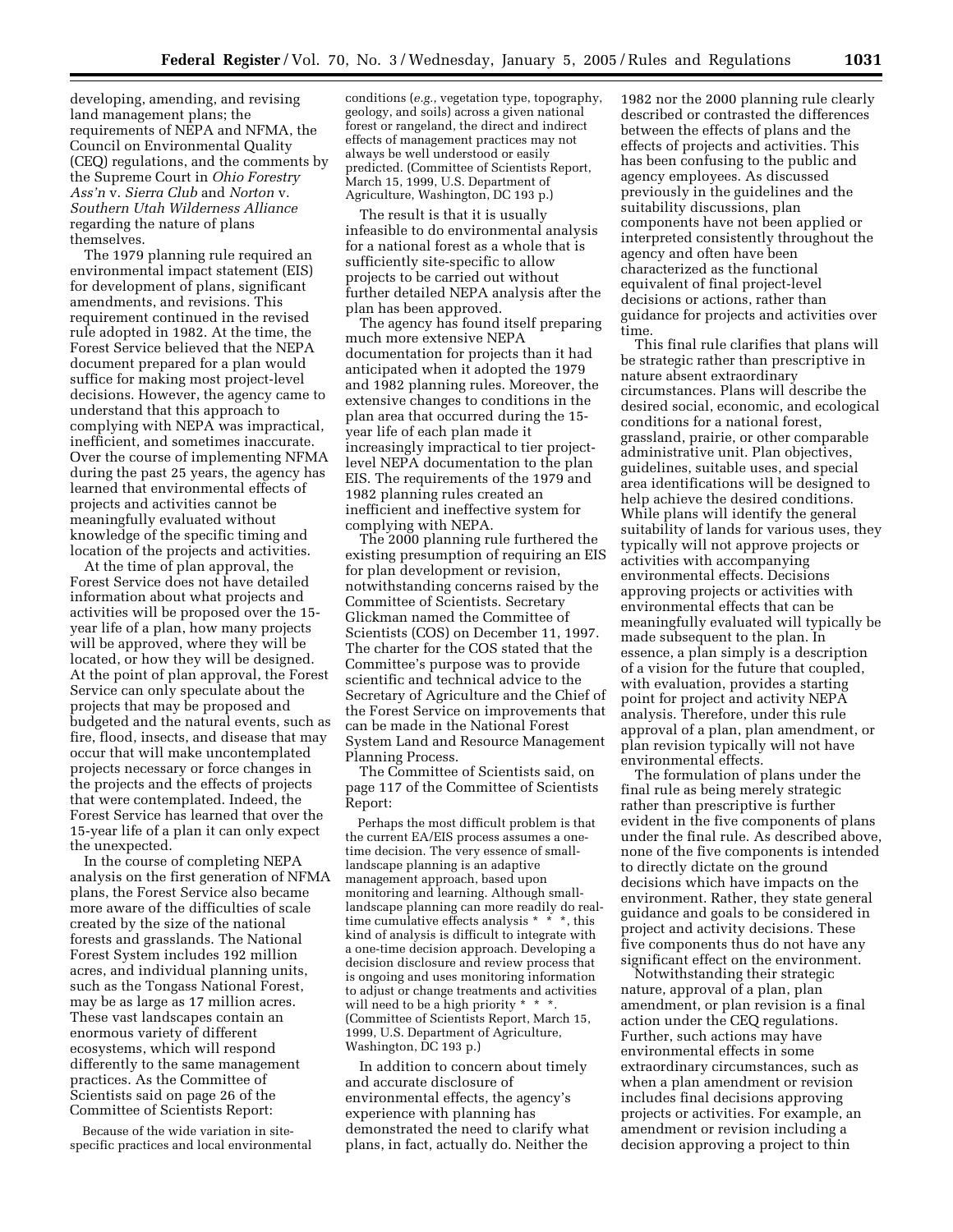developing, amending, and revising land management plans; the requirements of NEPA and NFMA, the Council on Environmental Quality (CEQ) regulations, and the comments by the Supreme Court in *Ohio Forestry Ass'n* v. *Sierra Club* and *Norton* v. *Southern Utah Wilderness Alliance* regarding the nature of plans themselves.

The 1979 planning rule required an environmental impact statement (EIS) for development of plans, significant amendments, and revisions. This requirement continued in the revised rule adopted in 1982. At the time, the Forest Service believed that the NEPA document prepared for a plan would suffice for making most project-level decisions. However, the agency came to understand that this approach to complying with NEPA was impractical, inefficient, and sometimes inaccurate. Over the course of implementing NFMA during the past 25 years, the agency has learned that environmental effects of projects and activities cannot be meaningfully evaluated without knowledge of the specific timing and location of the projects and activities.

At the time of plan approval, the Forest Service does not have detailed information about what projects and activities will be proposed over the 15-year life of a plan, how many projects will be approved, where they will be located, or how they will be designed. At the point of plan approval, the Forest Service can only speculate about the projects that may be proposed and budgeted and the natural events, such as fire, flood, insects, and disease that may occur that will make uncontemplated projects necessary or force changes in the projects and the effects of projects that were contemplated. Indeed, the Forest Service has learned that over the 15-year life of a plan it can only expect the unexpected.

In the course of completing NEPA analysis on the first generation of NFMA plans, the Forest Service also became more aware of the difficulties of scale created by the size of the national forests and grasslands. The National Forest System includes 192 million acres, and individual planning units, such as the Tongass National Forest, may be as large as 17 million acres. These vast landscapes contain an enormous variety of different ecosystems, which will respond differently to the same management practices. As the Committee of Scientists said on page 26 of the Committee of Scientists Report:

> Because of the wide variation in site-specific practices and local environmental conditions (*e.g.*, vegetation type, topography, geology, and soils) across a given national forest or rangeland, the direct and indirect effects of management practices may not always be well understood or easily predicted. (Committee of Scientists Report, March 15, 1999, U.S. Department of Agriculture, Washington, DC 193 p.)

The result is that it is usually infeasible to do environmental analysis for a national forest as a whole that is sufficiently site-specific to allow projects to be carried out without further detailed NEPA analysis after the plan has been approved.

The agency has found itself preparing much more extensive NEPA documentation for projects than it had anticipated when it adopted the 1979 and 1982 planning rules. Moreover, the extensive changes to conditions in the plan area that occurred during the 15-year life of each plan made it increasingly impractical to tier project-level NEPA documentation to the plan EIS. The requirements of the 1979 and 1982 planning rules created an inefficient and ineffective system for complying with NEPA.

The 2000 planning rule furthered the existing presumption of requiring an EIS for plan development or revision, notwithstanding concerns raised by the Committee of Scientists. Secretary Glickman named the Committee of Scientists (COS) on December 11, 1997. The charter for the COS stated that the Committee's purpose was to provide scientific and technical advice to the Secretary of Agriculture and the Chief of the Forest Service on improvements that can be made in the National Forest System Land and Resource Management Planning Process.

The Committee of Scientists said, on page 117 of the Committee of Scientists Report:

> Perhaps the most difficult problem is that the current EA/EIS process assumes a one-time decision. The very essence of small-landscape planning is an adaptive management approach, based upon monitoring and learning. Although small-landscape planning can more readily do real-time cumulative effects analysis * * *, this kind of analysis is difficult to integrate with a one-time decision approach. Developing a decision disclosure and review process that is ongoing and uses monitoring information to adjust or change treatments and activities will need to be a high priority * * *. (Committee of Scientists Report, March 15, 1999, U.S. Department of Agriculture, Washington, DC 193 p.)

In addition to concern about timely and accurate disclosure of environmental effects, the agency's experience with planning has demonstrated the need to clarify what plans, in fact, actually do. Neither the 1982 nor the 2000 planning rule clearly described or contrasted the differences between the effects of plans and the effects of projects and activities. This has been confusing to the public and agency employees. As discussed previously in the guidelines and the suitability discussions, plan components have not been applied or interpreted consistently throughout the agency and often have been characterized as the functional equivalent of final project-level decisions or actions, rather than guidance for projects and activities over time.

This final rule clarifies that plans will be strategic rather than prescriptive in nature absent extraordinary circumstances. Plans will describe the desired social, economic, and ecological conditions for a national forest, grassland, prairie, or other comparable administrative unit. Plan objectives, guidelines, suitable uses, and special area identifications will be designed to help achieve the desired conditions. While plans will identify the general suitability of lands for various uses, they typically will not approve projects or activities with accompanying environmental effects. Decisions approving projects or activities with environmental effects that can be meaningfully evaluated will typically be made subsequent to the plan. In essence, a plan simply is a description of a vision for the future that coupled, with evaluation, provides a starting point for project and activity NEPA analysis. Therefore, under this rule approval of a plan, plan amendment, or plan revision typically will not have environmental effects.

The formulation of plans under the final rule as being merely strategic rather than prescriptive is further evident in the five components of plans under the final rule. As described above, none of the five components is intended to directly dictate on the ground decisions which have impacts on the environment. Rather, they state general guidance and goals to be considered in project and activity decisions. These five components thus do not have any significant effect on the environment.

Notwithstanding their strategic nature, approval of a plan, plan amendment, or plan revision is a final action under the CEQ regulations. Further, such actions may have environmental effects in some extraordinary circumstances, such as when a plan amendment or revision includes final decisions approving projects or activities. For example, an amendment or revision including a decision approving a project to thin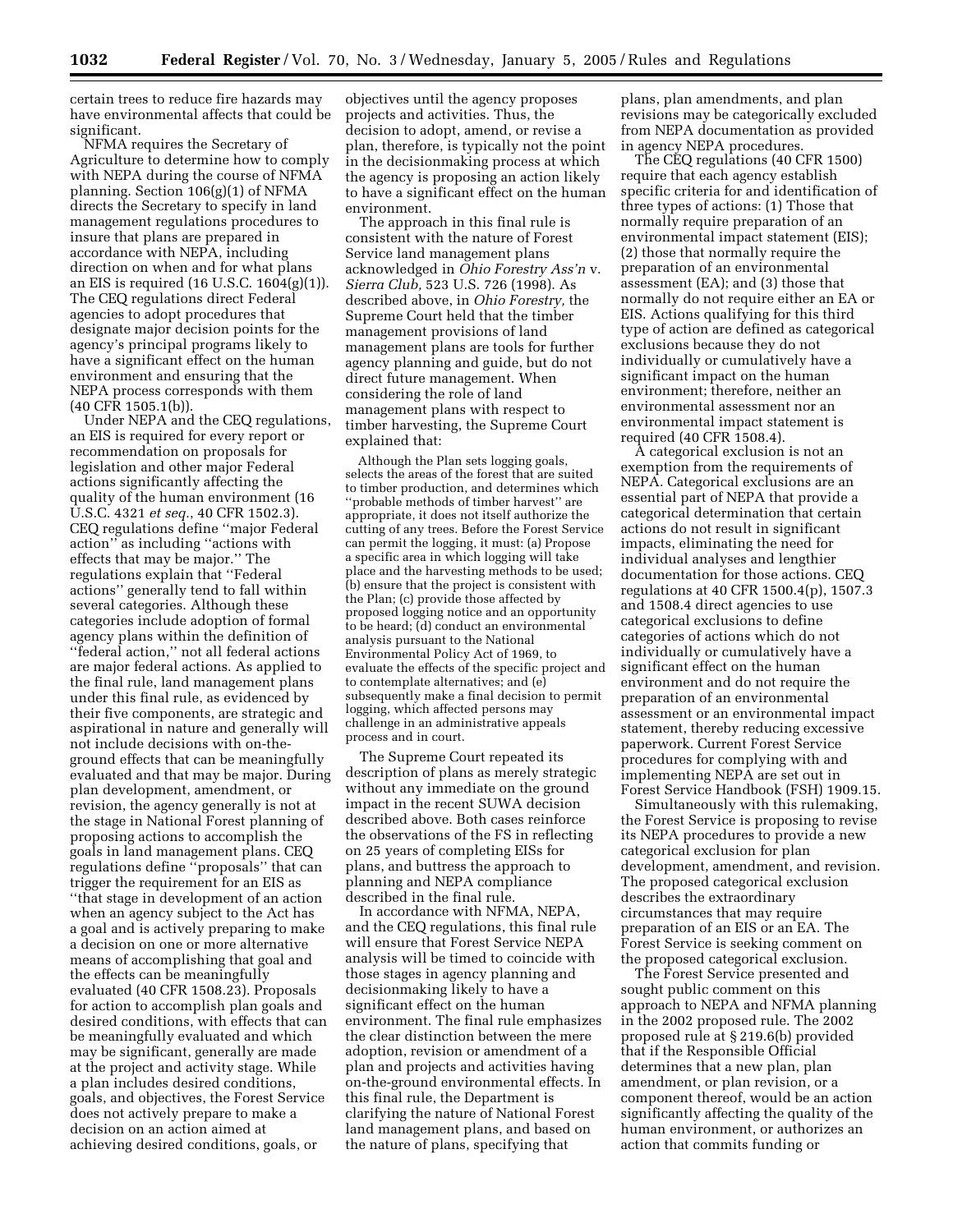certain trees to reduce fire hazards may have environmental affects that could be significant.

NFMA requires the Secretary of Agriculture to determine how to comply with NEPA during the course of NFMA planning. Section 106(g)(1) of NFMA directs the Secretary to specify in land management regulations procedures to insure that plans are prepared in accordance with NEPA, including direction on when and for what plans an EIS is required (16 U.S.C. 1604(g)(1)). The CEQ regulations direct Federal agencies to adopt procedures that designate major decision points for the agency's principal programs likely to have a significant effect on the human environment and ensuring that the NEPA process corresponds with them (40 CFR 1505.1(b)).

Under NEPA and the CEQ regulations, an EIS is required for every report or recommendation on proposals for legislation and other major Federal actions significantly affecting the quality of the human environment (16 U.S.C. 4321 *et seq.*, 40 CFR 1502.3). CEQ regulations define "major Federal action" as including "actions with effects that may be major." The regulations explain that "Federal actions" generally tend to fall within several categories. Although these categories include adoption of formal agency plans within the definition of "federal action," not all federal actions are major federal actions. As applied to the final rule, land management plans under this final rule, as evidenced by their five components, are strategic and aspirational in nature and generally will not include decisions with on-the-ground effects that can be meaningfully evaluated and that may be major. During plan development, amendment, or revision, the agency generally is not at the stage in National Forest planning of proposing actions to accomplish the goals in land management plans. CEQ regulations define "proposals" that can trigger the requirement for an EIS as "that stage in development of an action when an agency subject to the Act has a goal and is actively preparing to make a decision on one or more alternative means of accomplishing that goal and the effects can be meaningfully evaluated (40 CFR 1508.23). Proposals for action to accomplish plan goals and desired conditions, with effects that can be meaningfully evaluated and which may be significant, generally are made at the project and activity stage. While a plan includes desired conditions, goals, and objectives, the Forest Service does not actively prepare to make a decision on an action aimed at achieving desired conditions, goals, or objectives until the agency proposes projects and activities. Thus, the decision to adopt, amend, or revise a plan, therefore, is typically not the point in the decisionmaking process at which the agency is proposing an action likely to have a significant effect on the human environment.

The approach in this final rule is consistent with the nature of Forest Service land management plans acknowledged in *Ohio Forestry Ass'n* v. *Sierra Club,* 523 U.S. 726 (1998). As described above, in *Ohio Forestry,* the Supreme Court held that the timber management provisions of land management plans are tools for further agency planning and guide, but do not direct future management. When considering the role of land management plans with respect to timber harvesting, the Supreme Court explained that:

> Although the Plan sets logging goals, selects the areas of the forest that are suited to timber production, and determines which "probable methods of timber harvest" are appropriate, it does not itself authorize the cutting of any trees. Before the Forest Service can permit the logging, it must: (a) Propose a specific area in which logging will take place and the harvesting methods to be used; (b) ensure that the project is consistent with the Plan; (c) provide those affected by proposed logging notice and an opportunity to be heard; (d) conduct an environmental analysis pursuant to the National Environmental Policy Act of 1969, to evaluate the effects of the specific project and to contemplate alternatives; and (e) subsequently make a final decision to permit logging, which affected persons may challenge in an administrative appeals process and in court.

The Supreme Court repeated its description of plans as merely strategic without any immediate on the ground impact in the recent SUWA decision described above. Both cases reinforce the observations of the FS in reflecting on 25 years of completing EISs for plans, and buttress the approach to planning and NEPA compliance described in the final rule.

In accordance with NFMA, NEPA, and the CEQ regulations, this final rule will ensure that Forest Service NEPA analysis will be timed to coincide with those stages in agency planning and decisionmaking likely to have a significant effect on the human environment. The final rule emphasizes the clear distinction between the mere adoption, revision or amendment of a plan and projects and activities having on-the-ground environmental effects. In this final rule, the Department is clarifying the nature of National Forest land management plans, and based on the nature of plans, specifying that plans, plan amendments, and plan revisions may be categorically excluded from NEPA documentation as provided in agency NEPA procedures.

The CEQ regulations (40 CFR 1500) require that each agency establish specific criteria for and identification of three types of actions: (1) Those that normally require preparation of an environmental impact statement (EIS); (2) those that normally require the preparation of an environmental assessment (EA); and (3) those that normally do not require either an EA or EIS. Actions qualifying for this third type of action are defined as categorical exclusions because they do not individually or cumulatively have a significant impact on the human environment; therefore, neither an environmental assessment nor an environmental impact statement is required (40 CFR 1508.4).

A categorical exclusion is not an exemption from the requirements of NEPA. Categorical exclusions are an essential part of NEPA that provide a categorical determination that certain actions do not result in significant impacts, eliminating the need for individual analyses and lengthier documentation for those actions. CEQ regulations at 40 CFR 1500.4(p), 1507.3 and 1508.4 direct agencies to use categorical exclusions to define categories of actions which do not individually or cumulatively have a significant effect on the human environment and do not require the preparation of an environmental assessment or an environmental impact statement, thereby reducing excessive paperwork. Current Forest Service procedures for complying with and implementing NEPA are set out in Forest Service Handbook (FSH) 1909.15.

Simultaneously with this rulemaking, the Forest Service is proposing to revise its NEPA procedures to provide a new categorical exclusion for plan development, amendment, and revision. The proposed categorical exclusion describes the extraordinary circumstances that may require preparation of an EIS or an EA. The Forest Service is seeking comment on the proposed categorical exclusion.

The Forest Service presented and sought public comment on this approach to NEPA and NFMA planning in the 2002 proposed rule. The 2002 proposed rule at § 219.6(b) provided that if the Responsible Official determines that a new plan, plan amendment, or plan revision, or a component thereof, would be an action significantly affecting the quality of the human environment, or authorizes an action that commits funding or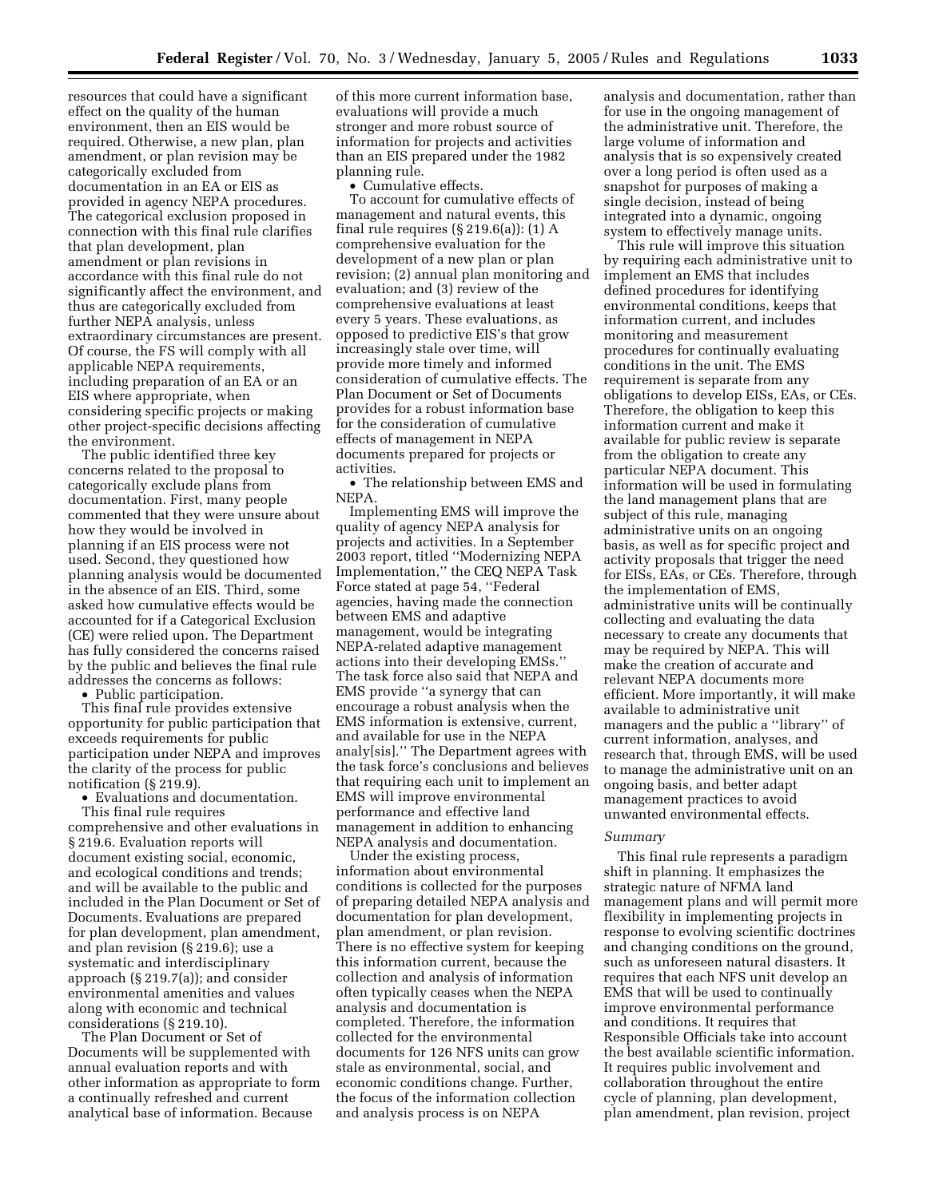resources that could have a significant effect on the quality of the human environment, then an EIS would be required. Otherwise, a new plan, plan amendment, or plan revision may be categorically excluded from documentation in an EA or EIS as provided in agency NEPA procedures. The categorical exclusion proposed in connection with this final rule clarifies that plan development, plan amendment or plan revisions in accordance with this final rule do not significantly affect the environment, and thus are categorically excluded from further NEPA analysis, unless extraordinary circumstances are present. Of course, the FS will comply with all applicable NEPA requirements, including preparation of an EA or an EIS where appropriate, when considering specific projects or making other project-specific decisions affecting the environment.

The public identified three key concerns related to the proposal to categorically exclude plans from documentation. First, many people commented that they were unsure about how they would be involved in planning if an EIS process were not used. Second, they questioned how planning analysis would be documented in the absence of an EIS. Third, some asked how cumulative effects would be accounted for if a Categorical Exclusion (CE) were relied upon. The Department has fully considered the concerns raised by the public and believes the final rule addresses the concerns as follows:

- Public participation.

This final rule provides extensive opportunity for public participation that exceeds requirements for public participation under NEPA and improves the clarity of the process for public notification (§ 219.9).

- Evaluations and documentation.

This final rule requires comprehensive and other evaluations in § 219.6. Evaluation reports will document existing social, economic, and ecological conditions and trends; and will be available to the public and included in the Plan Document or Set of Documents. Evaluations are prepared for plan development, plan amendment, and plan revision (§ 219.6); use a systematic and interdisciplinary approach (§ 219.7(a)); and consider environmental amenities and values along with economic and technical considerations (§ 219.10).

The Plan Document or Set of Documents will be supplemented with annual evaluation reports and with other information as appropriate to form a continually refreshed and current analytical base of information. Because of this more current information base, evaluations will provide a much stronger and more robust source of information for projects and activities than an EIS prepared under the 1982 planning rule.

- Cumulative effects.

To account for cumulative effects of management and natural events, this final rule requires (§ 219.6(a)): (1) A comprehensive evaluation for the development of a new plan or plan revision; (2) annual plan monitoring and evaluation; and (3) review of the comprehensive evaluations at least every 5 years. These evaluations, as opposed to predictive EIS's that grow increasingly stale over time, will provide more timely and informed consideration of cumulative effects. The Plan Document or Set of Documents provides for a robust information base for the consideration of cumulative effects of management in NEPA documents prepared for projects or activities.

- The relationship between EMS and NEPA.

Implementing EMS will improve the quality of agency NEPA analysis for projects and activities. In a September 2003 report, titled ''Modernizing NEPA Implementation,'' the CEQ NEPA Task Force stated at page 54, ''Federal agencies, having made the connection between EMS and adaptive management, would be integrating NEPA-related adaptive management actions into their developing EMSs.'' The task force also said that NEPA and EMS provide ''a synergy that can encourage a robust analysis when the EMS information is extensive, current, and available for use in the NEPA analy[sis].'' The Department agrees with the task force's conclusions and believes that requiring each unit to implement an EMS will improve environmental performance and effective land management in addition to enhancing NEPA analysis and documentation.

Under the existing process, information about environmental conditions is collected for the purposes of preparing detailed NEPA analysis and documentation for plan development, plan amendment, or plan revision. There is no effective system for keeping this information current, because the collection and analysis of information often typically ceases when the NEPA analysis and documentation is completed. Therefore, the information collected for the environmental documents for 126 NFS units can grow stale as environmental, social, and economic conditions change. Further, the focus of the information collection and analysis process is on NEPA analysis and documentation, rather than for use in the ongoing management of the administrative unit. Therefore, the large volume of information and analysis that is so expensively created over a long period is often used as a snapshot for purposes of making a single decision, instead of being integrated into a dynamic, ongoing system to effectively manage units.

This rule will improve this situation by requiring each administrative unit to implement an EMS that includes defined procedures for identifying environmental conditions, keeps that information current, and includes monitoring and measurement procedures for continually evaluating conditions in the unit. The EMS requirement is separate from any obligations to develop EISs, EAs, or CEs. Therefore, the obligation to keep this information current and make it available for public review is separate from the obligation to create any particular NEPA document. This information will be used in formulating the land management plans that are subject of this rule, managing administrative units on an ongoing basis, as well as for specific project and activity proposals that trigger the need for EISs, EAs, or CEs. Therefore, through the implementation of EMS, administrative units will be continually collecting and evaluating the data necessary to create any documents that may be required by NEPA. This will make the creation of accurate and relevant NEPA documents more efficient. More importantly, it will make available to administrative unit managers and the public a ''library'' of current information, analyses, and research that, through EMS, will be used to manage the administrative unit on an ongoing basis, and better adapt management practices to avoid unwanted environmental effects.

*Summary*

This final rule represents a paradigm shift in planning. It emphasizes the strategic nature of NFMA land management plans and will permit more flexibility in implementing projects in response to evolving scientific doctrines and changing conditions on the ground, such as unforeseen natural disasters. It requires that each NFS unit develop an EMS that will be used to continually improve environmental performance and conditions. It requires that Responsible Officials take into account the best available scientific information. It requires public involvement and collaboration throughout the entire cycle of planning, plan development, plan amendment, plan revision, project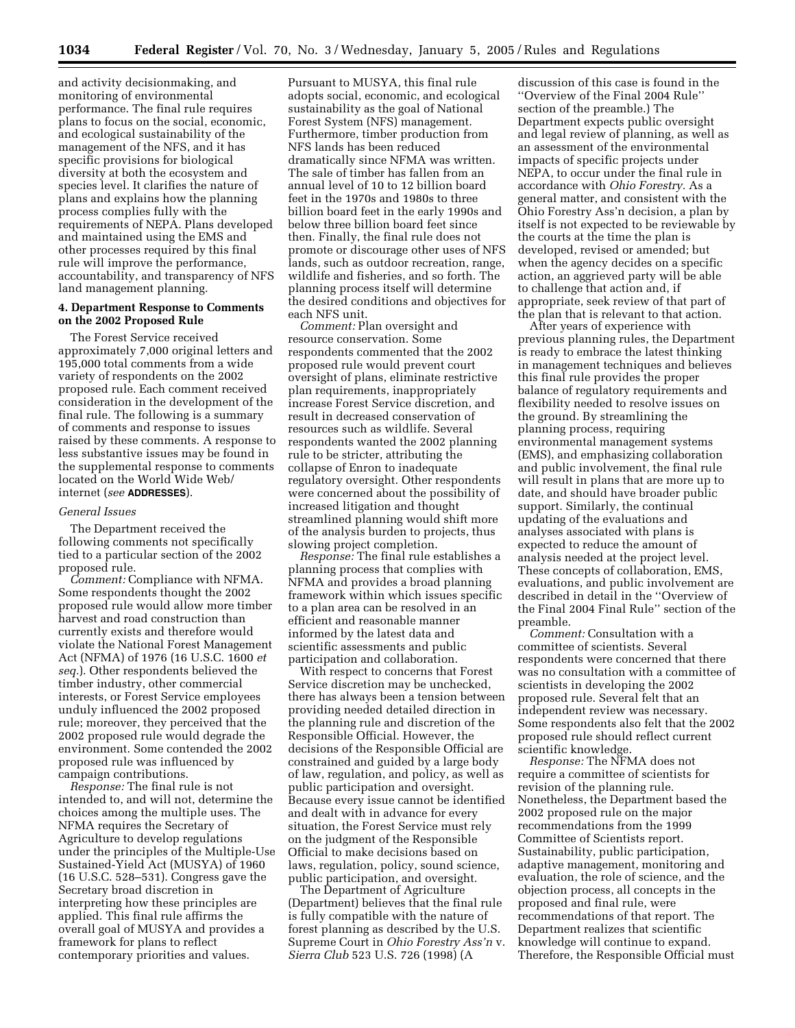and activity decisionmaking, and monitoring of environmental performance. The final rule requires plans to focus on the social, economic, and ecological sustainability of the management of the NFS, and it has specific provisions for biological diversity at both the ecosystem and species level. It clarifies the nature of plans and explains how the planning process complies fully with the requirements of NEPA. Plans developed and maintained using the EMS and other processes required by this final rule will improve the performance, accountability, and transparency of NFS land management planning.

## 4. Department Response to Comments on the 2002 Proposed Rule

The Forest Service received approximately 7,000 original letters and 195,000 total comments from a wide variety of respondents on the 2002 proposed rule. Each comment received consideration in the development of the final rule. The following is a summary of comments and response to issues raised by these comments. A response to less substantive issues may be found in the supplemental response to comments located on the World Wide Web/ internet (*see* **ADDRESSES**).

### *General Issues*

The Department received the following comments not specifically tied to a particular section of the 2002 proposed rule.

*Comment:* Compliance with NFMA. Some respondents thought the 2002 proposed rule would allow more timber harvest and road construction than currently exists and therefore would violate the National Forest Management Act (NFMA) of 1976 (16 U.S.C. 1600 *et seq.*). Other respondents believed the timber industry, other commercial interests, or Forest Service employees unduly influenced the 2002 proposed rule; moreover, they perceived that the 2002 proposed rule would degrade the environment. Some contended the 2002 proposed rule was influenced by campaign contributions.

*Response:* The final rule is not intended to, and will not, determine the choices among the multiple uses. The NFMA requires the Secretary of Agriculture to develop regulations under the principles of the Multiple-Use Sustained-Yield Act (MUSYA) of 1960 (16 U.S.C. 528–531). Congress gave the Secretary broad discretion in interpreting how these principles are applied. This final rule affirms the overall goal of MUSYA and provides a framework for plans to reflect contemporary priorities and values. Pursuant to MUSYA, this final rule adopts social, economic, and ecological sustainability as the goal of National Forest System (NFS) management. Furthermore, timber production from NFS lands has been reduced dramatically since NFMA was written. The sale of timber has fallen from an annual level of 10 to 12 billion board feet in the 1970s and 1980s to three billion board feet in the early 1990s and below three billion board feet since then. Finally, the final rule does not promote or discourage other uses of NFS lands, such as outdoor recreation, range, wildlife and fisheries, and so forth. The planning process itself will determine the desired conditions and objectives for each NFS unit.

*Comment:* Plan oversight and resource conservation. Some respondents commented that the 2002 proposed rule would prevent court oversight of plans, eliminate restrictive plan requirements, inappropriately increase Forest Service discretion, and result in decreased conservation of resources such as wildlife. Several respondents wanted the 2002 planning rule to be stricter, attributing the collapse of Enron to inadequate regulatory oversight. Other respondents were concerned about the possibility of increased litigation and thought streamlined planning would shift more of the analysis burden to projects, thus slowing project completion.

*Response:* The final rule establishes a planning process that complies with NFMA and provides a broad planning framework within which issues specific to a plan area can be resolved in an efficient and reasonable manner informed by the latest data and scientific assessments and public participation and collaboration.

With respect to concerns that Forest Service discretion may be unchecked, there has always been a tension between providing needed detailed direction in the planning rule and discretion of the Responsible Official. However, the decisions of the Responsible Official are constrained and guided by a large body of law, regulation, and policy, as well as public participation and oversight. Because every issue cannot be identified and dealt with in advance for every situation, the Forest Service must rely on the judgment of the Responsible Official to make decisions based on laws, regulation, policy, sound science, public participation, and oversight.

The Department of Agriculture (Department) believes that the final rule is fully compatible with the nature of forest planning as described by the U.S. Supreme Court in *Ohio Forestry Ass'n* v. *Sierra Club* 523 U.S. 726 (1998) (A discussion of this case is found in the ''Overview of the Final 2004 Rule'' section of the preamble.) The Department expects public oversight and legal review of planning, as well as an assessment of the environmental impacts of specific projects under NEPA, to occur under the final rule in accordance with *Ohio Forestry.* As a general matter, and consistent with the Ohio Forestry Ass'n decision, a plan by itself is not expected to be reviewable by the courts at the time the plan is developed, revised or amended; but when the agency decides on a specific action, an aggrieved party will be able to challenge that action and, if appropriate, seek review of that part of the plan that is relevant to that action.

After years of experience with previous planning rules, the Department is ready to embrace the latest thinking in management techniques and believes this final rule provides the proper balance of regulatory requirements and flexibility needed to resolve issues on the ground. By streamlining the planning process, requiring environmental management systems (EMS), and emphasizing collaboration and public involvement, the final rule will result in plans that are more up to date, and should have broader public support. Similarly, the continual updating of the evaluations and analyses associated with plans is expected to reduce the amount of analysis needed at the project level. These concepts of collaboration, EMS, evaluations, and public involvement are described in detail in the ''Overview of the Final 2004 Final Rule'' section of the preamble.

*Comment:* Consultation with a committee of scientists. Several respondents were concerned that there was no consultation with a committee of scientists in developing the 2002 proposed rule. Several felt that an independent review was necessary. Some respondents also felt that the 2002 proposed rule should reflect current scientific knowledge.

*Response:* The NFMA does not require a committee of scientists for revision of the planning rule. Nonetheless, the Department based the 2002 proposed rule on the major recommendations from the 1999 Committee of Scientists report. Sustainability, public participation, adaptive management, monitoring and evaluation, the role of science, and the objection process, all concepts in the proposed and final rule, were recommendations of that report. The Department realizes that scientific knowledge will continue to expand. Therefore, the Responsible Official must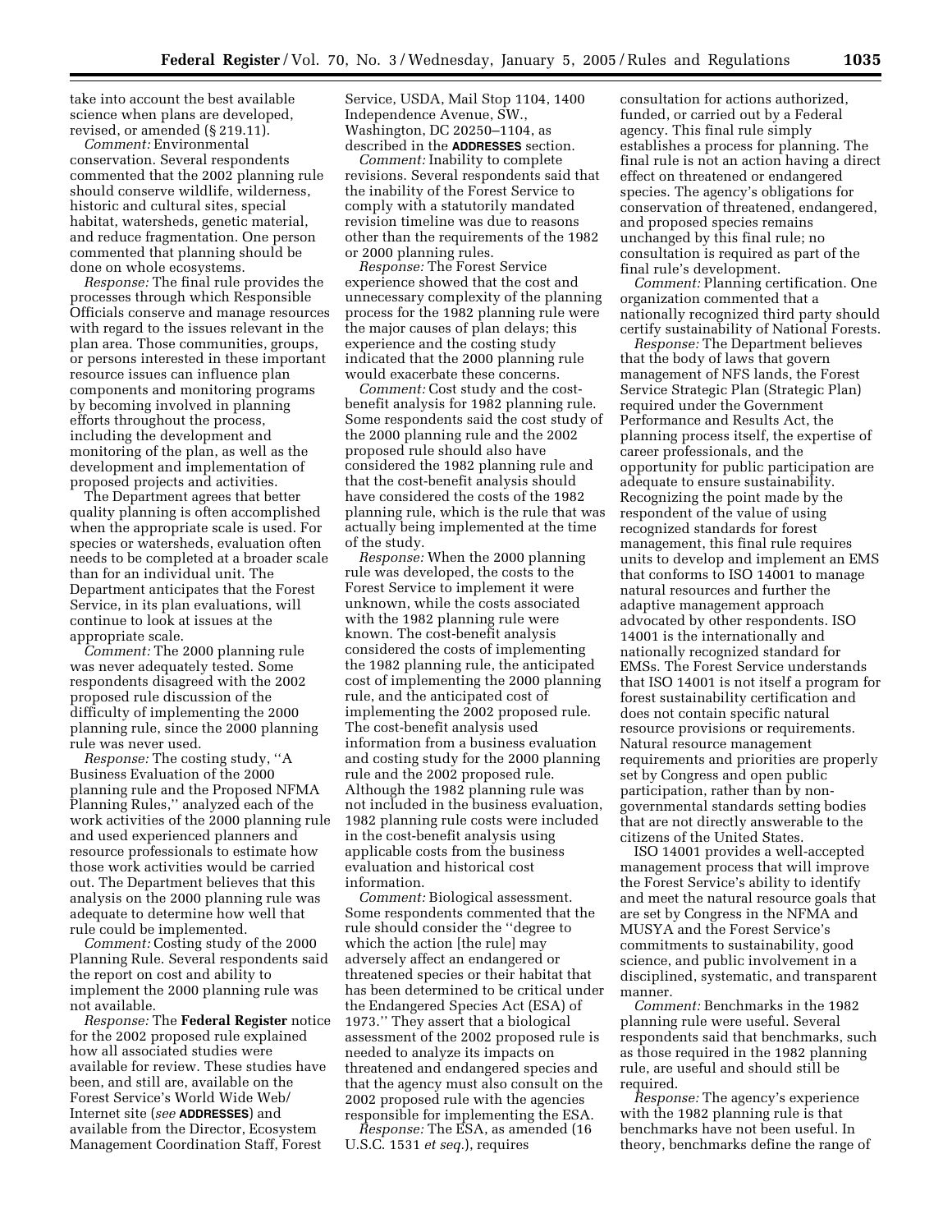take into account the best available science when plans are developed, revised, or amended (§ 219.11).

*Comment:* Environmental conservation. Several respondents commented that the 2002 planning rule should conserve wildlife, wilderness, historic and cultural sites, special habitat, watersheds, genetic material, and reduce fragmentation. One person commented that planning should be done on whole ecosystems.

*Response:* The final rule provides the processes through which Responsible Officials conserve and manage resources with regard to the issues relevant in the plan area. Those communities, groups, or persons interested in these important resource issues can influence plan components and monitoring programs by becoming involved in planning efforts throughout the process, including the development and monitoring of the plan, as well as the development and implementation of proposed projects and activities.

The Department agrees that better quality planning is often accomplished when the appropriate scale is used. For species or watersheds, evaluation often needs to be completed at a broader scale than for an individual unit. The Department anticipates that the Forest Service, in its plan evaluations, will continue to look at issues at the appropriate scale.

*Comment:* The 2000 planning rule was never adequately tested. Some respondents disagreed with the 2002 proposed rule discussion of the difficulty of implementing the 2000 planning rule, since the 2000 planning rule was never used.

*Response:* The costing study, ''A Business Evaluation of the 2000 planning rule and the Proposed NFMA Planning Rules,'' analyzed each of the work activities of the 2000 planning rule and used experienced planners and resource professionals to estimate how those work activities would be carried out. The Department believes that this analysis on the 2000 planning rule was adequate to determine how well that rule could be implemented.

*Comment:* Costing study of the 2000 Planning Rule. Several respondents said the report on cost and ability to implement the 2000 planning rule was not available.

*Response:* The **Federal Register** notice for the 2002 proposed rule explained how all associated studies were available for review. These studies have been, and still are, available on the Forest Service's World Wide Web/Internet site (*see* **ADDRESSES**) and available from the Director, Ecosystem Management Coordination Staff, Forest Service, USDA, Mail Stop 1104, 1400 Independence Avenue, SW., Washington, DC 20250–1104, as described in the **ADDRESSES** section.

*Comment:* Inability to complete revisions. Several respondents said that the inability of the Forest Service to comply with a statutorily mandated revision timeline was due to reasons other than the requirements of the 1982 or 2000 planning rules.

*Response:* The Forest Service experience showed that the cost and unnecessary complexity of the planning process for the 1982 planning rule were the major causes of plan delays; this experience and the costing study indicated that the 2000 planning rule would exacerbate these concerns.

*Comment:* Cost study and the cost-benefit analysis for 1982 planning rule. Some respondents said the cost study of the 2000 planning rule and the 2002 proposed rule should also have considered the 1982 planning rule and that the cost-benefit analysis should have considered the costs of the 1982 planning rule, which is the rule that was actually being implemented at the time of the study.

*Response:* When the 2000 planning rule was developed, the costs to the Forest Service to implement it were unknown, while the costs associated with the 1982 planning rule were known. The cost-benefit analysis considered the costs of implementing the 1982 planning rule, the anticipated cost of implementing the 2000 planning rule, and the anticipated cost of implementing the 2002 proposed rule. The cost-benefit analysis used information from a business evaluation and costing study for the 2000 planning rule and the 2002 proposed rule. Although the 1982 planning rule was not included in the business evaluation, 1982 planning rule costs were included in the cost-benefit analysis using applicable costs from the business evaluation and historical cost information.

*Comment:* Biological assessment. Some respondents commented that the rule should consider the ''degree to which the action [the rule] may adversely affect an endangered or threatened species or their habitat that has been determined to be critical under the Endangered Species Act (ESA) of 1973.'' They assert that a biological assessment of the 2002 proposed rule is needed to analyze its impacts on threatened and endangered species and that the agency must also consult on the 2002 proposed rule with the agencies responsible for implementing the ESA.

*Response:* The ESA, as amended (16 U.S.C. 1531 *et seq.*), requires consultation for actions authorized, funded, or carried out by a Federal agency. This final rule simply establishes a process for planning. The final rule is not an action having a direct effect on threatened or endangered species. The agency's obligations for conservation of threatened, endangered, and proposed species remains unchanged by this final rule; no consultation is required as part of the final rule's development.

*Comment:* Planning certification. One organization commented that a nationally recognized third party should certify sustainability of National Forests.

*Response:* The Department believes that the body of laws that govern management of NFS lands, the Forest Service Strategic Plan (Strategic Plan) required under the Government Performance and Results Act, the planning process itself, the expertise of career professionals, and the opportunity for public participation are adequate to ensure sustainability. Recognizing the point made by the respondent of the value of using recognized standards for forest management, this final rule requires units to develop and implement an EMS that conforms to ISO 14001 to manage natural resources and further the adaptive management approach advocated by other respondents. ISO 14001 is the internationally and nationally recognized standard for EMSs. The Forest Service understands that ISO 14001 is not itself a program for forest sustainability certification and does not contain specific natural resource provisions or requirements. Natural resource management requirements and priorities are properly set by Congress and open public participation, rather than by non-governmental standards setting bodies that are not directly answerable to the citizens of the United States.

ISO 14001 provides a well-accepted management process that will improve the Forest Service's ability to identify and meet the natural resource goals that are set by Congress in the NFMA and MUSYA and the Forest Service's commitments to sustainability, good science, and public involvement in a disciplined, systematic, and transparent manner.

*Comment:* Benchmarks in the 1982 planning rule were useful. Several respondents said that benchmarks, such as those required in the 1982 planning rule, are useful and should still be required.

*Response:* The agency's experience with the 1982 planning rule is that benchmarks have not been useful. In theory, benchmarks define the range of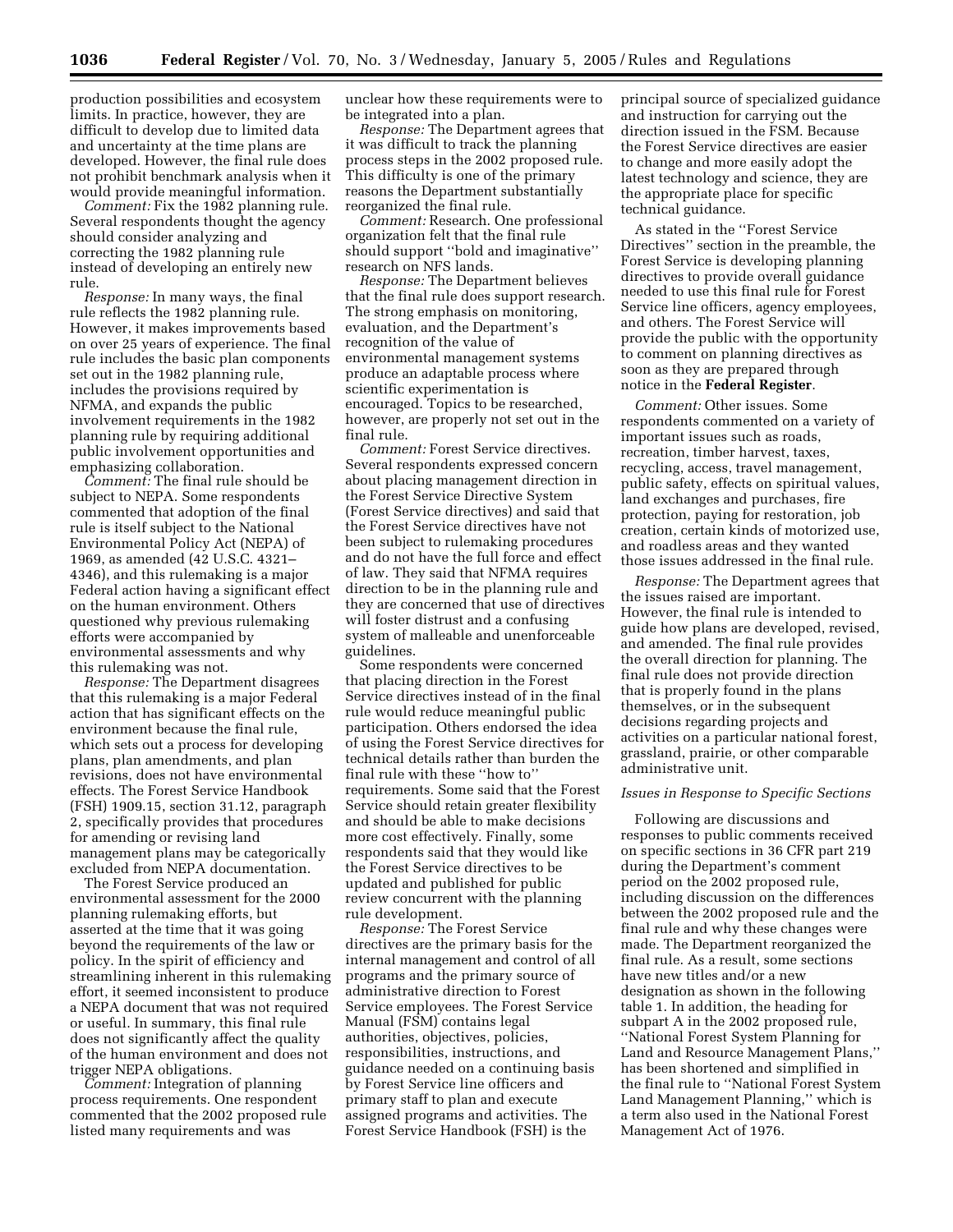production possibilities and ecosystem limits. In practice, however, they are difficult to develop due to limited data and uncertainty at the time plans are developed. However, the final rule does not prohibit benchmark analysis when it would provide meaningful information.

*Comment:* Fix the 1982 planning rule. Several respondents thought the agency should consider analyzing and correcting the 1982 planning rule instead of developing an entirely new rule.

*Response:* In many ways, the final rule reflects the 1982 planning rule. However, it makes improvements based on over 25 years of experience. The final rule includes the basic plan components set out in the 1982 planning rule, includes the provisions required by NFMA, and expands the public involvement requirements in the 1982 planning rule by requiring additional public involvement opportunities and emphasizing collaboration.

*Comment:* The final rule should be subject to NEPA. Some respondents commented that adoption of the final rule is itself subject to the National Environmental Policy Act (NEPA) of 1969, as amended (42 U.S.C. 4321–4346), and this rulemaking is a major Federal action having a significant effect on the human environment. Others questioned why previous rulemaking efforts were accompanied by environmental assessments and why this rulemaking was not.

*Response:* The Department disagrees that this rulemaking is a major Federal action that has significant effects on the environment because the final rule, which sets out a process for developing plans, plan amendments, and plan revisions, does not have environmental effects. The Forest Service Handbook (FSH) 1909.15, section 31.12, paragraph 2, specifically provides that procedures for amending or revising land management plans may be categorically excluded from NEPA documentation.

The Forest Service produced an environmental assessment for the 2000 planning rulemaking efforts, but asserted at the time that it was going beyond the requirements of the law or policy. In the spirit of efficiency and streamlining inherent in this rulemaking effort, it seemed inconsistent to produce a NEPA document that was not required or useful. In summary, this final rule does not significantly affect the quality of the human environment and does not trigger NEPA obligations.

*Comment:* Integration of planning process requirements. One respondent commented that the 2002 proposed rule listed many requirements and was unclear how these requirements were to be integrated into a plan.

*Response:* The Department agrees that it was difficult to track the planning process steps in the 2002 proposed rule. This difficulty is one of the primary reasons the Department substantially reorganized the final rule.

*Comment:* Research. One professional organization felt that the final rule should support ''bold and imaginative'' research on NFS lands.

*Response:* The Department believes that the final rule does support research. The strong emphasis on monitoring, evaluation, and the Department's recognition of the value of environmental management systems produce an adaptable process where scientific experimentation is encouraged. Topics to be researched, however, are properly not set out in the final rule.

*Comment:* Forest Service directives. Several respondents expressed concern about placing management direction in the Forest Service Directive System (Forest Service directives) and said that the Forest Service directives have not been subject to rulemaking procedures and do not have the full force and effect of law. They said that NFMA requires direction to be in the planning rule and they are concerned that use of directives will foster distrust and a confusing system of malleable and unenforceable guidelines.

Some respondents were concerned that placing direction in the Forest Service directives instead of in the final rule would reduce meaningful public participation. Others endorsed the idea of using the Forest Service directives for technical details rather than burden the final rule with these ''how to'' requirements. Some said that the Forest Service should retain greater flexibility and should be able to make decisions more cost effectively. Finally, some respondents said that they would like the Forest Service directives to be updated and published for public review concurrent with the planning rule development.

*Response:* The Forest Service directives are the primary basis for the internal management and control of all programs and the primary source of administrative direction to Forest Service employees. The Forest Service Manual (FSM) contains legal authorities, objectives, policies, responsibilities, instructions, and guidance needed on a continuing basis by Forest Service line officers and primary staff to plan and execute assigned programs and activities. The Forest Service Handbook (FSH) is the principal source of specialized guidance and instruction for carrying out the direction issued in the FSM. Because the Forest Service directives are easier to change and more easily adopt the latest technology and science, they are the appropriate place for specific technical guidance.

As stated in the ''Forest Service Directives'' section in the preamble, the Forest Service is developing planning directives to provide overall guidance needed to use this final rule for Forest Service line officers, agency employees, and others. The Forest Service will provide the public with the opportunity to comment on planning directives as soon as they are prepared through notice in the **Federal Register**.

*Comment:* Other issues. Some respondents commented on a variety of important issues such as roads, recreation, timber harvest, taxes, recycling, access, travel management, public safety, effects on spiritual values, land exchanges and purchases, fire protection, paying for restoration, job creation, certain kinds of motorized use, and roadless areas and they wanted those issues addressed in the final rule.

*Response:* The Department agrees that the issues raised are important. However, the final rule is intended to guide how plans are developed, revised, and amended. The final rule provides the overall direction for planning. The final rule does not provide direction that is properly found in the plans themselves, or in the subsequent decisions regarding projects and activities on a particular national forest, grassland, prairie, or other comparable administrative unit.

*Issues in Response to Specific Sections*

Following are discussions and responses to public comments received on specific sections in 36 CFR part 219 during the Department's comment period on the 2002 proposed rule, including discussion on the differences between the 2002 proposed rule and the final rule and why these changes were made. The Department reorganized the final rule. As a result, some sections have new titles and/or a new designation as shown in the following table 1. In addition, the heading for subpart A in the 2002 proposed rule, ''National Forest System Planning for Land and Resource Management Plans,'' has been shortened and simplified in the final rule to ''National Forest System Land Management Planning,'' which is a term also used in the National Forest Management Act of 1976.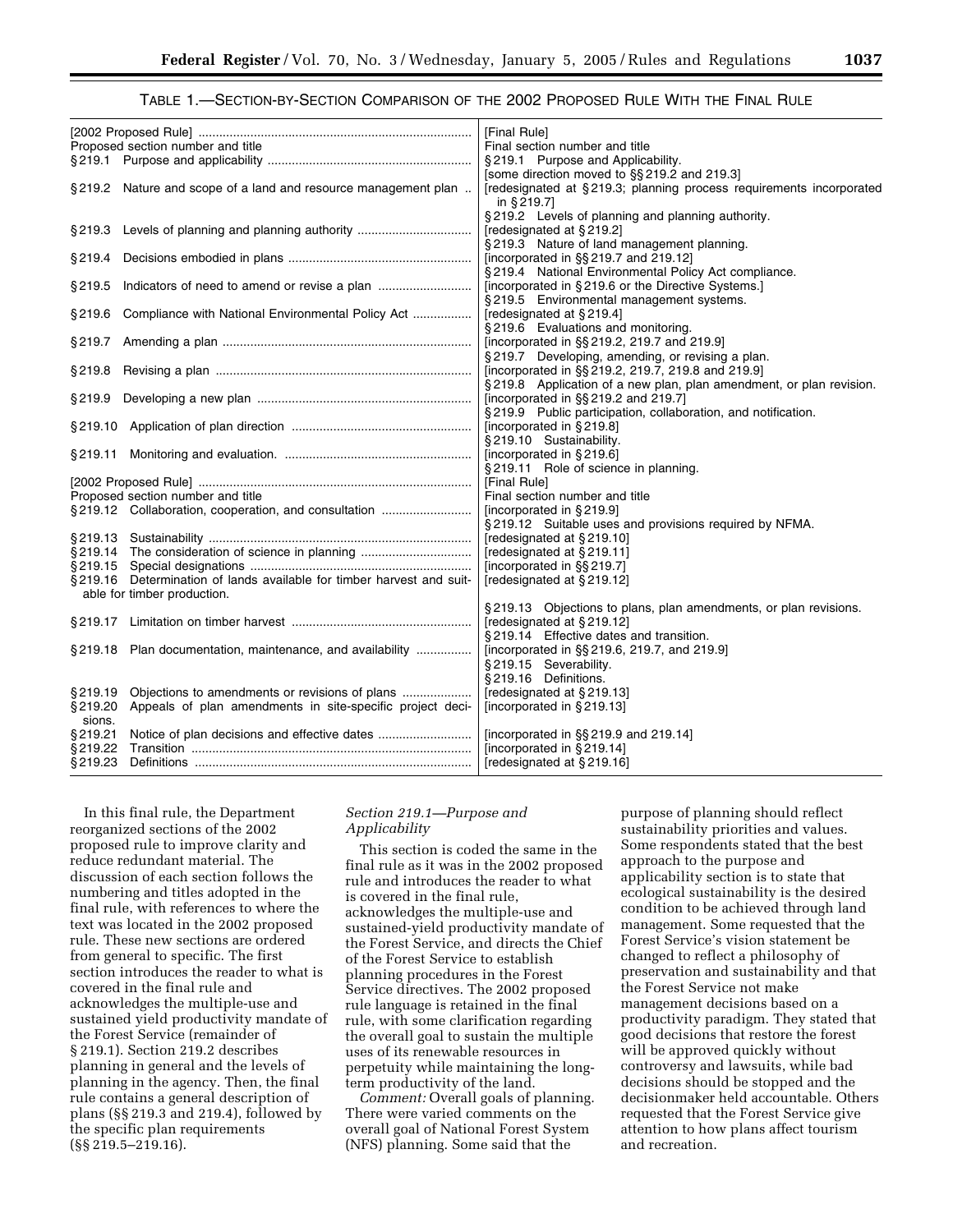TABLE 1.—SECTION-BY-SECTION COMPARISON OF THE 2002 PROPOSED RULE WITH THE FINAL RULE

| [2002 Proposed Rule] | [Final Rule] |
|---|---|
| Proposed section number and title | Final section number and title |
| § 219.1 Purpose and applicability | § 219.1 Purpose and Applicability. |
| | [some direction moved to §§ 219.2 and 219.3] |
| § 219.2 Nature and scope of a land and resource management plan | [redesignated at § 219.3; planning process requirements incorporated in § 219.7] |
| | § 219.2 Levels of planning and planning authority. |
| § 219.3 Levels of planning and planning authority | [redesignated at § 219.2] |
| | § 219.3 Nature of land management planning. |
| § 219.4 Decisions embodied in plans | [incorporated in §§ 219.7 and 219.12] |
| | § 219.4 National Environmental Policy Act compliance. |
| § 219.5 Indicators of need to amend or revise a plan | [incorporated in § 219.6 or the Directive Systems.] |
| | § 219.5 Environmental management systems. |
| § 219.6 Compliance with National Environmental Policy Act | [redesignated at § 219.4] |
| | § 219.6 Evaluations and monitoring. |
| § 219.7 Amending a plan | [incorporated in §§ 219.2, 219.7 and 219.9] |
| | § 219.7 Developing, amending, or revising a plan. |
| § 219.8 Revising a plan | [incorporated in §§ 219.2, 219.7, 219.8 and 219.9] |
| | § 219.8 Application of a new plan, plan amendment, or plan revision. |
| § 219.9 Developing a new plan | [incorporated in §§ 219.2 and 219.7] |
| | § 219.9 Public participation, collaboration, and notification. |
| § 219.10 Application of plan direction | [incorporated in § 219.8] |
| | § 219.10 Sustainability. |
| § 219.11 Monitoring and evaluation. | [incorporated in § 219.6] |
| | § 219.11 Role of science in planning. |
| [2002 Proposed Rule] | [Final Rule] |
| Proposed section number and title | Final section number and title |
| § 219.12 Collaboration, cooperation, and consultation | [incorporated in § 219.9] |
| | § 219.12 Suitable uses and provisions required by NFMA. |
| § 219.13 Sustainability | [redesignated at § 219.10] |
| § 219.14 The consideration of science in planning | [redesignated at § 219.11] |
| § 219.15 Special designations | [incorporated in §§ 219.7] |
| § 219.16 Determination of lands available for timber harvest and suitable for timber production. | [redesignated at § 219.12] |
| | § 219.13 Objections to plans, plan amendments, or plan revisions. |
| § 219.17 Limitation on timber harvest | [redesignated at § 219.12] |
| | § 219.14 Effective dates and transition. |
| § 219.18 Plan documentation, maintenance, and availability | [incorporated in §§ 219.6, 219.7, and 219.9] |
| | § 219.15 Severability. |
| | § 219.16 Definitions. |
| § 219.19 Objections to amendments or revisions of plans | [redesignated at § 219.13] |
| § 219.20 Appeals of plan amendments in site-specific project decisions. | [incorporated in § 219.13] |
| § 219.21 Notice of plan decisions and effective dates | [incorporated in §§ 219.9 and 219.14] |
| § 219.22 Transition | [incorporated in § 219.14] |
| § 219.23 Definitions | [redesignated at § 219.16] |

In this final rule, the Department reorganized sections of the 2002 proposed rule to improve clarity and reduce redundant material. The discussion of each section follows the numbering and titles adopted in the final rule, with references to where the text was located in the 2002 proposed rule. These new sections are ordered from general to specific. The first section introduces the reader to what is covered in the final rule and acknowledges the multiple-use and sustained yield productivity mandate of the Forest Service (remainder of § 219.1). Section 219.2 describes planning in general and the levels of planning in the agency. Then, the final rule contains a general description of plans (§§ 219.3 and 219.4), followed by the specific plan requirements (§§ 219.5–219.16).

*Section 219.1—Purpose and Applicability*

This section is coded the same in the final rule as it was in the 2002 proposed rule and introduces the reader to what is covered in the final rule, acknowledges the multiple-use and sustained-yield productivity mandate of the Forest Service, and directs the Chief of the Forest Service to establish planning procedures in the Forest Service directives. The 2002 proposed rule language is retained in the final rule, with some clarification regarding the overall goal to sustain the multiple uses of its renewable resources in perpetuity while maintaining the long-term productivity of the land.

*Comment:* Overall goals of planning. There were varied comments on the overall goal of National Forest System (NFS) planning. Some said that the purpose of planning should reflect sustainability priorities and values. Some respondents stated that the best approach to the purpose and applicability section is to state that ecological sustainability is the desired condition to be achieved through land management. Some requested that the Forest Service's vision statement be changed to reflect a philosophy of preservation and sustainability and that the Forest Service not make management decisions based on a productivity paradigm. They stated that good decisions that restore the forest will be approved quickly without controversy and lawsuits, while bad decisions should be stopped and the decisionmaker held accountable. Others requested that the Forest Service give attention to how plans affect tourism and recreation.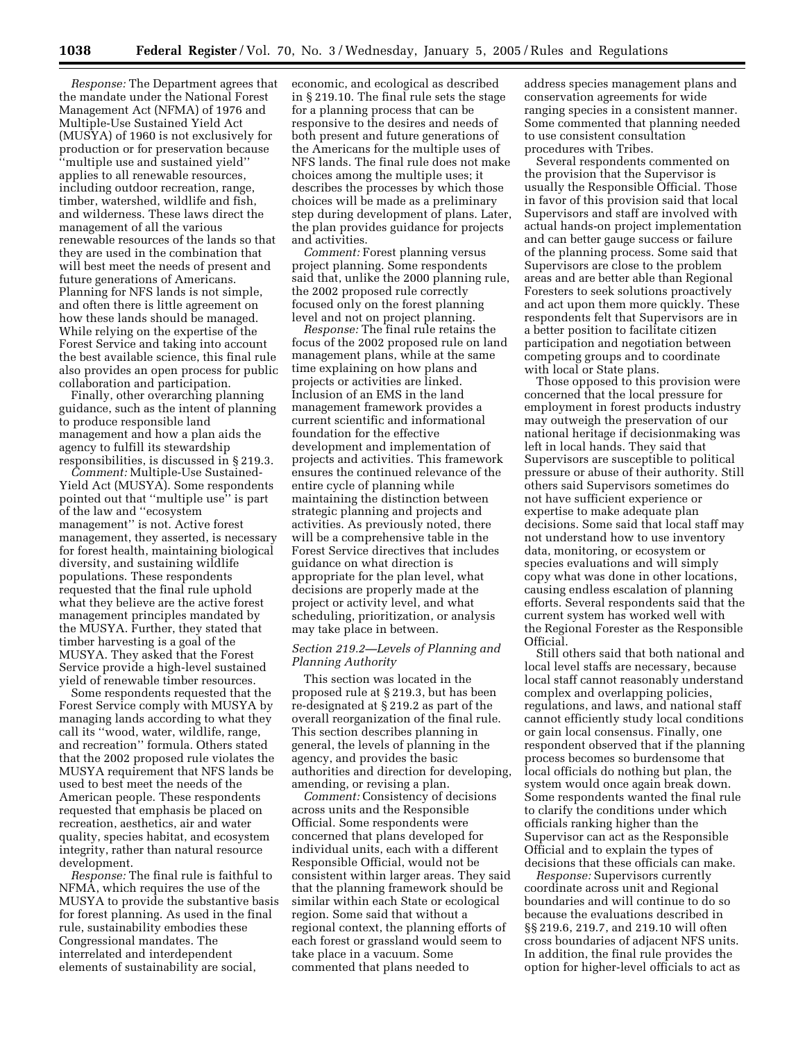*Response:* The Department agrees that the mandate under the National Forest Management Act (NFMA) of 1976 and Multiple-Use Sustained Yield Act (MUSYA) of 1960 is not exclusively for production or for preservation because ''multiple use and sustained yield'' applies to all renewable resources, including outdoor recreation, range, timber, watershed, wildlife and fish, and wilderness. These laws direct the management of all the various renewable resources of the lands so that they are used in the combination that will best meet the needs of present and future generations of Americans. Planning for NFS lands is not simple, and often there is little agreement on how these lands should be managed. While relying on the expertise of the Forest Service and taking into account the best available science, this final rule also provides an open process for public collaboration and participation.

Finally, other overarching planning guidance, such as the intent of planning to produce responsible land management and how a plan aids the agency to fulfill its stewardship responsibilities, is discussed in § 219.3.

*Comment:* Multiple-Use Sustained-Yield Act (MUSYA). Some respondents pointed out that ''multiple use'' is part of the law and ''ecosystem management'' is not. Active forest management, they asserted, is necessary for forest health, maintaining biological diversity, and sustaining wildlife populations. These respondents requested that the final rule uphold what they believe are the active forest management principles mandated by the MUSYA. Further, they stated that timber harvesting is a goal of the MUSYA. They asked that the Forest Service provide a high-level sustained yield of renewable timber resources.

Some respondents requested that the Forest Service comply with MUSYA by managing lands according to what they call its ''wood, water, wildlife, range, and recreation'' formula. Others stated that the 2002 proposed rule violates the MUSYA requirement that NFS lands be used to best meet the needs of the American people. These respondents requested that emphasis be placed on recreation, aesthetics, air and water quality, species habitat, and ecosystem integrity, rather than natural resource development.

*Response:* The final rule is faithful to NFMA, which requires the use of the MUSYA to provide the substantive basis for forest planning. As used in the final rule, sustainability embodies these Congressional mandates. The interrelated and interdependent elements of sustainability are social, economic, and ecological as described in § 219.10. The final rule sets the stage for a planning process that can be responsive to the desires and needs of both present and future generations of the Americans for the multiple uses of NFS lands. The final rule does not make choices among the multiple uses; it describes the processes by which those choices will be made as a preliminary step during development of plans. Later, the plan provides guidance for projects and activities.

*Comment:* Forest planning versus project planning. Some respondents said that, unlike the 2000 planning rule, the 2002 proposed rule correctly focused only on the forest planning level and not on project planning.

*Response:* The final rule retains the focus of the 2002 proposed rule on land management plans, while at the same time explaining on how plans and projects or activities are linked. Inclusion of an EMS in the land management framework provides a current scientific and informational foundation for the effective development and implementation of projects and activities. This framework ensures the continued relevance of the entire cycle of planning while maintaining the distinction between strategic planning and projects and activities. As previously noted, there will be a comprehensive table in the Forest Service directives that includes guidance on what direction is appropriate for the plan level, what decisions are properly made at the project or activity level, and what scheduling, prioritization, or analysis may take place in between.

### *Section 219.2—Levels of Planning and Planning Authority*

This section was located in the proposed rule at § 219.3, but has been re-designated at § 219.2 as part of the overall reorganization of the final rule. This section describes planning in general, the levels of planning in the agency, and provides the basic authorities and direction for developing, amending, or revising a plan.

*Comment:* Consistency of decisions across units and the Responsible Official. Some respondents were concerned that plans developed for individual units, each with a different Responsible Official, would not be consistent within larger areas. They said that the planning framework should be similar within each State or ecological region. Some said that without a regional context, the planning efforts of each forest or grassland would seem to take place in a vacuum. Some commented that plans needed to address species management plans and conservation agreements for wide ranging species in a consistent manner. Some commented that planning needed to use consistent consultation procedures with Tribes.

Several respondents commented on the provision that the Supervisor is usually the Responsible Official. Those in favor of this provision said that local Supervisors and staff are involved with actual hands-on project implementation and can better gauge success or failure of the planning process. Some said that Supervisors are close to the problem areas and are better able than Regional Foresters to seek solutions proactively and act upon them more quickly. These respondents felt that Supervisors are in a better position to facilitate citizen participation and negotiation between competing groups and to coordinate with local or State plans.

Those opposed to this provision were concerned that the local pressure for employment in forest products industry may outweigh the preservation of our national heritage if decisionmaking was left in local hands. They said that Supervisors are susceptible to political pressure or abuse of their authority. Still others said Supervisors sometimes do not have sufficient experience or expertise to make adequate plan decisions. Some said that local staff may not understand how to use inventory data, monitoring, or ecosystem or species evaluations and will simply copy what was done in other locations, causing endless escalation of planning efforts. Several respondents said that the current system has worked well with the Regional Forester as the Responsible Official.

Still others said that both national and local level staffs are necessary, because local staff cannot reasonably understand complex and overlapping policies, regulations, and laws, and national staff cannot efficiently study local conditions or gain local consensus. Finally, one respondent observed that if the planning process becomes so burdensome that local officials do nothing but plan, the system would once again break down. Some respondents wanted the final rule to clarify the conditions under which officials ranking higher than the Supervisor can act as the Responsible Official and to explain the types of decisions that these officials can make.

*Response:* Supervisors currently coordinate across unit and Regional boundaries and will continue to do so because the evaluations described in §§ 219.6, 219.7, and 219.10 will often cross boundaries of adjacent NFS units. In addition, the final rule provides the option for higher-level officials to act as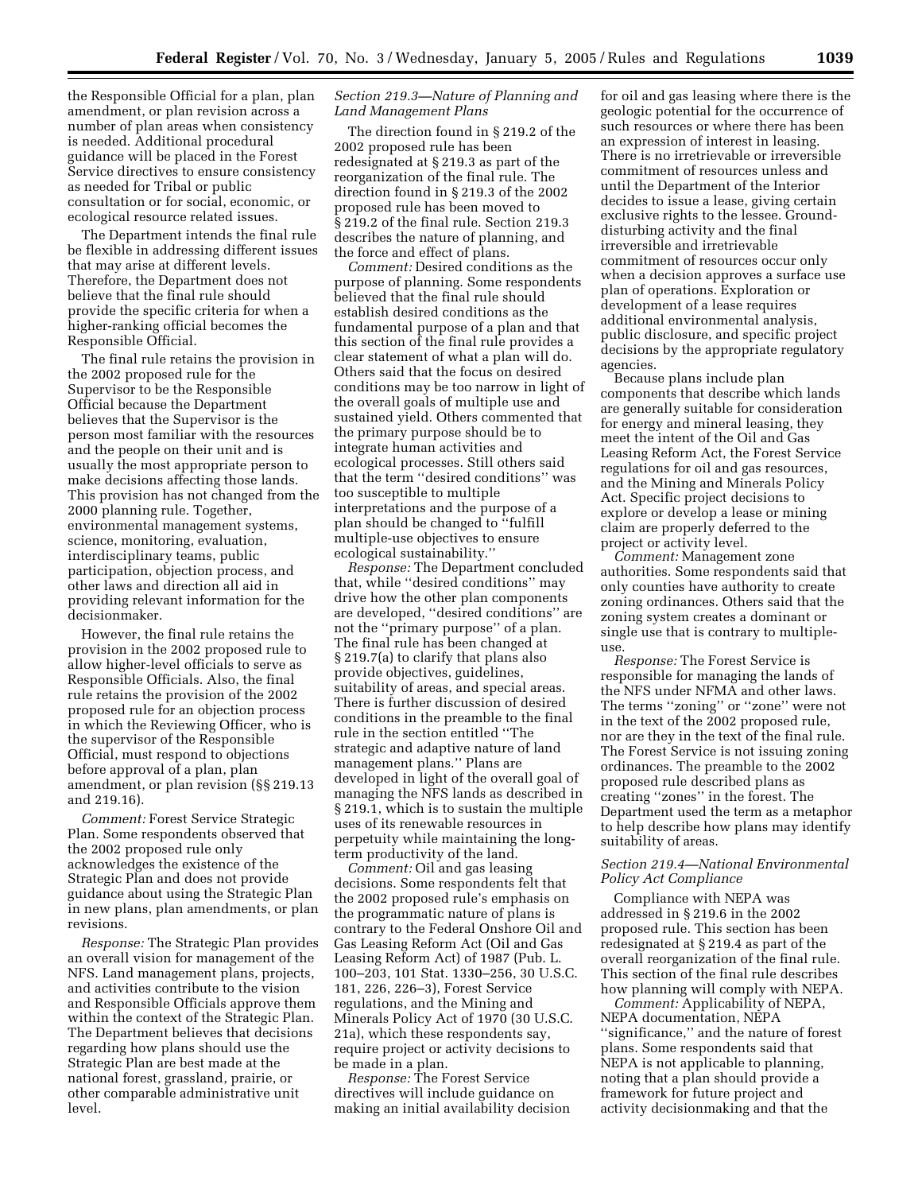the Responsible Official for a plan, plan amendment, or plan revision across a number of plan areas when consistency is needed. Additional procedural guidance will be placed in the Forest Service directives to ensure consistency as needed for Tribal or public consultation or for social, economic, or ecological resource related issues.

The Department intends the final rule be flexible in addressing different issues that may arise at different levels. Therefore, the Department does not believe that the final rule should provide the specific criteria for when a higher-ranking official becomes the Responsible Official.

The final rule retains the provision in the 2002 proposed rule for the Supervisor to be the Responsible Official because the Department believes that the Supervisor is the person most familiar with the resources and the people on their unit and is usually the most appropriate person to make decisions affecting those lands. This provision has not changed from the 2000 planning rule. Together, environmental management systems, science, monitoring, evaluation, interdisciplinary teams, public participation, objection process, and other laws and direction all aid in providing relevant information for the decisionmaker.

However, the final rule retains the provision in the 2002 proposed rule to allow higher-level officials to serve as Responsible Officials. Also, the final rule retains the provision of the 2002 proposed rule for an objection process in which the Reviewing Officer, who is the supervisor of the Responsible Official, must respond to objections before approval of a plan, plan amendment, or plan revision (§§ 219.13 and 219.16).

*Comment:* Forest Service Strategic Plan. Some respondents observed that the 2002 proposed rule only acknowledges the existence of the Strategic Plan and does not provide guidance about using the Strategic Plan in new plans, plan amendments, or plan revisions.

*Response:* The Strategic Plan provides an overall vision for management of the NFS. Land management plans, projects, and activities contribute to the vision and Responsible Officials approve them within the context of the Strategic Plan. The Department believes that decisions regarding how plans should use the Strategic Plan are best made at the national forest, grassland, prairie, or other comparable administrative unit level.

*Section 219.3—Nature of Planning and Land Management Plans*

The direction found in § 219.2 of the 2002 proposed rule has been redesignated at § 219.3 as part of the reorganization of the final rule. The direction found in § 219.3 of the 2002 proposed rule has been moved to § 219.2 of the final rule. Section 219.3 describes the nature of planning, and the force and effect of plans.

*Comment:* Desired conditions as the purpose of planning. Some respondents believed that the final rule should establish desired conditions as the fundamental purpose of a plan and that this section of the final rule provides a clear statement of what a plan will do. Others said that the focus on desired conditions may be too narrow in light of the overall goals of multiple use and sustained yield. Others commented that the primary purpose should be to integrate human activities and ecological processes. Still others said that the term ''desired conditions'' was too susceptible to multiple interpretations and the purpose of a plan should be changed to ''fulfill multiple-use objectives to ensure ecological sustainability.''

*Response:* The Department concluded that, while ''desired conditions'' may drive how the other plan components are developed, ''desired conditions'' are not the ''primary purpose'' of a plan. The final rule has been changed at § 219.7(a) to clarify that plans also provide objectives, guidelines, suitability of areas, and special areas. There is further discussion of desired conditions in the preamble to the final rule in the section entitled ''The strategic and adaptive nature of land management plans.'' Plans are developed in light of the overall goal of managing the NFS lands as described in § 219.1, which is to sustain the multiple uses of its renewable resources in perpetuity while maintaining the long-term productivity of the land.

*Comment:* Oil and gas leasing decisions. Some respondents felt that the 2002 proposed rule's emphasis on the programmatic nature of plans is contrary to the Federal Onshore Oil and Gas Leasing Reform Act (Oil and Gas Leasing Reform Act) of 1987 (Pub. L. 100–203, 101 Stat. 1330–256, 30 U.S.C. 181, 226, 226–3), Forest Service regulations, and the Mining and Minerals Policy Act of 1970 (30 U.S.C. 21a), which these respondents say, require project or activity decisions to be made in a plan.

*Response:* The Forest Service directives will include guidance on making an initial availability decision for oil and gas leasing where there is the geologic potential for the occurrence of such resources or where there has been an expression of interest in leasing. There is no irretrievable or irreversible commitment of resources unless and until the Department of the Interior decides to issue a lease, giving certain exclusive rights to the lessee. Ground-disturbing activity and the final irreversible and irretrievable commitment of resources occur only when a decision approves a surface use plan of operations. Exploration or development of a lease requires additional environmental analysis, public disclosure, and specific project decisions by the appropriate regulatory agencies.

Because plans include plan components that describe which lands are generally suitable for consideration for energy and mineral leasing, they meet the intent of the Oil and Gas Leasing Reform Act, the Forest Service regulations for oil and gas resources, and the Mining and Minerals Policy Act. Specific project decisions to explore or develop a lease or mining claim are properly deferred to the project or activity level.

*Comment:* Management zone authorities. Some respondents said that only counties have authority to create zoning ordinances. Others said that the zoning system creates a dominant or single use that is contrary to multiple-use.

*Response:* The Forest Service is responsible for managing the lands of the NFS under NFMA and other laws. The terms ''zoning'' or ''zone'' were not in the text of the 2002 proposed rule, nor are they in the text of the final rule. The Forest Service is not issuing zoning ordinances. The preamble to the 2002 proposed rule described plans as creating ''zones'' in the forest. The Department used the term as a metaphor to help describe how plans may identify suitability of areas.

*Section 219.4—National Environmental Policy Act Compliance*

Compliance with NEPA was addressed in § 219.6 in the 2002 proposed rule. This section has been redesignated at § 219.4 as part of the overall reorganization of the final rule. This section of the final rule describes how planning will comply with NEPA.

*Comment:* Applicability of NEPA, NEPA documentation, NEPA ''significance,'' and the nature of forest plans. Some respondents said that NEPA is not applicable to planning, noting that a plan should provide a framework for future project and activity decisionmaking and that the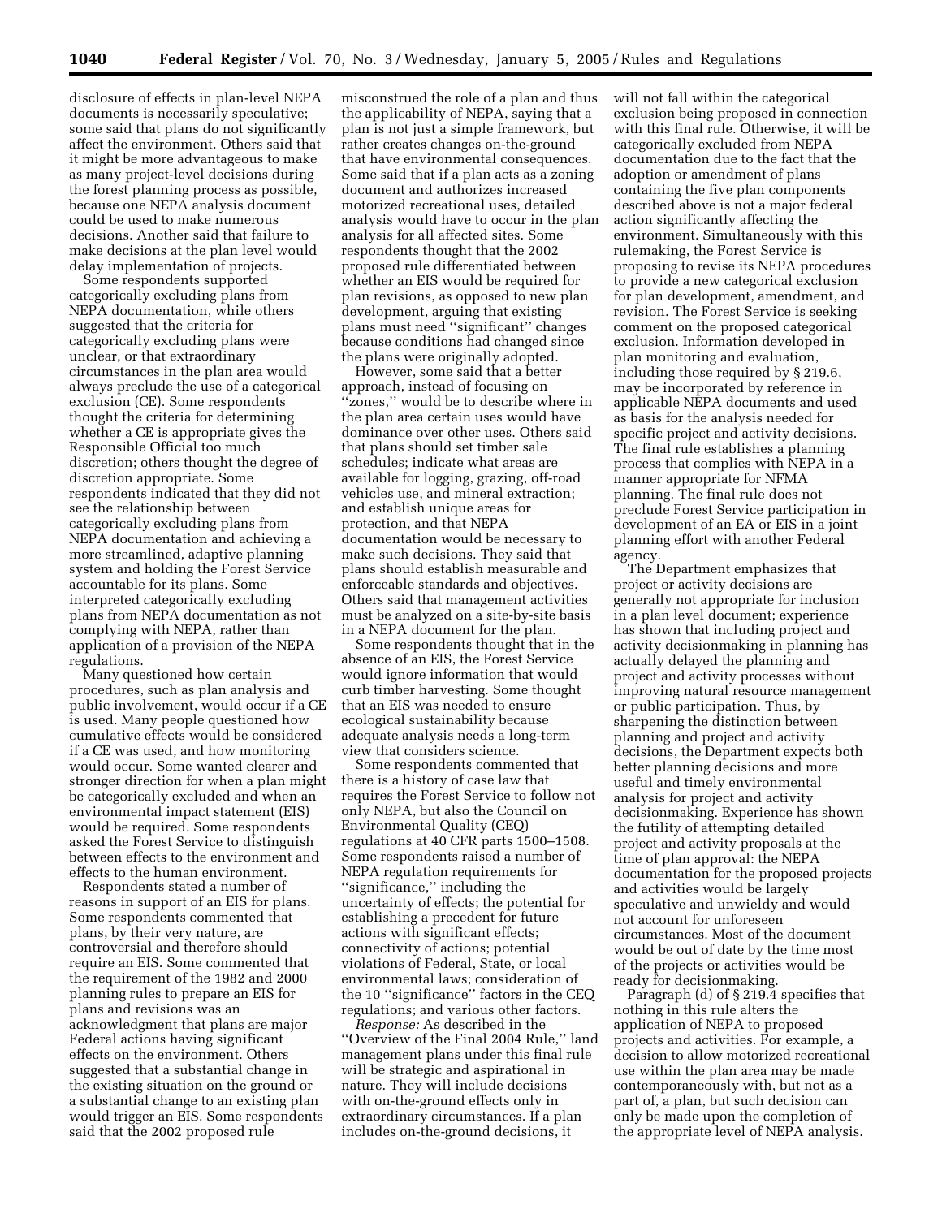disclosure of effects in plan-level NEPA documents is necessarily speculative; some said that plans do not significantly affect the environment. Others said that it might be more advantageous to make as many project-level decisions during the forest planning process as possible, because one NEPA analysis document could be used to make numerous decisions. Another said that failure to make decisions at the plan level would delay implementation of projects.

Some respondents supported categorically excluding plans from NEPA documentation, while others suggested that the criteria for categorically excluding plans were unclear, or that extraordinary circumstances in the plan area would always preclude the use of a categorical exclusion (CE). Some respondents thought the criteria for determining whether a CE is appropriate gives the Responsible Official too much discretion; others thought the degree of discretion appropriate. Some respondents indicated that they did not see the relationship between categorically excluding plans from NEPA documentation and achieving a more streamlined, adaptive planning system and holding the Forest Service accountable for its plans. Some interpreted categorically excluding plans from NEPA documentation as not complying with NEPA, rather than application of a provision of the NEPA regulations.

Many questioned how certain procedures, such as plan analysis and public involvement, would occur if a CE is used. Many people questioned how cumulative effects would be considered if a CE was used, and how monitoring would occur. Some wanted clearer and stronger direction for when a plan might be categorically excluded and when an environmental impact statement (EIS) would be required. Some respondents asked the Forest Service to distinguish between effects to the environment and effects to the human environment.

Respondents stated a number of reasons in support of an EIS for plans. Some respondents commented that plans, by their very nature, are controversial and therefore should require an EIS. Some commented that the requirement of the 1982 and 2000 planning rules to prepare an EIS for plans and revisions was an acknowledgment that plans are major Federal actions having significant effects on the environment. Others suggested that a substantial change in the existing situation on the ground or a substantial change to an existing plan would trigger an EIS. Some respondents said that the 2002 proposed rule misconstrued the role of a plan and thus the applicability of NEPA, saying that a plan is not just a simple framework, but rather creates changes on-the-ground that have environmental consequences. Some said that if a plan acts as a zoning document and authorizes increased motorized recreational uses, detailed analysis would have to occur in the plan analysis for all affected sites. Some respondents thought that the 2002 proposed rule differentiated between whether an EIS would be required for plan revisions, as opposed to new plan development, arguing that existing plans must need "significant" changes because conditions had changed since the plans were originally adopted.

However, some said that a better approach, instead of focusing on "zones," would be to describe where in the plan area certain uses would have dominance over other uses. Others said that plans should set timber sale schedules; indicate what areas are available for logging, grazing, off-road vehicles use, and mineral extraction; and establish unique areas for protection, and that NEPA documentation would be necessary to make such decisions. They said that plans should establish measurable and enforceable standards and objectives. Others said that management activities must be analyzed on a site-by-site basis in a NEPA document for the plan.

Some respondents thought that in the absence of an EIS, the Forest Service would ignore information that would curb timber harvesting. Some thought that an EIS was needed to ensure ecological sustainability because adequate analysis needs a long-term view that considers science.

Some respondents commented that there is a history of case law that requires the Forest Service to follow not only NEPA, but also the Council on Environmental Quality (CEQ) regulations at 40 CFR parts 1500–1508. Some respondents raised a number of NEPA regulation requirements for "significance," including the uncertainty of effects; the potential for establishing a precedent for future actions with significant effects; connectivity of actions; potential violations of Federal, State, or local environmental laws; consideration of the 10 "significance" factors in the CEQ regulations; and various other factors.

*Response:* As described in the "Overview of the Final 2004 Rule," land management plans under this final rule will be strategic and aspirational in nature. They will include decisions with on-the-ground effects only in extraordinary circumstances. If a plan includes on-the-ground decisions, it will not fall within the categorical exclusion being proposed in connection with this final rule. Otherwise, it will be categorically excluded from NEPA documentation due to the fact that the adoption or amendment of plans containing the five plan components described above is not a major federal action significantly affecting the environment. Simultaneously with this rulemaking, the Forest Service is proposing to revise its NEPA procedures to provide a new categorical exclusion for plan development, amendment, and revision. The Forest Service is seeking comment on the proposed categorical exclusion. Information developed in plan monitoring and evaluation, including those required by § 219.6, may be incorporated by reference in applicable NEPA documents and used as basis for the analysis needed for specific project and activity decisions. The final rule establishes a planning process that complies with NEPA in a manner appropriate for NFMA planning. The final rule does not preclude Forest Service participation in development of an EA or EIS in a joint planning effort with another Federal agency.

The Department emphasizes that project or activity decisions are generally not appropriate for inclusion in a plan level document; experience has shown that including project and activity decisionmaking in planning has actually delayed the planning and project and activity processes without improving natural resource management or public participation. Thus, by sharpening the distinction between planning and project and activity decisions, the Department expects both better planning decisions and more useful and timely environmental analysis for project and activity decisionmaking. Experience has shown the futility of attempting detailed project and activity proposals at the time of plan approval: the NEPA documentation for the proposed projects and activities would be largely speculative and unwieldy and would not account for unforeseen circumstances. Most of the document would be out of date by the time most of the projects or activities would be ready for decisionmaking.

Paragraph (d) of § 219.4 specifies that nothing in this rule alters the application of NEPA to proposed projects and activities. For example, a decision to allow motorized recreational use within the plan area may be made contemporaneously with, but not as a part of, a plan, but such decision can only be made upon the completion of the appropriate level of NEPA analysis.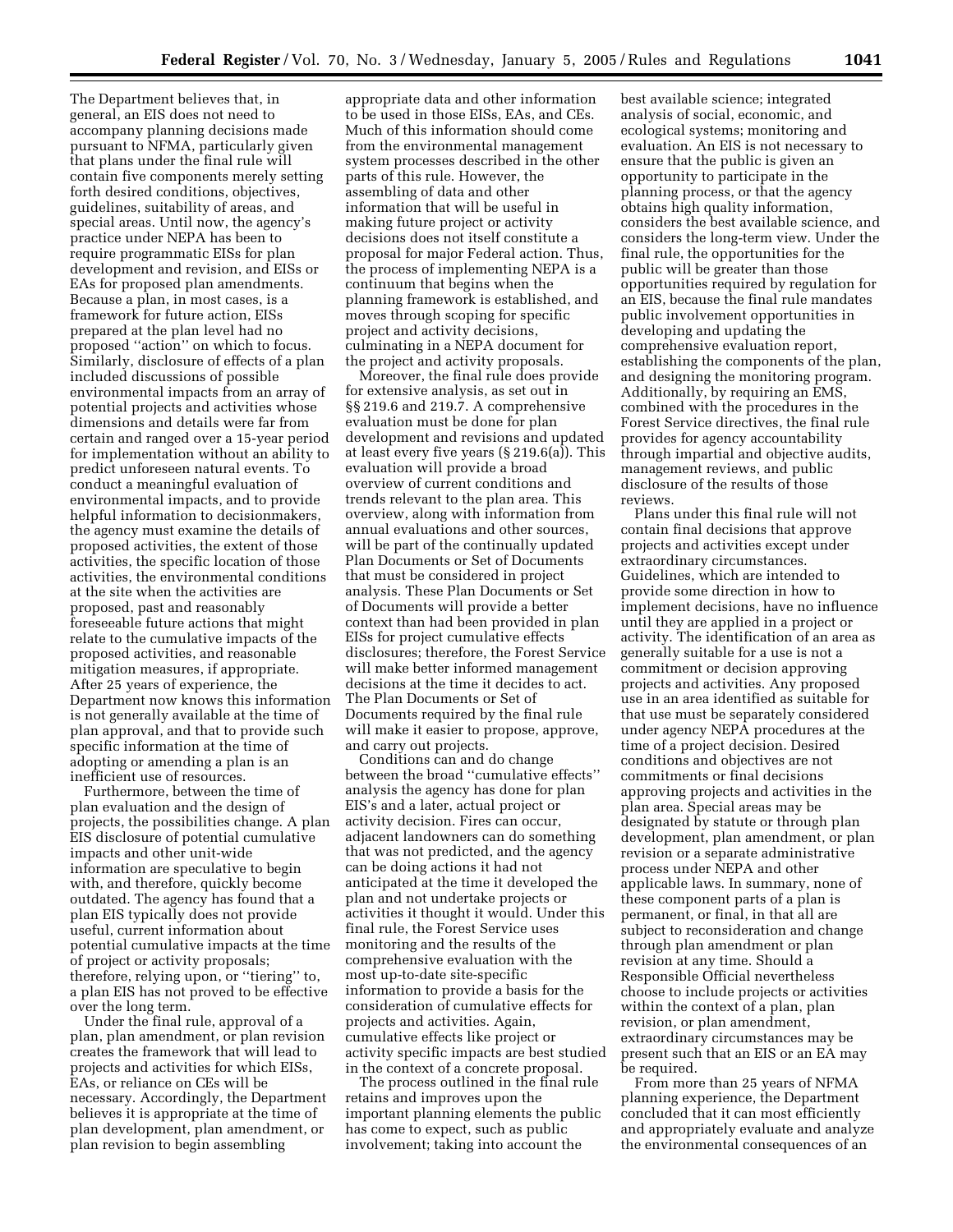The Department believes that, in general, an EIS does not need to accompany planning decisions made pursuant to NFMA, particularly given that plans under the final rule will contain five components merely setting forth desired conditions, objectives, guidelines, suitability of areas, and special areas. Until now, the agency's practice under NEPA has been to require programmatic EISs for plan development and revision, and EISs or EAs for proposed plan amendments. Because a plan, in most cases, is a framework for future action, EISs prepared at the plan level had no proposed ''action'' on which to focus. Similarly, disclosure of effects of a plan included discussions of possible environmental impacts from an array of potential projects and activities whose dimensions and details were far from certain and ranged over a 15-year period for implementation without an ability to predict unforeseen natural events. To conduct a meaningful evaluation of environmental impacts, and to provide helpful information to decisionmakers, the agency must examine the details of proposed activities, the extent of those activities, the specific location of those activities, the environmental conditions at the site when the activities are proposed, past and reasonably foreseeable future actions that might relate to the cumulative impacts of the proposed activities, and reasonable mitigation measures, if appropriate. After 25 years of experience, the Department now knows this information is not generally available at the time of plan approval, and that to provide such specific information at the time of adopting or amending a plan is an inefficient use of resources.

Furthermore, between the time of plan evaluation and the design of projects, the possibilities change. A plan EIS disclosure of potential cumulative impacts and other unit-wide information are speculative to begin with, and therefore, quickly become outdated. The agency has found that a plan EIS typically does not provide useful, current information about potential cumulative impacts at the time of project or activity proposals; therefore, relying upon, or ''tiering'' to, a plan EIS has not proved to be effective over the long term.

Under the final rule, approval of a plan, plan amendment, or plan revision creates the framework that will lead to projects and activities for which EISs, EAs, or reliance on CEs will be necessary. Accordingly, the Department believes it is appropriate at the time of plan development, plan amendment, or plan revision to begin assembling appropriate data and other information to be used in those EISs, EAs, and CEs. Much of this information should come from the environmental management system processes described in the other parts of this rule. However, the assembling of data and other information that will be useful in making future project or activity decisions does not itself constitute a proposal for major Federal action. Thus, the process of implementing NEPA is a continuum that begins when the planning framework is established, and moves through scoping for specific project and activity decisions, culminating in a NEPA document for the project and activity proposals.

Moreover, the final rule does provide for extensive analysis, as set out in §§ 219.6 and 219.7. A comprehensive evaluation must be done for plan development and revisions and updated at least every five years (§ 219.6(a)). This evaluation will provide a broad overview of current conditions and trends relevant to the plan area. This overview, along with information from annual evaluations and other sources, will be part of the continually updated Plan Documents or Set of Documents that must be considered in project analysis. These Plan Documents or Set of Documents will provide a better context than had been provided in plan EISs for project cumulative effects disclosures; therefore, the Forest Service will make better informed management decisions at the time it decides to act. The Plan Documents or Set of Documents required by the final rule will make it easier to propose, approve, and carry out projects.

Conditions can and do change between the broad ''cumulative effects'' analysis the agency has done for plan EIS's and a later, actual project or activity decision. Fires can occur, adjacent landowners can do something that was not predicted, and the agency can be doing actions it had not anticipated at the time it developed the plan and not undertake projects or activities it thought it would. Under this final rule, the Forest Service uses monitoring and the results of the comprehensive evaluation with the most up-to-date site-specific information to provide a basis for the consideration of cumulative effects for projects and activities. Again, cumulative effects like project or activity specific impacts are best studied in the context of a concrete proposal.

The process outlined in the final rule retains and improves upon the important planning elements the public has come to expect, such as public involvement; taking into account the best available science; integrated analysis of social, economic, and ecological systems; monitoring and evaluation. An EIS is not necessary to ensure that the public is given an opportunity to participate in the planning process, or that the agency obtains high quality information, considers the best available science, and considers the long-term view. Under the final rule, the opportunities for the public will be greater than those opportunities required by regulation for an EIS, because the final rule mandates public involvement opportunities in developing and updating the comprehensive evaluation report, establishing the components of the plan, and designing the monitoring program. Additionally, by requiring an EMS, combined with the procedures in the Forest Service directives, the final rule provides for agency accountability through impartial and objective audits, management reviews, and public disclosure of the results of those reviews.

Plans under this final rule will not contain final decisions that approve projects and activities except under extraordinary circumstances. Guidelines, which are intended to provide some direction in how to implement decisions, have no influence until they are applied in a project or activity. The identification of an area as generally suitable for a use is not a commitment or decision approving projects and activities. Any proposed use in an area identified as suitable for that use must be separately considered under agency NEPA procedures at the time of a project decision. Desired conditions and objectives are not commitments or final decisions approving projects and activities in the plan area. Special areas may be designated by statute or through plan development, plan amendment, or plan revision or a separate administrative process under NEPA and other applicable laws. In summary, none of these component parts of a plan is permanent, or final, in that all are subject to reconsideration and change through plan amendment or plan revision at any time. Should a Responsible Official nevertheless choose to include projects or activities within the context of a plan, plan revision, or plan amendment, extraordinary circumstances may be present such that an EIS or an EA may be required.

From more than 25 years of NFMA planning experience, the Department concluded that it can most efficiently and appropriately evaluate and analyze the environmental consequences of an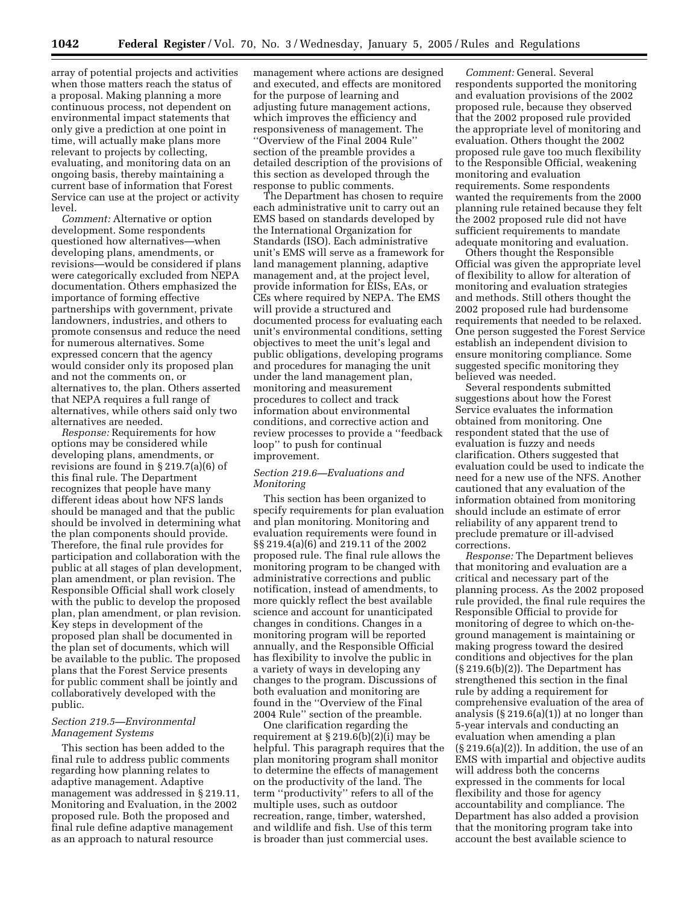array of potential projects and activities when those matters reach the status of a proposal. Making planning a more continuous process, not dependent on environmental impact statements that only give a prediction at one point in time, will actually make plans more relevant to projects by collecting, evaluating, and monitoring data on an ongoing basis, thereby maintaining a current base of information that Forest Service can use at the project or activity level.

*Comment:* Alternative or option development. Some respondents questioned how alternatives—when developing plans, amendments, or revisions—would be considered if plans were categorically excluded from NEPA documentation. Others emphasized the importance of forming effective partnerships with government, private landowners, industries, and others to promote consensus and reduce the need for numerous alternatives. Some expressed concern that the agency would consider only its proposed plan and not the comments on, or alternatives to, the plan. Others asserted that NEPA requires a full range of alternatives, while others said only two alternatives are needed.

*Response:* Requirements for how options may be considered while developing plans, amendments, or revisions are found in § 219.7(a)(6) of this final rule. The Department recognizes that people have many different ideas about how NFS lands should be managed and that the public should be involved in determining what the plan components should provide. Therefore, the final rule provides for participation and collaboration with the public at all stages of plan development, plan amendment, or plan revision. The Responsible Official shall work closely with the public to develop the proposed plan, plan amendment, or plan revision. Key steps in development of the proposed plan shall be documented in the plan set of documents, which will be available to the public. The proposed plans that the Forest Service presents for public comment shall be jointly and collaboratively developed with the public.

### *Section 219.5—Environmental Management Systems*

This section has been added to the final rule to address public comments regarding how planning relates to adaptive management. Adaptive management was addressed in § 219.11, Monitoring and Evaluation, in the 2002 proposed rule. Both the proposed and final rule define adaptive management as an approach to natural resource management where actions are designed and executed, and effects are monitored for the purpose of learning and adjusting future management actions, which improves the efficiency and responsiveness of management. The ''Overview of the Final 2004 Rule'' section of the preamble provides a detailed description of the provisions of this section as developed through the response to public comments.

The Department has chosen to require each administrative unit to carry out an EMS based on standards developed by the International Organization for Standards (ISO). Each administrative unit's EMS will serve as a framework for land management planning, adaptive management and, at the project level, provide information for EISs, EAs, or CEs where required by NEPA. The EMS will provide a structured and documented process for evaluating each unit's environmental conditions, setting objectives to meet the unit's legal and public obligations, developing programs and procedures for managing the unit under the land management plan, monitoring and measurement procedures to collect and track information about environmental conditions, and corrective action and review processes to provide a ''feedback loop'' to push for continual improvement.

### *Section 219.6—Evaluations and Monitoring*

This section has been organized to specify requirements for plan evaluation and plan monitoring. Monitoring and evaluation requirements were found in §§ 219.4(a)(6) and 219.11 of the 2002 proposed rule. The final rule allows the monitoring program to be changed with administrative corrections and public notification, instead of amendments, to more quickly reflect the best available science and account for unanticipated changes in conditions. Changes in a monitoring program will be reported annually, and the Responsible Official has flexibility to involve the public in a variety of ways in developing any changes to the program. Discussions of both evaluation and monitoring are found in the ''Overview of the Final 2004 Rule'' section of the preamble.

One clarification regarding the requirement at § 219.6(b)(2)(i) may be helpful. This paragraph requires that the plan monitoring program shall monitor to determine the effects of management on the productivity of the land. The term ''productivity'' refers to all of the multiple uses, such as outdoor recreation, range, timber, watershed, and wildlife and fish. Use of this term is broader than just commercial uses.

*Comment:* General. Several respondents supported the monitoring and evaluation provisions of the 2002 proposed rule, because they observed that the 2002 proposed rule provided the appropriate level of monitoring and evaluation. Others thought the 2002 proposed rule gave too much flexibility to the Responsible Official, weakening monitoring and evaluation requirements. Some respondents wanted the requirements from the 2000 planning rule retained because they felt the 2002 proposed rule did not have sufficient requirements to mandate adequate monitoring and evaluation.

Others thought the Responsible Official was given the appropriate level of flexibility to allow for alteration of monitoring and evaluation strategies and methods. Still others thought the 2002 proposed rule had burdensome requirements that needed to be relaxed. One person suggested the Forest Service establish an independent division to ensure monitoring compliance. Some suggested specific monitoring they believed was needed.

Several respondents submitted suggestions about how the Forest Service evaluates the information obtained from monitoring. One respondent stated that the use of evaluation is fuzzy and needs clarification. Others suggested that evaluation could be used to indicate the need for a new use of the NFS. Another cautioned that any evaluation of the information obtained from monitoring should include an estimate of error reliability of any apparent trend to preclude premature or ill-advised corrections.

*Response:* The Department believes that monitoring and evaluation are a critical and necessary part of the planning process. As the 2002 proposed rule provided, the final rule requires the Responsible Official to provide for monitoring of degree to which on-the-ground management is maintaining or making progress toward the desired conditions and objectives for the plan (§ 219.6(b)(2)). The Department has strengthened this section in the final rule by adding a requirement for comprehensive evaluation of the area of analysis (§ 219.6(a)(1)) at no longer than 5-year intervals and conducting an evaluation when amending a plan (§ 219.6(a)(2)). In addition, the use of an EMS with impartial and objective audits will address both the concerns expressed in the comments for local flexibility and those for agency accountability and compliance. The Department has also added a provision that the monitoring program take into account the best available science to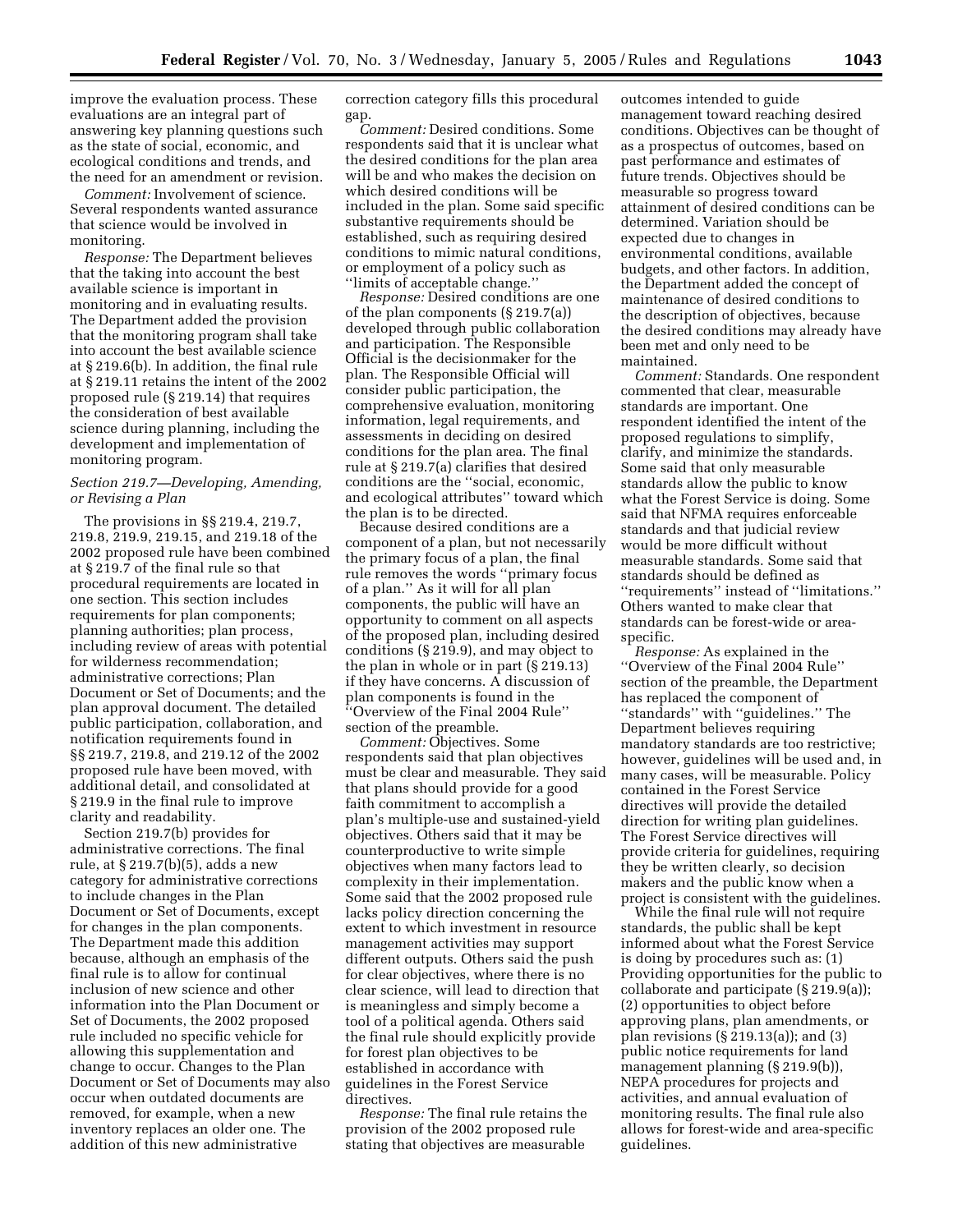improve the evaluation process. These evaluations are an integral part of answering key planning questions such as the state of social, economic, and ecological conditions and trends, and the need for an amendment or revision.

*Comment:* Involvement of science. Several respondents wanted assurance that science would be involved in monitoring.

*Response:* The Department believes that the taking into account the best available science is important in monitoring and in evaluating results. The Department added the provision that the monitoring program shall take into account the best available science at § 219.6(b). In addition, the final rule at § 219.11 retains the intent of the 2002 proposed rule (§ 219.14) that requires the consideration of best available science during planning, including the development and implementation of monitoring program.

### *Section 219.7—Developing, Amending, or Revising a Plan*

The provisions in §§ 219.4, 219.7, 219.8, 219.9, 219.15, and 219.18 of the 2002 proposed rule have been combined at § 219.7 of the final rule so that procedural requirements are located in one section. This section includes requirements for plan components; planning authorities; plan process, including review of areas with potential for wilderness recommendation; administrative corrections; Plan Document or Set of Documents; and the plan approval document. The detailed public participation, collaboration, and notification requirements found in §§ 219.7, 219.8, and 219.12 of the 2002 proposed rule have been moved, with additional detail, and consolidated at § 219.9 in the final rule to improve clarity and readability.

Section 219.7(b) provides for administrative corrections. The final rule, at § 219.7(b)(5), adds a new category for administrative corrections to include changes in the Plan Document or Set of Documents, except for changes in the plan components. The Department made this addition because, although an emphasis of the final rule is to allow for continual inclusion of new science and other information into the Plan Document or Set of Documents, the 2002 proposed rule included no specific vehicle for allowing this supplementation and change to occur. Changes to the Plan Document or Set of Documents may also occur when outdated documents are removed, for example, when a new inventory replaces an older one. The addition of this new administrative correction category fills this procedural gap.

*Comment:* Desired conditions. Some respondents said that it is unclear what the desired conditions for the plan area will be and who makes the decision on which desired conditions will be included in the plan. Some said specific substantive requirements should be established, such as requiring desired conditions to mimic natural conditions, or employment of a policy such as ''limits of acceptable change.''

*Response:* Desired conditions are one of the plan components (§ 219.7(a)) developed through public collaboration and participation. The Responsible Official is the decisionmaker for the plan. The Responsible Official will consider public participation, the comprehensive evaluation, monitoring information, legal requirements, and assessments in deciding on desired conditions for the plan area. The final rule at § 219.7(a) clarifies that desired conditions are the ''social, economic, and ecological attributes'' toward which the plan is to be directed.

Because desired conditions are a component of a plan, but not necessarily the primary focus of a plan, the final rule removes the words ''primary focus of a plan.'' As it will for all plan components, the public will have an opportunity to comment on all aspects of the proposed plan, including desired conditions (§ 219.9), and may object to the plan in whole or in part (§ 219.13) if they have concerns. A discussion of plan components is found in the ''Overview of the Final 2004 Rule'' section of the preamble.

*Comment:* Objectives. Some respondents said that plan objectives must be clear and measurable. They said that plans should provide for a good faith commitment to accomplish a plan's multiple-use and sustained-yield objectives. Others said that it may be counterproductive to write simple objectives when many factors lead to complexity in their implementation. Some said that the 2002 proposed rule lacks policy direction concerning the extent to which investment in resource management activities may support different outputs. Others said the push for clear objectives, where there is no clear science, will lead to direction that is meaningless and simply become a tool of a political agenda. Others said the final rule should explicitly provide for forest plan objectives to be established in accordance with guidelines in the Forest Service directives.

*Response:* The final rule retains the provision of the 2002 proposed rule stating that objectives are measurable outcomes intended to guide management toward reaching desired conditions. Objectives can be thought of as a prospectus of outcomes, based on past performance and estimates of future trends. Objectives should be measurable so progress toward attainment of desired conditions can be determined. Variation should be expected due to changes in environmental conditions, available budgets, and other factors. In addition, the Department added the concept of maintenance of desired conditions to the description of objectives, because the desired conditions may already have been met and only need to be maintained.

*Comment:* Standards. One respondent commented that clear, measurable standards are important. One respondent identified the intent of the proposed regulations to simplify, clarify, and minimize the standards. Some said that only measurable standards allow the public to know what the Forest Service is doing. Some said that NFMA requires enforceable standards and that judicial review would be more difficult without measurable standards. Some said that standards should be defined as ''requirements'' instead of ''limitations.'' Others wanted to make clear that standards can be forest-wide or area-specific.

*Response:* As explained in the ''Overview of the Final 2004 Rule'' section of the preamble, the Department has replaced the component of ''standards'' with ''guidelines.'' The Department believes requiring mandatory standards are too restrictive; however, guidelines will be used and, in many cases, will be measurable. Policy contained in the Forest Service directives will provide the detailed direction for writing plan guidelines. The Forest Service directives will provide criteria for guidelines, requiring they be written clearly, so decision makers and the public know when a project is consistent with the guidelines.

While the final rule will not require standards, the public shall be kept informed about what the Forest Service is doing by procedures such as: (1) Providing opportunities for the public to collaborate and participate (§ 219.9(a)); (2) opportunities to object before approving plans, plan amendments, or plan revisions (§ 219.13(a)); and (3) public notice requirements for land management planning (§ 219.9(b)), NEPA procedures for projects and activities, and annual evaluation of monitoring results. The final rule also allows for forest-wide and area-specific guidelines.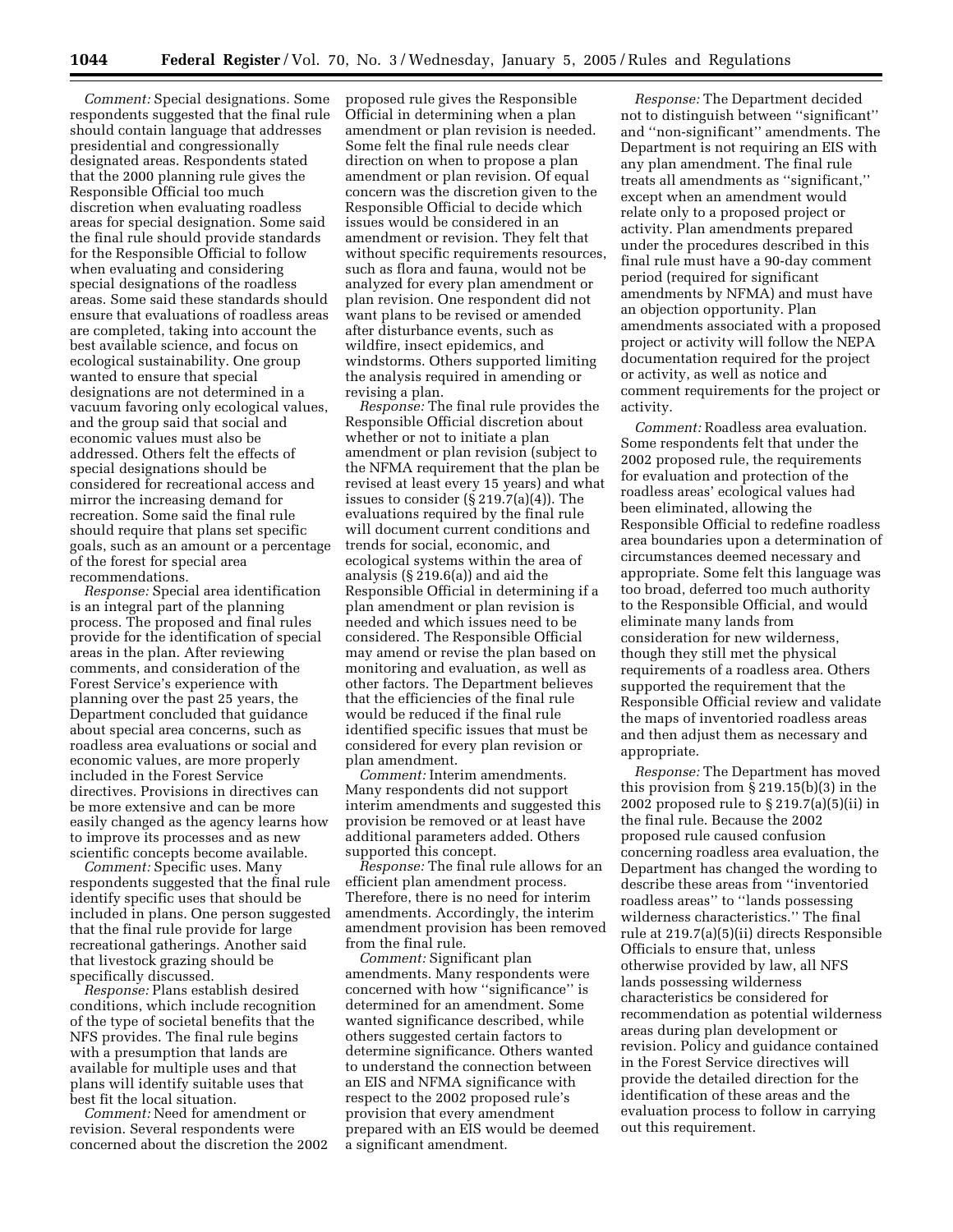*Comment:* Special designations. Some respondents suggested that the final rule should contain language that addresses presidential and congressionally designated areas. Respondents stated that the 2000 planning rule gives the Responsible Official too much discretion when evaluating roadless areas for special designation. Some said the final rule should provide standards for the Responsible Official to follow when evaluating and considering special designations of the roadless areas. Some said these standards should ensure that evaluations of roadless areas are completed, taking into account the best available science, and focus on ecological sustainability. One group wanted to ensure that special designations are not determined in a vacuum favoring only ecological values, and the group said that social and economic values must also be addressed. Others felt the effects of special designations should be considered for recreational access and mirror the increasing demand for recreation. Some said the final rule should require that plans set specific goals, such as an amount or a percentage of the forest for special area recommendations.

*Response:* Special area identification is an integral part of the planning process. The proposed and final rules provide for the identification of special areas in the plan. After reviewing comments, and consideration of the Forest Service's experience with planning over the past 25 years, the Department concluded that guidance about special area concerns, such as roadless area evaluations or social and economic values, are more properly included in the Forest Service directives. Provisions in directives can be more extensive and can be more easily changed as the agency learns how to improve its processes and as new scientific concepts become available.

*Comment:* Specific uses. Many respondents suggested that the final rule identify specific uses that should be included in plans. One person suggested that the final rule provide for large recreational gatherings. Another said that livestock grazing should be specifically discussed.

*Response:* Plans establish desired conditions, which include recognition of the type of societal benefits that the NFS provides. The final rule begins with a presumption that lands are available for multiple uses and that plans will identify suitable uses that best fit the local situation.

*Comment:* Need for amendment or revision. Several respondents were concerned about the discretion the 2002 proposed rule gives the Responsible Official in determining when a plan amendment or plan revision is needed. Some felt the final rule needs clear direction on when to propose a plan amendment or plan revision. Of equal concern was the discretion given to the Responsible Official to decide which issues would be considered in an amendment or revision. They felt that without specific requirements resources, such as flora and fauna, would not be analyzed for every plan amendment or plan revision. One respondent did not want plans to be revised or amended after disturbance events, such as wildfire, insect epidemics, and windstorms. Others supported limiting the analysis required in amending or revising a plan.

*Response:* The final rule provides the Responsible Official discretion about whether or not to initiate a plan amendment or plan revision (subject to the NFMA requirement that the plan be revised at least every 15 years) and what issues to consider (§ 219.7(a)(4)). The evaluations required by the final rule will document current conditions and trends for social, economic, and ecological systems within the area of analysis (§ 219.6(a)) and aid the Responsible Official in determining if a plan amendment or plan revision is needed and which issues need to be considered. The Responsible Official may amend or revise the plan based on monitoring and evaluation, as well as other factors. The Department believes that the efficiencies of the final rule would be reduced if the final rule identified specific issues that must be considered for every plan revision or plan amendment.

*Comment:* Interim amendments. Many respondents did not support interim amendments and suggested this provision be removed or at least have additional parameters added. Others supported this concept.

*Response:* The final rule allows for an efficient plan amendment process. Therefore, there is no need for interim amendments. Accordingly, the interim amendment provision has been removed from the final rule.

*Comment:* Significant plan amendments. Many respondents were concerned with how ''significance'' is determined for an amendment. Some wanted significance described, while others suggested certain factors to determine significance. Others wanted to understand the connection between an EIS and NFMA significance with respect to the 2002 proposed rule's provision that every amendment prepared with an EIS would be deemed a significant amendment.

*Response:* The Department decided not to distinguish between ''significant'' and ''non-significant'' amendments. The Department is not requiring an EIS with any plan amendment. The final rule treats all amendments as ''significant,'' except when an amendment would relate only to a proposed project or activity. Plan amendments prepared under the procedures described in this final rule must have a 90-day comment period (required for significant amendments by NFMA) and must have an objection opportunity. Plan amendments associated with a proposed project or activity will follow the NEPA documentation required for the project or activity, as well as notice and comment requirements for the project or activity.

*Comment:* Roadless area evaluation. Some respondents felt that under the 2002 proposed rule, the requirements for evaluation and protection of the roadless areas' ecological values had been eliminated, allowing the Responsible Official to redefine roadless area boundaries upon a determination of circumstances deemed necessary and appropriate. Some felt this language was too broad, deferred too much authority to the Responsible Official, and would eliminate many lands from consideration for new wilderness, though they still met the physical requirements of a roadless area. Others supported the requirement that the Responsible Official review and validate the maps of inventoried roadless areas and then adjust them as necessary and appropriate.

*Response:* The Department has moved this provision from § 219.15(b)(3) in the 2002 proposed rule to § 219.7(a)(5)(ii) in the final rule. Because the 2002 proposed rule caused confusion concerning roadless area evaluation, the Department has changed the wording to describe these areas from ''inventoried roadless areas'' to ''lands possessing wilderness characteristics.'' The final rule at 219.7(a)(5)(ii) directs Responsible Officials to ensure that, unless otherwise provided by law, all NFS lands possessing wilderness characteristics be considered for recommendation as potential wilderness areas during plan development or revision. Policy and guidance contained in the Forest Service directives will provide the detailed direction for the identification of these areas and the evaluation process to follow in carrying out this requirement.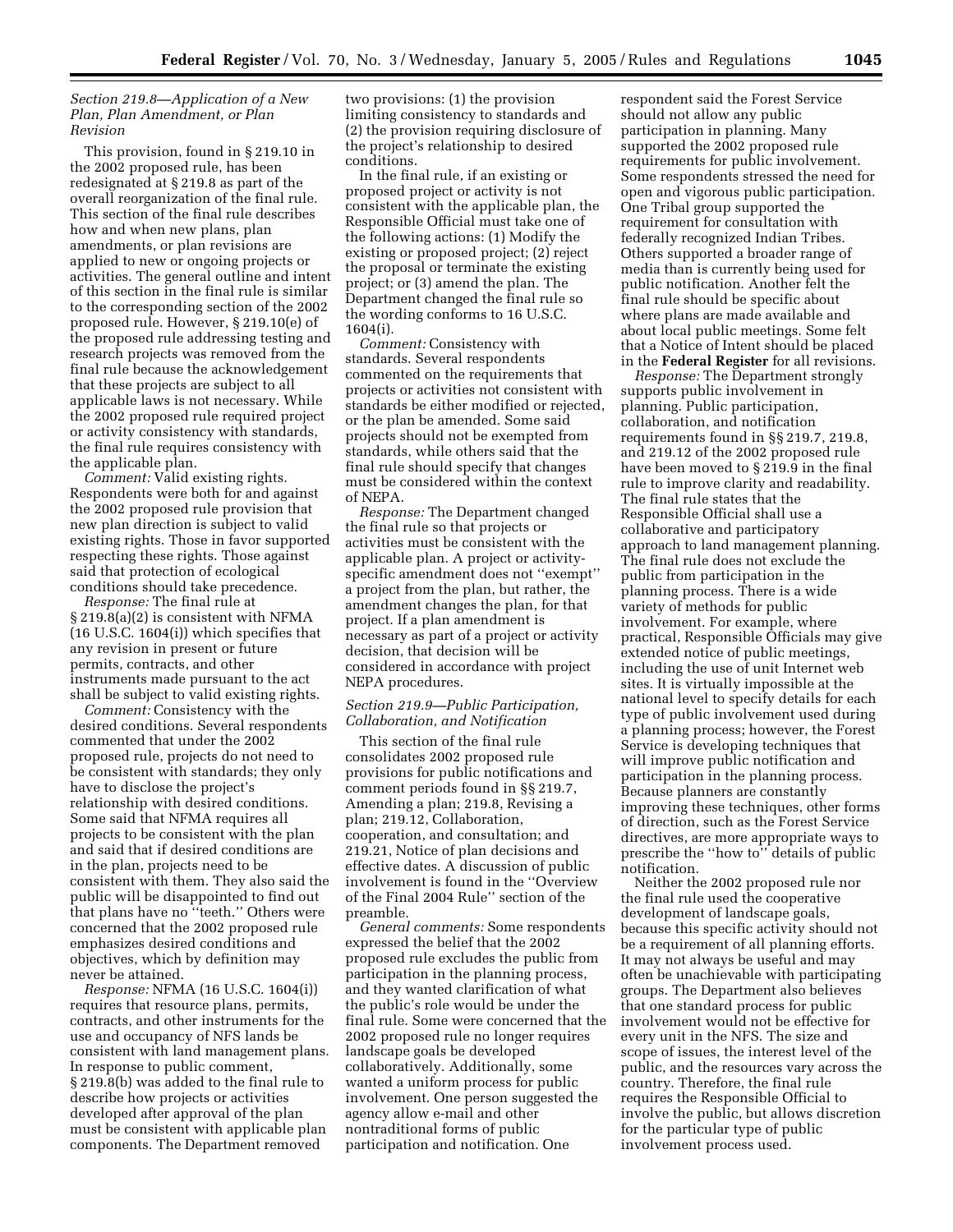### *Section 219.8—Application of a New Plan, Plan Amendment, or Plan Revision*

This provision, found in § 219.10 in the 2002 proposed rule, has been redesignated at § 219.8 as part of the overall reorganization of the final rule. This section of the final rule describes how and when new plans, plan amendments, or plan revisions are applied to new or ongoing projects or activities. The general outline and intent of this section in the final rule is similar to the corresponding section of the 2002 proposed rule. However, § 219.10(e) of the proposed rule addressing testing and research projects was removed from the final rule because the acknowledgement that these projects are subject to all applicable laws is not necessary. While the 2002 proposed rule required project or activity consistency with standards, the final rule requires consistency with the applicable plan.

*Comment:* Valid existing rights. Respondents were both for and against the 2002 proposed rule provision that new plan direction is subject to valid existing rights. Those in favor supported respecting these rights. Those against said that protection of ecological conditions should take precedence.

*Response:* The final rule at § 219.8(a)(2) is consistent with NFMA (16 U.S.C. 1604(i)) which specifies that any revision in present or future permits, contracts, and other instruments made pursuant to the act shall be subject to valid existing rights.

*Comment:* Consistency with the desired conditions. Several respondents commented that under the 2002 proposed rule, projects do not need to be consistent with standards; they only have to disclose the project's relationship with desired conditions. Some said that NFMA requires all projects to be consistent with the plan and said that if desired conditions are in the plan, projects need to be consistent with them. They also said the public will be disappointed to find out that plans have no ''teeth.'' Others were concerned that the 2002 proposed rule emphasizes desired conditions and objectives, which by definition may never be attained.

*Response:* NFMA (16 U.S.C. 1604(i)) requires that resource plans, permits, contracts, and other instruments for the use and occupancy of NFS lands be consistent with land management plans. In response to public comment, § 219.8(b) was added to the final rule to describe how projects or activities developed after approval of the plan must be consistent with applicable plan components. The Department removed two provisions: (1) the provision limiting consistency to standards and (2) the provision requiring disclosure of the project's relationship to desired conditions.

In the final rule, if an existing or proposed project or activity is not consistent with the applicable plan, the Responsible Official must take one of the following actions: (1) Modify the existing or proposed project; (2) reject the proposal or terminate the existing project; or (3) amend the plan. The Department changed the final rule so the wording conforms to 16 U.S.C. 1604(i).

*Comment:* Consistency with standards. Several respondents commented on the requirements that projects or activities not consistent with standards be either modified or rejected, or the plan be amended. Some said projects should not be exempted from standards, while others said that the final rule should specify that changes must be considered within the context of NEPA.

*Response:* The Department changed the final rule so that projects or activities must be consistent with the applicable plan. A project or activity-specific amendment does not ''exempt'' a project from the plan, but rather, the amendment changes the plan, for that project. If a plan amendment is necessary as part of a project or activity decision, that decision will be considered in accordance with project NEPA procedures.

### *Section 219.9—Public Participation, Collaboration, and Notification*

This section of the final rule consolidates 2002 proposed rule provisions for public notifications and comment periods found in §§ 219.7, Amending a plan; 219.8, Revising a plan; 219.12, Collaboration, cooperation, and consultation; and 219.21, Notice of plan decisions and effective dates. A discussion of public involvement is found in the ''Overview of the Final 2004 Rule'' section of the preamble.

*General comments:* Some respondents expressed the belief that the 2002 proposed rule excludes the public from participation in the planning process, and they wanted clarification of what the public's role would be under the final rule. Some were concerned that the 2002 proposed rule no longer requires landscape goals be developed collaboratively. Additionally, some wanted a uniform process for public involvement. One person suggested the agency allow e-mail and other nontraditional forms of public participation and notification. One respondent said the Forest Service should not allow any public participation in planning. Many supported the 2002 proposed rule requirements for public involvement. Some respondents stressed the need for open and vigorous public participation. One Tribal group supported the requirement for consultation with federally recognized Indian Tribes. Others supported a broader range of media than is currently being used for public notification. Another felt the final rule should be specific about where plans are made available and about local public meetings. Some felt that a Notice of Intent should be placed in the **Federal Register** for all revisions.

*Response:* The Department strongly supports public involvement in planning. Public participation, collaboration, and notification requirements found in §§ 219.7, 219.8, and 219.12 of the 2002 proposed rule have been moved to § 219.9 in the final rule to improve clarity and readability. The final rule states that the Responsible Official shall use a collaborative and participatory approach to land management planning. The final rule does not exclude the public from participation in the planning process. There is a wide variety of methods for public involvement. For example, where practical, Responsible Officials may give extended notice of public meetings, including the use of unit Internet web sites. It is virtually impossible at the national level to specify details for each type of public involvement used during a planning process; however, the Forest Service is developing techniques that will improve public notification and participation in the planning process. Because planners are constantly improving these techniques, other forms of direction, such as the Forest Service directives, are more appropriate ways to prescribe the ''how to'' details of public notification.

Neither the 2002 proposed rule nor the final rule used the cooperative development of landscape goals, because this specific activity should not be a requirement of all planning efforts. It may not always be useful and may often be unachievable with participating groups. The Department also believes that one standard process for public involvement would not be effective for every unit in the NFS. The size and scope of issues, the interest level of the public, and the resources vary across the country. Therefore, the final rule requires the Responsible Official to involve the public, but allows discretion for the particular type of public involvement process used.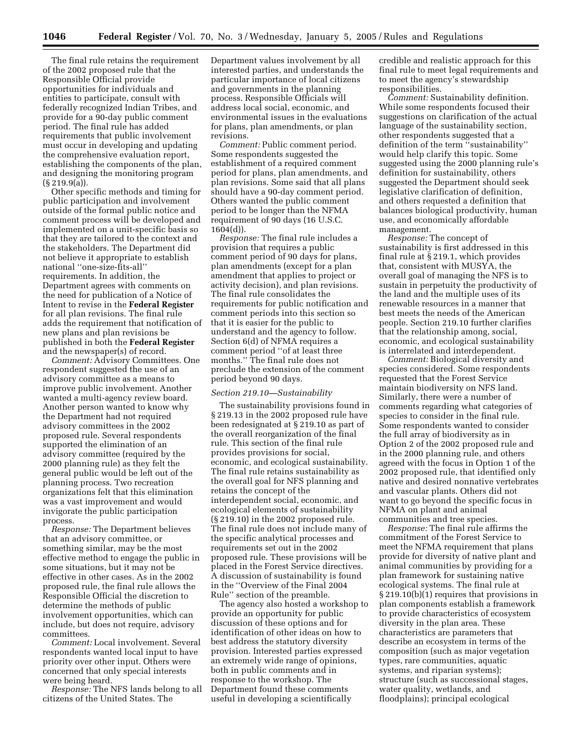The final rule retains the requirement of the 2002 proposed rule that the Responsible Official provide opportunities for individuals and entities to participate, consult with federally recognized Indian Tribes, and provide for a 90-day public comment period. The final rule has added requirements that public involvement must occur in developing and updating the comprehensive evaluation report, establishing the components of the plan, and designing the monitoring program (§ 219.9(a)).

Other specific methods and timing for public participation and involvement outside of the formal public notice and comment process will be developed and implemented on a unit-specific basis so that they are tailored to the context and the stakeholders. The Department did not believe it appropriate to establish national ''one-size-fits-all'' requirements. In addition, the Department agrees with comments on the need for publication of a Notice of Intent to revise in the **Federal Register** for all plan revisions. The final rule adds the requirement that notification of new plans and plan revisions be published in both the **Federal Register** and the newspaper(s) of record.

*Comment:* Advisory Committees. One respondent suggested the use of an advisory committee as a means to improve public involvement. Another wanted a multi-agency review board. Another person wanted to know why the Department had not required advisory committees in the 2002 proposed rule. Several respondents supported the elimination of an advisory committee (required by the 2000 planning rule) as they felt the general public would be left out of the planning process. Two recreation organizations felt that this elimination was a vast improvement and would invigorate the public participation process.

*Response:* The Department believes that an advisory committee, or something similar, may be the most effective method to engage the public in some situations, but it may not be effective in other cases. As in the 2002 proposed rule, the final rule allows the Responsible Official the discretion to determine the methods of public involvement opportunities, which can include, but does not require, advisory committees.

*Comment:* Local involvement. Several respondents wanted local input to have priority over other input. Others were concerned that only special interests were being heard.

*Response:* The NFS lands belong to all citizens of the United States. The Department values involvement by all interested parties, and understands the particular importance of local citizens and governments in the planning process. Responsible Officials will address local social, economic, and environmental issues in the evaluations for plans, plan amendments, or plan revisions.

*Comment:* Public comment period. Some respondents suggested the establishment of a required comment period for plans, plan amendments, and plan revisions. Some said that all plans should have a 90-day comment period. Others wanted the public comment period to be longer than the NFMA requirement of 90 days (16 U.S.C. 1604(d)).

*Response:* The final rule includes a provision that requires a public comment period of 90 days for plans, plan amendments (except for a plan amendment that applies to project or activity decision), and plan revisions. The final rule consolidates the requirements for public notification and comment periods into this section so that it is easier for the public to understand and the agency to follow. Section 6(d) of NFMA requires a comment period ''of at least three months.'' The final rule does not preclude the extension of the comment period beyond 90 days.

*Section 219.10—Sustainability*

The sustainability provisions found in § 219.13 in the 2002 proposed rule have been redesignated at § 219.10 as part of the overall reorganization of the final rule. This section of the final rule provides provisions for social, economic, and ecological sustainability. The final rule retains sustainability as the overall goal for NFS planning and retains the concept of the interdependent social, economic, and ecological elements of sustainability (§ 219.10) in the 2002 proposed rule. The final rule does not include many of the specific analytical processes and requirements set out in the 2002 proposed rule. These provisions will be placed in the Forest Service directives. A discussion of sustainability is found in the ''Overview of the Final 2004 Rule'' section of the preamble.

The agency also hosted a workshop to provide an opportunity for public discussion of these options and for identification of other ideas on how to best address the statutory diversity provision. Interested parties expressed an extremely wide range of opinions, both in public comments and in response to the workshop. The Department found these comments useful in developing a scientifically credible and realistic approach for this final rule to meet legal requirements and to meet the agency's stewardship responsibilities.

*Comment:* Sustainability definition. While some respondents focused their suggestions on clarification of the actual language of the sustainability section, other respondents suggested that a definition of the term ''sustainability'' would help clarify this topic. Some suggested using the 2000 planning rule's definition for sustainability, others suggested the Department should seek legislative clarification of definition, and others requested a definition that balances biological productivity, human use, and economically affordable management.

*Response:* The concept of sustainability is first addressed in this final rule at § 219.1, which provides that, consistent with MUSYA, the overall goal of managing the NFS is to sustain in perpetuity the productivity of the land and the multiple uses of its renewable resources in a manner that best meets the needs of the American people. Section 219.10 further clarifies that the relationship among, social, economic, and ecological sustainability is interrelated and interdependent.

*Comment:* Biological diversity and species considered. Some respondents requested that the Forest Service maintain biodiversity on NFS land. Similarly, there were a number of comments regarding what categories of species to consider in the final rule. Some respondents wanted to consider the full array of biodiversity as in Option 2 of the 2002 proposed rule and in the 2000 planning rule, and others agreed with the focus in Option 1 of the 2002 proposed rule, that identified only native and desired nonnative vertebrates and vascular plants. Others did not want to go beyond the specific focus in NFMA on plant and animal communities and tree species.

*Response:* The final rule affirms the commitment of the Forest Service to meet the NFMA requirement that plans provide for diversity of native plant and animal communities by providing for a plan framework for sustaining native ecological systems. The final rule at § 219.10(b)(1) requires that provisions in plan components establish a framework to provide characteristics of ecosystem diversity in the plan area. These characteristics are parameters that describe an ecosystem in terms of the composition (such as major vegetation types, rare communities, aquatic systems, and riparian systems); structure (such as successional stages, water quality, wetlands, and floodplains); principal ecological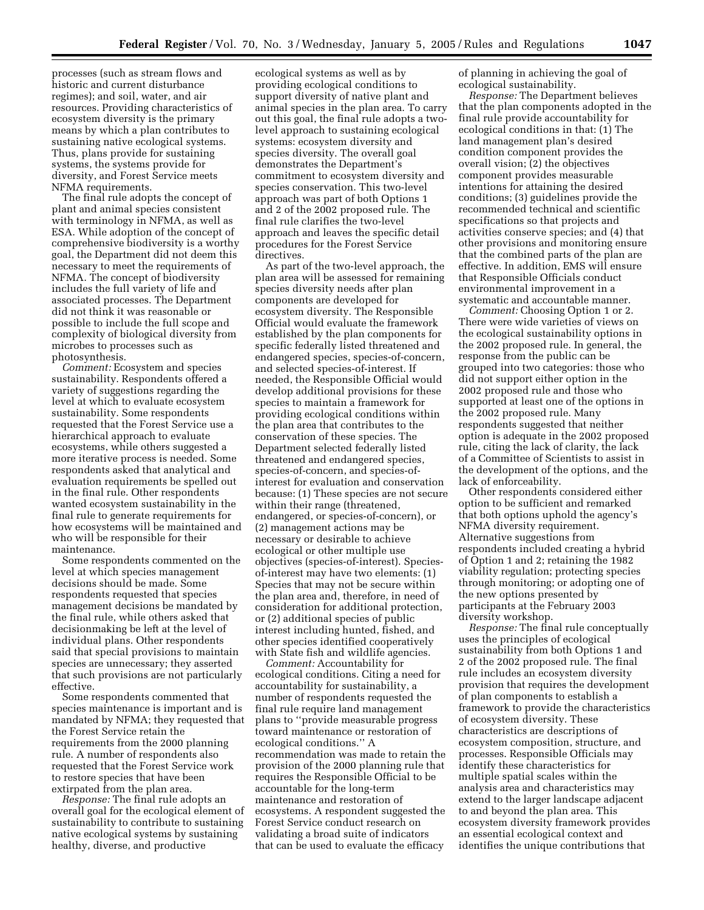processes (such as stream flows and historic and current disturbance regimes); and soil, water, and air resources. Providing characteristics of ecosystem diversity is the primary means by which a plan contributes to sustaining native ecological systems. Thus, plans provide for sustaining systems, the systems provide for diversity, and Forest Service meets NFMA requirements.

The final rule adopts the concept of plant and animal species consistent with terminology in NFMA, as well as ESA. While adoption of the concept of comprehensive biodiversity is a worthy goal, the Department did not deem this necessary to meet the requirements of NFMA. The concept of biodiversity includes the full variety of life and associated processes. The Department did not think it was reasonable or possible to include the full scope and complexity of biological diversity from microbes to processes such as photosynthesis.

*Comment:* Ecosystem and species sustainability. Respondents offered a variety of suggestions regarding the level at which to evaluate ecosystem sustainability. Some respondents requested that the Forest Service use a hierarchical approach to evaluate ecosystems, while others suggested a more iterative process is needed. Some respondents asked that analytical and evaluation requirements be spelled out in the final rule. Other respondents wanted ecosystem sustainability in the final rule to generate requirements for how ecosystems will be maintained and who will be responsible for their maintenance.

Some respondents commented on the level at which species management decisions should be made. Some respondents requested that species management decisions be mandated by the final rule, while others asked that decisionmaking be left at the level of individual plans. Other respondents said that special provisions to maintain species are unnecessary; they asserted that such provisions are not particularly effective.

Some respondents commented that species maintenance is important and is mandated by NFMA; they requested that the Forest Service retain the requirements from the 2000 planning rule. A number of respondents also requested that the Forest Service work to restore species that have been extirpated from the plan area.

*Response:* The final rule adopts an overall goal for the ecological element of sustainability to contribute to sustaining native ecological systems by sustaining healthy, diverse, and productive ecological systems as well as by providing ecological conditions to support diversity of native plant and animal species in the plan area. To carry out this goal, the final rule adopts a two-level approach to sustaining ecological systems: ecosystem diversity and species diversity. The overall goal demonstrates the Department's commitment to ecosystem diversity and species conservation. This two-level approach was part of both Options 1 and 2 of the 2002 proposed rule. The final rule clarifies the two-level approach and leaves the specific detail procedures for the Forest Service directives.

As part of the two-level approach, the plan area will be assessed for remaining species diversity needs after plan components are developed for ecosystem diversity. The Responsible Official would evaluate the framework established by the plan components for specific federally listed threatened and endangered species, species-of-concern, and selected species-of-interest. If needed, the Responsible Official would develop additional provisions for these species to maintain a framework for providing ecological conditions within the plan area that contributes to the conservation of these species. The Department selected federally listed threatened and endangered species, species-of-concern, and species-of-interest for evaluation and conservation because: (1) These species are not secure within their range (threatened, endangered, or species-of-concern), or (2) management actions may be necessary or desirable to achieve ecological or other multiple use objectives (species-of-interest). Species-of-interest may have two elements: (1) Species that may not be secure within the plan area and, therefore, in need of consideration for additional protection, or (2) additional species of public interest including hunted, fished, and other species identified cooperatively with State fish and wildlife agencies.

*Comment:* Accountability for ecological conditions. Citing a need for accountability for sustainability, a number of respondents requested the final rule require land management plans to ''provide measurable progress toward maintenance or restoration of ecological conditions.'' A recommendation was made to retain the provision of the 2000 planning rule that requires the Responsible Official to be accountable for the long-term maintenance and restoration of ecosystems. A respondent suggested the Forest Service conduct research on validating a broad suite of indicators that can be used to evaluate the efficacy of planning in achieving the goal of ecological sustainability.

*Response:* The Department believes that the plan components adopted in the final rule provide accountability for ecological conditions in that: (1) The land management plan's desired condition component provides the overall vision; (2) the objectives component provides measurable intentions for attaining the desired conditions; (3) guidelines provide the recommended technical and scientific specifications so that projects and activities conserve species; and (4) that other provisions and monitoring ensure that the combined parts of the plan are effective. In addition, EMS will ensure that Responsible Officials conduct environmental improvement in a systematic and accountable manner.

*Comment:* Choosing Option 1 or 2. There were wide varieties of views on the ecological sustainability options in the 2002 proposed rule. In general, the response from the public can be grouped into two categories: those who did not support either option in the 2002 proposed rule and those who supported at least one of the options in the 2002 proposed rule. Many respondents suggested that neither option is adequate in the 2002 proposed rule, citing the lack of clarity, the lack of a Committee of Scientists to assist in the development of the options, and the lack of enforceability.

Other respondents considered either option to be sufficient and remarked that both options uphold the agency's NFMA diversity requirement. Alternative suggestions from respondents included creating a hybrid of Option 1 and 2; retaining the 1982 viability regulation; protecting species through monitoring; or adopting one of the new options presented by participants at the February 2003 diversity workshop.

*Response:* The final rule conceptually uses the principles of ecological sustainability from both Options 1 and 2 of the 2002 proposed rule. The final rule includes an ecosystem diversity provision that requires the development of plan components to establish a framework to provide the characteristics of ecosystem diversity. These characteristics are descriptions of ecosystem composition, structure, and processes. Responsible Officials may identify these characteristics for multiple spatial scales within the analysis area and characteristics may extend to the larger landscape adjacent to and beyond the plan area. This ecosystem diversity framework provides an essential ecological context and identifies the unique contributions that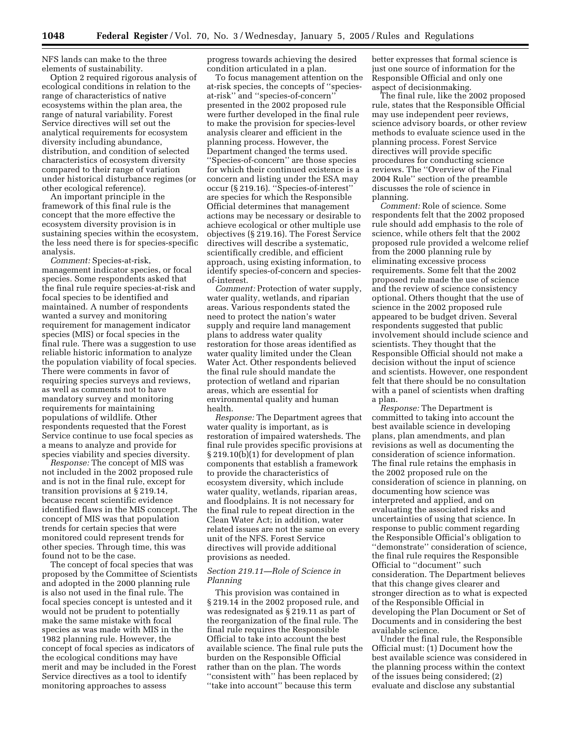NFS lands can make to the three elements of sustainability.

Option 2 required rigorous analysis of ecological conditions in relation to the range of characteristics of native ecosystems within the plan area, the range of natural variability. Forest Service directives will set out the analytical requirements for ecosystem diversity including abundance, distribution, and condition of selected characteristics of ecosystem diversity compared to their range of variation under historical disturbance regimes (or other ecological reference).

An important principle in the framework of this final rule is the concept that the more effective the ecosystem diversity provision is in sustaining species within the ecosystem, the less need there is for species-specific analysis.

*Comment:* Species-at-risk, management indicator species, or focal species. Some respondents asked that the final rule require species-at-risk and focal species to be identified and maintained. A number of respondents wanted a survey and monitoring requirement for management indicator species (MIS) or focal species in the final rule. There was a suggestion to use reliable historic information to analyze the population viability of focal species. There were comments in favor of requiring species surveys and reviews, as well as comments not to have mandatory survey and monitoring requirements for maintaining populations of wildlife. Other respondents requested that the Forest Service continue to use focal species as a means to analyze and provide for species viability and species diversity.

*Response:* The concept of MIS was not included in the 2002 proposed rule and is not in the final rule, except for transition provisions at § 219.14, because recent scientific evidence identified flaws in the MIS concept. The concept of MIS was that population trends for certain species that were monitored could represent trends for other species. Through time, this was found not to be the case.

The concept of focal species that was proposed by the Committee of Scientists and adopted in the 2000 planning rule is also not used in the final rule. The focal species concept is untested and it would not be prudent to potentially make the same mistake with focal species as was made with MIS in the 1982 planning rule. However, the concept of focal species as indicators of the ecological conditions may have merit and may be included in the Forest Service directives as a tool to identify monitoring approaches to assess progress towards achieving the desired condition articulated in a plan.

To focus management attention on the at-risk species, the concepts of ''species-at-risk'' and ''species-of-concern'' presented in the 2002 proposed rule were further developed in the final rule to make the provision for species-level analysis clearer and efficient in the planning process. However, the Department changed the terms used. ''Species-of-concern'' are those species for which their continued existence is a concern and listing under the ESA may occur (§ 219.16). ''Species-of-interest'' are species for which the Responsible Official determines that management actions may be necessary or desirable to achieve ecological or other multiple use objectives (§ 219.16). The Forest Service directives will describe a systematic, scientifically credible, and efficient approach, using existing information, to identify species-of-concern and species-of-interest.

*Comment:* Protection of water supply, water quality, wetlands, and riparian areas. Various respondents stated the need to protect the nation's water supply and require land management plans to address water quality restoration for those areas identified as water quality limited under the Clean Water Act. Other respondents believed the final rule should mandate the protection of wetland and riparian areas, which are essential for environmental quality and human health.

*Response:* The Department agrees that water quality is important, as is restoration of impaired watersheds. The final rule provides specific provisions at § 219.10(b)(1) for development of plan components that establish a framework to provide the characteristics of ecosystem diversity, which include water quality, wetlands, riparian areas, and floodplains. It is not necessary for the final rule to repeat direction in the Clean Water Act; in addition, water related issues are not the same on every unit of the NFS. Forest Service directives will provide additional provisions as needed.

### *Section 219.11—Role of Science in Planning*

This provision was contained in § 219.14 in the 2002 proposed rule, and was redesignated as § 219.11 as part of the reorganization of the final rule. The final rule requires the Responsible Official to take into account the best available science. The final rule puts the burden on the Responsible Official rather than on the plan. The words ''consistent with'' has been replaced by ''take into account'' because this term better expresses that formal science is just one source of information for the Responsible Official and only one aspect of decisionmaking.

The final rule, like the 2002 proposed rule, states that the Responsible Official may use independent peer reviews, science advisory boards, or other review methods to evaluate science used in the planning process. Forest Service directives will provide specific procedures for conducting science reviews. The ''Overview of the Final 2004 Rule'' section of the preamble discusses the role of science in planning.

*Comment:* Role of science. Some respondents felt that the 2002 proposed rule should add emphasis to the role of science, while others felt that the 2002 proposed rule provided a welcome relief from the 2000 planning rule by eliminating excessive process requirements. Some felt that the 2002 proposed rule made the use of science and the review of science consistency optional. Others thought that the use of science in the 2002 proposed rule appeared to be budget driven. Several respondents suggested that public involvement should include science and scientists. They thought that the Responsible Official should not make a decision without the input of science and scientists. However, one respondent felt that there should be no consultation with a panel of scientists when drafting a plan.

*Response:* The Department is committed to taking into account the best available science in developing plans, plan amendments, and plan revisions as well as documenting the consideration of science information. The final rule retains the emphasis in the 2002 proposed rule on the consideration of science in planning, on documenting how science was interpreted and applied, and on evaluating the associated risks and uncertainties of using that science. In response to public comment regarding the Responsible Official's obligation to ''demonstrate'' consideration of science, the final rule requires the Responsible Official to ''document'' such consideration. The Department believes that this change gives clearer and stronger direction as to what is expected of the Responsible Official in developing the Plan Document or Set of Documents and in considering the best available science.

Under the final rule, the Responsible Official must: (1) Document how the best available science was considered in the planning process within the context of the issues being considered; (2) evaluate and disclose any substantial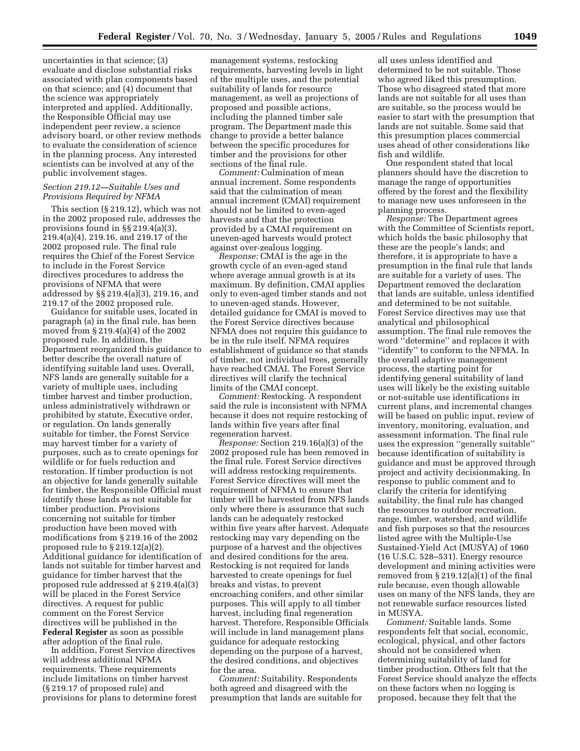uncertainties in that science; (3) evaluate and disclose substantial risks associated with plan components based on that science; and (4) document that the science was appropriately interpreted and applied. Additionally, the Responsible Official may use independent peer review, a science advisory board, or other review methods to evaluate the consideration of science in the planning process. Any interested scientists can be involved at any of the public involvement stages.

### *Section 219.12—Suitable Uses and Provisions Required by NFMA*

This section (§ 219.12), which was not in the 2002 proposed rule, addresses the provisions found in §§ 219.4(a)(3), 219.4(a)(4), 219.16, and 219.17 of the 2002 proposed rule. The final rule requires the Chief of the Forest Service to include in the Forest Service directives procedures to address the provisions of NFMA that were addressed by §§ 219.4(a)(3), 219.16, and 219.17 of the 2002 proposed rule.

Guidance for suitable uses, located in paragraph (a) in the final rule, has been moved from § 219.4(a)(4) of the 2002 proposed rule. In addition, the Department reorganized this guidance to better describe the overall nature of identifying suitable land uses. Overall, NFS lands are generally suitable for a variety of multiple uses, including timber harvest and timber production, unless administratively withdrawn or prohibited by statute, Executive order, or regulation. On lands generally suitable for timber, the Forest Service may harvest timber for a variety of purposes, such as to create openings for wildlife or for fuels reduction and restoration. If timber production is not an objective for lands generally suitable for timber, the Responsible Official must identify these lands as not suitable for timber production. Provisions concerning not suitable for timber production have been moved with modifications from § 219.16 of the 2002 proposed rule to § 219.12(a)(2). Additional guidance for identification of lands not suitable for timber harvest and guidance for timber harvest that the proposed rule addressed at § 219.4(a)(3) will be placed in the Forest Service directives. A request for public comment on the Forest Service directives will be published in the **Federal Register** as soon as possible after adoption of the final rule.

In addition, Forest Service directives will address additional NFMA requirements. These requirements include limitations on timber harvest (§ 219.17 of proposed rule) and provisions for plans to determine forest management systems, restocking requirements, harvesting levels in light of the multiple uses, and the potential suitability of lands for resource management, as well as projections of proposed and possible actions, including the planned timber sale program. The Department made this change to provide a better balance between the specific procedures for timber and the provisions for other sections of the final rule.

*Comment:* Culmination of mean annual increment. Some respondents said that the culmination of mean annual increment (CMAI) requirement should not be limited to even-aged harvests and that the protection provided by a CMAI requirement on uneven-aged harvests would protect against over-zealous logging.

*Response:* CMAI is the age in the growth cycle of an even-aged stand where average annual growth is at its maximum. By definition, CMAI applies only to even-aged timber stands and not to uneven-aged stands. However, detailed guidance for CMAI is moved to the Forest Service directives because NFMA does not require this guidance to be in the rule itself. NFMA requires establishment of guidance so that stands of timber, not individual trees, generally have reached CMAI. The Forest Service directives will clarify the technical limits of the CMAI concept.

*Comment:* Restocking. A respondent said the rule is inconsistent with NFMA because it does not require restocking of lands within five years after final regeneration harvest.

*Response:* Section 219.16(a)(3) of the 2002 proposed rule has been removed in the final rule. Forest Service directives will address restocking requirements. Forest Service directives will meet the requirement of NFMA to ensure that timber will be harvested from NFS lands only where there is assurance that such lands can be adequately restocked within five years after harvest. Adequate restocking may vary depending on the purpose of a harvest and the objectives and desired conditions for the area. Restocking is not required for lands harvested to create openings for fuel breaks and vistas, to prevent encroaching conifers, and other similar purposes. This will apply to all timber harvest, including final regeneration harvest. Therefore, Responsible Officials will include in land management plans guidance for adequate restocking depending on the purpose of a harvest, the desired conditions, and objectives for the area.

*Comment:* Suitability. Respondents both agreed and disagreed with the presumption that lands are suitable for all uses unless identified and determined to be not suitable. Those who agreed liked this presumption. Those who disagreed stated that more lands are not suitable for all uses than are suitable, so the process would be easier to start with the presumption that lands are not suitable. Some said that this presumption places commercial uses ahead of other considerations like fish and wildlife.

One respondent stated that local planners should have the discretion to manage the range of opportunities offered by the forest and the flexibility to manage new uses unforeseen in the planning process.

*Response:* The Department agrees with the Committee of Scientists report, which holds the basic philosophy that these are the people's lands; and therefore, it is appropriate to have a presumption in the final rule that lands are suitable for a variety of uses. The Department removed the declaration that lands are suitable, unless identified and determined to be not suitable. Forest Service directives may use that analytical and philosophical assumption. The final rule removes the word ''determine'' and replaces it with ''identify'' to conform to the NFMA. In the overall adaptive management process, the starting point for identifying general suitability of land uses will likely be the existing suitable or not-suitable use identifications in current plans, and incremental changes will be based on public input, review of inventory, monitoring, evaluation, and assessment information. The final rule uses the expression ''generally suitable'' because identification of suitability is guidance and must be approved through project and activity decisionmaking. In response to public comment and to clarify the criteria for identifying suitability, the final rule has changed the resources to outdoor recreation, range, timber, watershed, and wildlife and fish purposes so that the resources listed agree with the Multiple-Use Sustained-Yield Act (MUSYA) of 1960 (16 U.S.C. 528–531). Energy resource development and mining activities were removed from § 219.12(a)(1) of the final rule because, even though allowable uses on many of the NFS lands, they are not renewable surface resources listed in MUSYA.

*Comment:* Suitable lands. Some respondents felt that social, economic, ecological, physical, and other factors should not be considered when determining suitability of land for timber production. Others felt that the Forest Service should analyze the effects on these factors when no logging is proposed, because they felt that the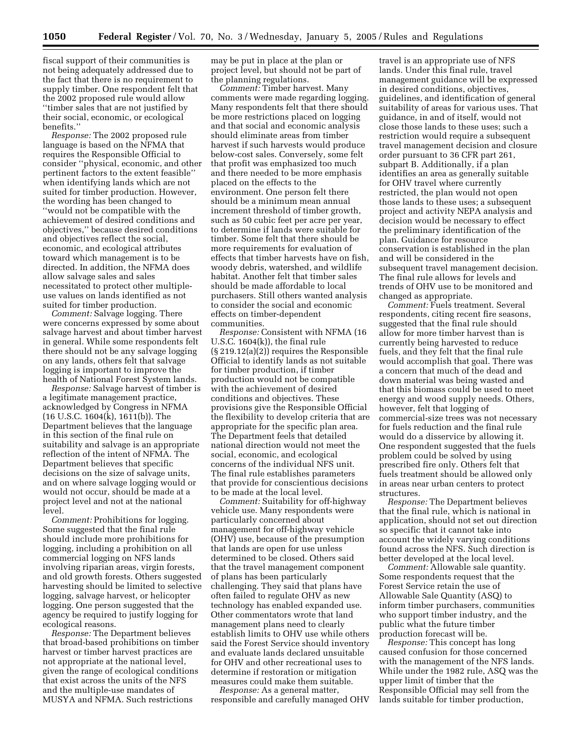fiscal support of their communities is not being adequately addressed due to the fact that there is no requirement to supply timber. One respondent felt that the 2002 proposed rule would allow ''timber sales that are not justified by their social, economic, or ecological benefits.''

*Response:* The 2002 proposed rule language is based on the NFMA that requires the Responsible Official to consider ''physical, economic, and other pertinent factors to the extent feasible'' when identifying lands which are not suited for timber production. However, the wording has been changed to ''would not be compatible with the achievement of desired conditions and objectives,'' because desired conditions and objectives reflect the social, economic, and ecological attributes toward which management is to be directed. In addition, the NFMA does allow salvage sales and sales necessitated to protect other multiple-use values on lands identified as not suited for timber production.

*Comment:* Salvage logging. There were concerns expressed by some about salvage harvest and about timber harvest in general. While some respondents felt there should not be any salvage logging on any lands, others felt that salvage logging is important to improve the health of National Forest System lands.

*Response:* Salvage harvest of timber is a legitimate management practice, acknowledged by Congress in NFMA (16 U.S.C. 1604(k), 1611(b)). The Department believes that the language in this section of the final rule on suitability and salvage is an appropriate reflection of the intent of NFMA. The Department believes that specific decisions on the size of salvage units, and on where salvage logging would or would not occur, should be made at a project level and not at the national level.

*Comment:* Prohibitions for logging. Some suggested that the final rule should include more prohibitions for logging, including a prohibition on all commercial logging on NFS lands involving riparian areas, virgin forests, and old growth forests. Others suggested harvesting should be limited to selective logging, salvage harvest, or helicopter logging. One person suggested that the agency be required to justify logging for ecological reasons.

*Response:* The Department believes that broad-based prohibitions on timber harvest or timber harvest practices are not appropriate at the national level, given the range of ecological conditions that exist across the units of the NFS and the multiple-use mandates of MUSYA and NFMA. Such restrictions may be put in place at the plan or project level, but should not be part of the planning regulations.

*Comment:* Timber harvest. Many comments were made regarding logging. Many respondents felt that there should be more restrictions placed on logging and that social and economic analysis should eliminate areas from timber harvest if such harvests would produce below-cost sales. Conversely, some felt that profit was emphasized too much and there needed to be more emphasis placed on the effects to the environment. One person felt there should be a minimum mean annual increment threshold of timber growth, such as 50 cubic feet per acre per year, to determine if lands were suitable for timber. Some felt that there should be more requirements for evaluation of effects that timber harvests have on fish, woody debris, watershed, and wildlife habitat. Another felt that timber sales should be made affordable to local purchasers. Still others wanted analysis to consider the social and economic effects on timber-dependent communities.

*Response:* Consistent with NFMA (16 U.S.C. 1604(k)), the final rule (§ 219.12(a)(2)) requires the Responsible Official to identify lands as not suitable for timber production, if timber production would not be compatible with the achievement of desired conditions and objectives. These provisions give the Responsible Official the flexibility to develop criteria that are appropriate for the specific plan area. The Department feels that detailed national direction would not meet the social, economic, and ecological concerns of the individual NFS unit. The final rule establishes parameters that provide for conscientious decisions to be made at the local level.

*Comment:* Suitability for off-highway vehicle use. Many respondents were particularly concerned about management for off-highway vehicle (OHV) use, because of the presumption that lands are open for use unless determined to be closed. Others said that the travel management component of plans has been particularly challenging. They said that plans have often failed to regulate OHV as new technology has enabled expanded use. Other commentators wrote that land management plans need to clearly establish limits to OHV use while others said the Forest Service should inventory and evaluate lands declared unsuitable for OHV and other recreational uses to determine if restoration or mitigation measures could make them suitable.

*Response:* As a general matter, responsible and carefully managed OHV travel is an appropriate use of NFS lands. Under this final rule, travel management guidance will be expressed in desired conditions, objectives, guidelines, and identification of general suitability of areas for various uses. That guidance, in and of itself, would not close those lands to these uses; such a restriction would require a subsequent travel management decision and closure order pursuant to 36 CFR part 261, subpart B. Additionally, if a plan identifies an area as generally suitable for OHV travel where currently restricted, the plan would not open those lands to these uses; a subsequent project and activity NEPA analysis and decision would be necessary to effect the preliminary identification of the plan. Guidance for resource conservation is established in the plan and will be considered in the subsequent travel management decision. The final rule allows for levels and trends of OHV use to be monitored and changed as appropriate.

*Comment:* Fuels treatment. Several respondents, citing recent fire seasons, suggested that the final rule should allow for more timber harvest than is currently being harvested to reduce fuels, and they felt that the final rule would accomplish that goal. There was a concern that much of the dead and down material was being wasted and that this biomass could be used to meet energy and wood supply needs. Others, however, felt that logging of commercial-size trees was not necessary for fuels reduction and the final rule would do a disservice by allowing it. One respondent suggested that the fuels problem could be solved by using prescribed fire only. Others felt that fuels treatment should be allowed only in areas near urban centers to protect structures.

*Response:* The Department believes that the final rule, which is national in application, should not set out direction so specific that it cannot take into account the widely varying conditions found across the NFS. Such direction is better developed at the local level.

*Comment:* Allowable sale quantity. Some respondents request that the Forest Service retain the use of Allowable Sale Quantity (ASQ) to inform timber purchasers, communities who support timber industry, and the public what the future timber production forecast will be.

*Response:* This concept has long caused confusion for those concerned with the management of the NFS lands. While under the 1982 rule, ASQ was the upper limit of timber that the Responsible Official may sell from the lands suitable for timber production,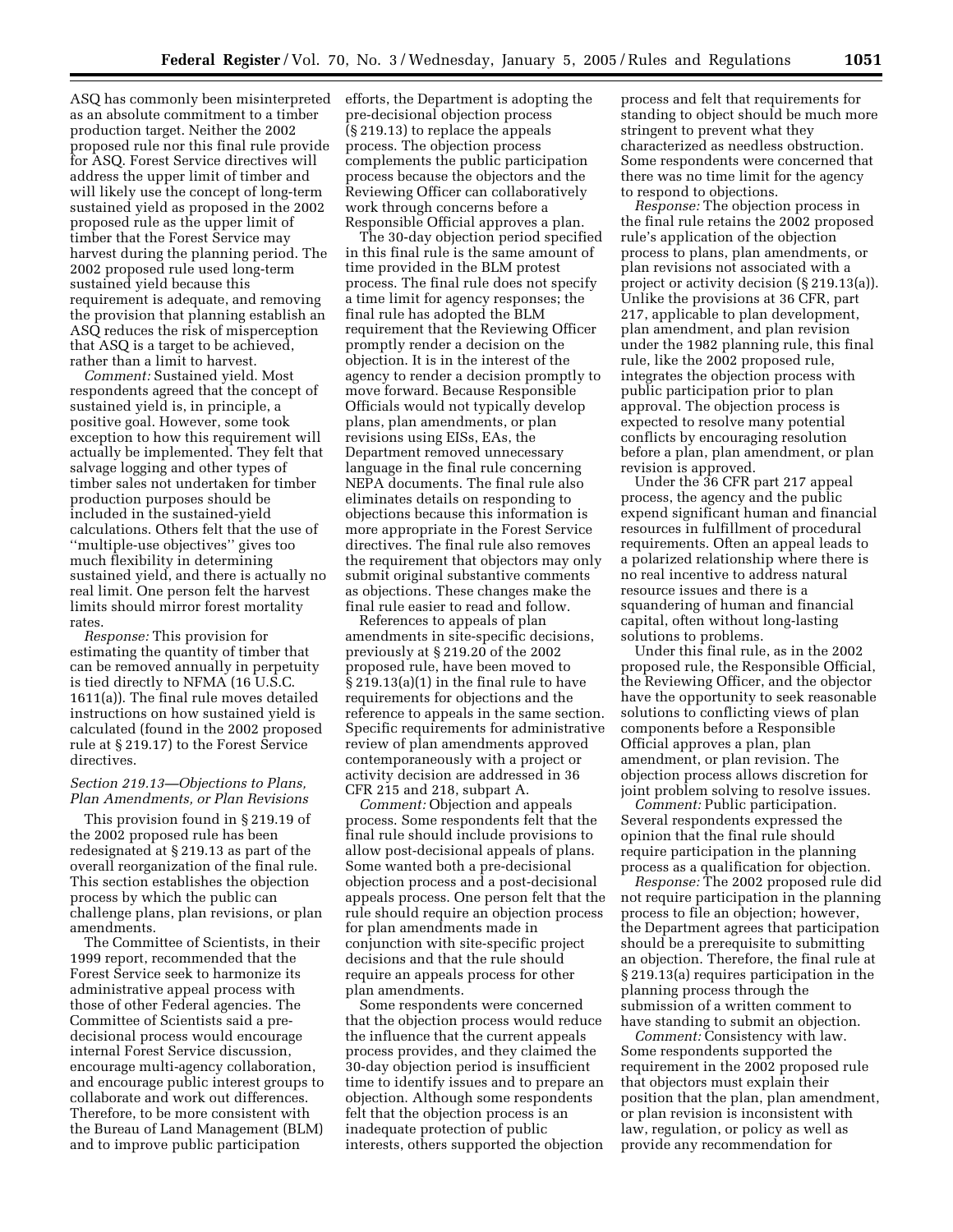ASQ has commonly been misinterpreted as an absolute commitment to a timber production target. Neither the 2002 proposed rule nor this final rule provide for ASQ. Forest Service directives will address the upper limit of timber and will likely use the concept of long-term sustained yield as proposed in the 2002 proposed rule as the upper limit of timber that the Forest Service may harvest during the planning period. The 2002 proposed rule used long-term sustained yield because this requirement is adequate, and removing the provision that planning establish an ASQ reduces the risk of misperception that ASQ is a target to be achieved, rather than a limit to harvest.

*Comment:* Sustained yield. Most respondents agreed that the concept of sustained yield is, in principle, a positive goal. However, some took exception to how this requirement will actually be implemented. They felt that salvage logging and other types of timber sales not undertaken for timber production purposes should be included in the sustained-yield calculations. Others felt that the use of ''multiple-use objectives'' gives too much flexibility in determining sustained yield, and there is actually no real limit. One person felt the harvest limits should mirror forest mortality rates.

*Response:* This provision for estimating the quantity of timber that can be removed annually in perpetuity is tied directly to NFMA (16 U.S.C. 1611(a)). The final rule moves detailed instructions on how sustained yield is calculated (found in the 2002 proposed rule at § 219.17) to the Forest Service directives.

### *Section 219.13—Objections to Plans, Plan Amendments, or Plan Revisions*

This provision found in § 219.19 of the 2002 proposed rule has been redesignated at § 219.13 as part of the overall reorganization of the final rule. This section establishes the objection process by which the public can challenge plans, plan revisions, or plan amendments.

The Committee of Scientists, in their 1999 report, recommended that the Forest Service seek to harmonize its administrative appeal process with those of other Federal agencies. The Committee of Scientists said a pre-decisional process would encourage internal Forest Service discussion, encourage multi-agency collaboration, and encourage public interest groups to collaborate and work out differences. Therefore, to be more consistent with the Bureau of Land Management (BLM) and to improve public participation efforts, the Department is adopting the pre-decisional objection process (§ 219.13) to replace the appeals process. The objection process complements the public participation process because the objectors and the Reviewing Officer can collaboratively work through concerns before a Responsible Official approves a plan.

The 30-day objection period specified in this final rule is the same amount of time provided in the BLM protest process. The final rule does not specify a time limit for agency responses; the final rule has adopted the BLM requirement that the Reviewing Officer promptly render a decision on the objection. It is in the interest of the agency to render a decision promptly to move forward. Because Responsible Officials would not typically develop plans, plan amendments, or plan revisions using EISs, EAs, the Department removed unnecessary language in the final rule concerning NEPA documents. The final rule also eliminates details on responding to objections because this information is more appropriate in the Forest Service directives. The final rule also removes the requirement that objectors may only submit original substantive comments as objections. These changes make the final rule easier to read and follow.

References to appeals of plan amendments in site-specific decisions, previously at § 219.20 of the 2002 proposed rule, have been moved to § 219.13(a)(1) in the final rule to have requirements for objections and the reference to appeals in the same section. Specific requirements for administrative review of plan amendments approved contemporaneously with a project or activity decision are addressed in 36 CFR 215 and 218, subpart A.

*Comment:* Objection and appeals process. Some respondents felt that the final rule should include provisions to allow post-decisional appeals of plans. Some wanted both a pre-decisional objection process and a post-decisional appeals process. One person felt that the rule should require an objection process for plan amendments made in conjunction with site-specific project decisions and that the rule should require an appeals process for other plan amendments.

Some respondents were concerned that the objection process would reduce the influence that the current appeals process provides, and they claimed the 30-day objection period is insufficient time to identify issues and to prepare an objection. Although some respondents felt that the objection process is an inadequate protection of public interests, others supported the objection process and felt that requirements for standing to object should be much more stringent to prevent what they characterized as needless obstruction. Some respondents were concerned that there was no time limit for the agency to respond to objections.

*Response:* The objection process in the final rule retains the 2002 proposed rule's application of the objection process to plans, plan amendments, or plan revisions not associated with a project or activity decision (§ 219.13(a)). Unlike the provisions at 36 CFR, part 217, applicable to plan development, plan amendment, and plan revision under the 1982 planning rule, this final rule, like the 2002 proposed rule, integrates the objection process with public participation prior to plan approval. The objection process is expected to resolve many potential conflicts by encouraging resolution before a plan, plan amendment, or plan revision is approved.

Under the 36 CFR part 217 appeal process, the agency and the public expend significant human and financial resources in fulfillment of procedural requirements. Often an appeal leads to a polarized relationship where there is no real incentive to address natural resource issues and there is a squandering of human and financial capital, often without long-lasting solutions to problems.

Under this final rule, as in the 2002 proposed rule, the Responsible Official, the Reviewing Officer, and the objector have the opportunity to seek reasonable solutions to conflicting views of plan components before a Responsible Official approves a plan, plan amendment, or plan revision. The objection process allows discretion for joint problem solving to resolve issues.

*Comment:* Public participation. Several respondents expressed the opinion that the final rule should require participation in the planning process as a qualification for objection.

*Response:* The 2002 proposed rule did not require participation in the planning process to file an objection; however, the Department agrees that participation should be a prerequisite to submitting an objection. Therefore, the final rule at § 219.13(a) requires participation in the planning process through the submission of a written comment to have standing to submit an objection.

*Comment:* Consistency with law. Some respondents supported the requirement in the 2002 proposed rule that objectors must explain their position that the plan, plan amendment, or plan revision is inconsistent with law, regulation, or policy as well as provide any recommendation for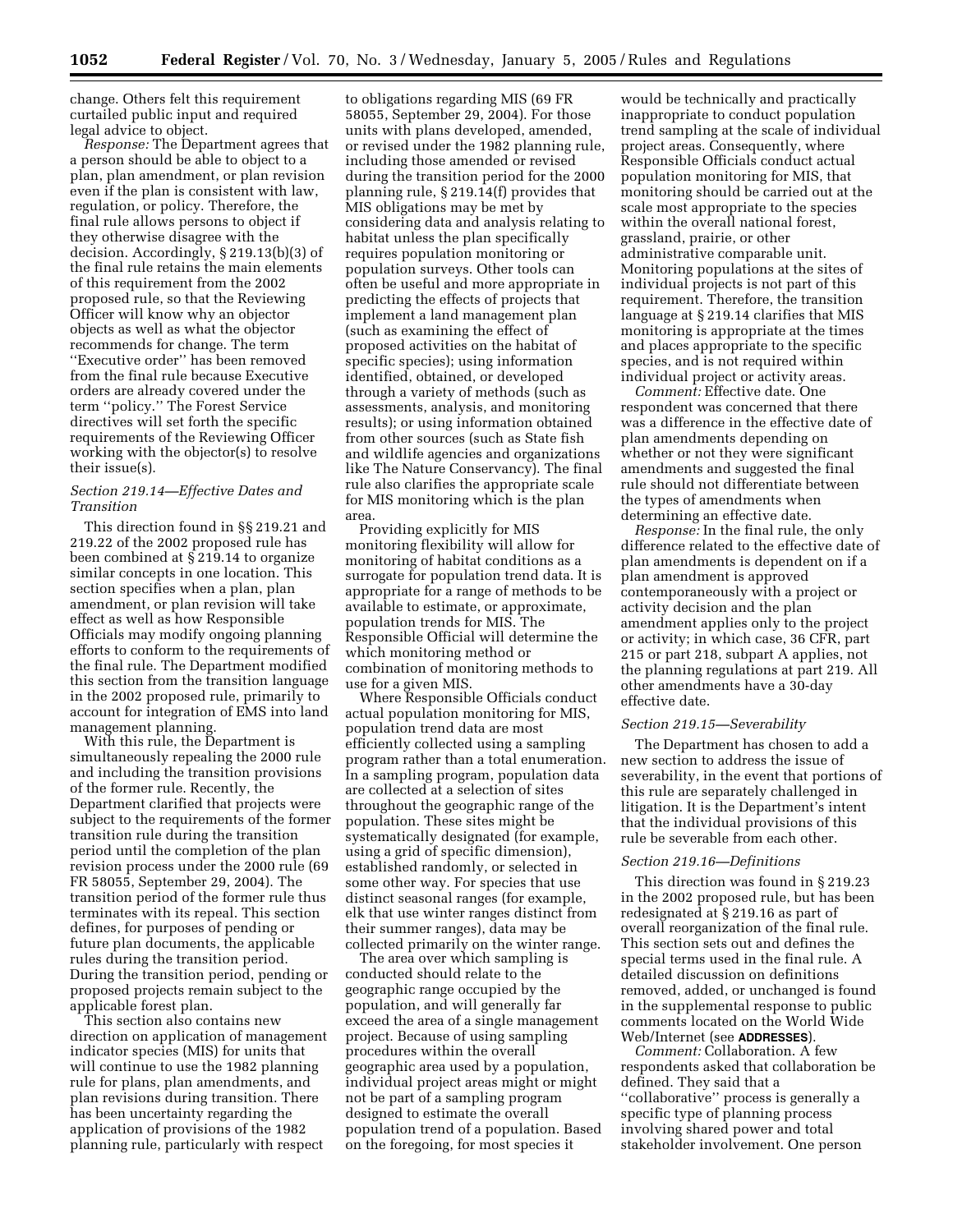change. Others felt this requirement curtailed public input and required legal advice to object.

*Response:* The Department agrees that a person should be able to object to a plan, plan amendment, or plan revision even if the plan is consistent with law, regulation, or policy. Therefore, the final rule allows persons to object if they otherwise disagree with the decision. Accordingly, § 219.13(b)(3) of the final rule retains the main elements of this requirement from the 2002 proposed rule, so that the Reviewing Officer will know why an objector objects as well as what the objector recommends for change. The term ''Executive order'' has been removed from the final rule because Executive orders are already covered under the term ''policy.'' The Forest Service directives will set forth the specific requirements of the Reviewing Officer working with the objector(s) to resolve their issue(s).

### *Section 219.14—Effective Dates and Transition*

This direction found in §§ 219.21 and 219.22 of the 2002 proposed rule has been combined at § 219.14 to organize similar concepts in one location. This section specifies when a plan, plan amendment, or plan revision will take effect as well as how Responsible Officials may modify ongoing planning efforts to conform to the requirements of the final rule. The Department modified this section from the transition language in the 2002 proposed rule, primarily to account for integration of EMS into land management planning.

With this rule, the Department is simultaneously repealing the 2000 rule and including the transition provisions of the former rule. Recently, the Department clarified that projects were subject to the requirements of the former transition rule during the transition period until the completion of the plan revision process under the 2000 rule (69 FR 58055, September 29, 2004). The transition period of the former rule thus terminates with its repeal. This section defines, for purposes of pending or future plan documents, the applicable rules during the transition period. During the transition period, pending or proposed projects remain subject to the applicable forest plan.

This section also contains new direction on application of management indicator species (MIS) for units that will continue to use the 1982 planning rule for plans, plan amendments, and plan revisions during transition. There has been uncertainty regarding the application of provisions of the 1982 planning rule, particularly with respect to obligations regarding MIS (69 FR 58055, September 29, 2004). For those units with plans developed, amended, or revised under the 1982 planning rule, including those amended or revised during the transition period for the 2000 planning rule, § 219.14(f) provides that MIS obligations may be met by considering data and analysis relating to habitat unless the plan specifically requires population monitoring or population surveys. Other tools can often be useful and more appropriate in predicting the effects of projects that implement a land management plan (such as examining the effect of proposed activities on the habitat of specific species); using information identified, obtained, or developed through a variety of methods (such as assessments, analysis, and monitoring results); or using information obtained from other sources (such as State fish and wildlife agencies and organizations like The Nature Conservancy). The final rule also clarifies the appropriate scale for MIS monitoring which is the plan area.

Providing explicitly for MIS monitoring flexibility will allow for monitoring of habitat conditions as a surrogate for population trend data. It is appropriate for a range of methods to be available to estimate, or approximate, population trends for MIS. The Responsible Official will determine the which monitoring method or combination of monitoring methods to use for a given MIS.

Where Responsible Officials conduct actual population monitoring for MIS, population trend data are most efficiently collected using a sampling program rather than a total enumeration. In a sampling program, population data are collected at a selection of sites throughout the geographic range of the population. These sites might be systematically designated (for example, using a grid of specific dimension), established randomly, or selected in some other way. For species that use distinct seasonal ranges (for example, elk that use winter ranges distinct from their summer ranges), data may be collected primarily on the winter range.

The area over which sampling is conducted should relate to the geographic range occupied by the population, and will generally far exceed the area of a single management project. Because of using sampling procedures within the overall geographic area used by a population, individual project areas might or might not be part of a sampling program designed to estimate the overall population trend of a population. Based on the foregoing, for most species it would be technically and practically inappropriate to conduct population trend sampling at the scale of individual project areas. Consequently, where Responsible Officials conduct actual population monitoring for MIS, that monitoring should be carried out at the scale most appropriate to the species within the overall national forest, grassland, prairie, or other administrative comparable unit. Monitoring populations at the sites of individual projects is not part of this requirement. Therefore, the transition language at § 219.14 clarifies that MIS monitoring is appropriate at the times and places appropriate to the specific species, and is not required within individual project or activity areas.

*Comment:* Effective date. One respondent was concerned that there was a difference in the effective date of plan amendments depending on whether or not they were significant amendments and suggested the final rule should not differentiate between the types of amendments when determining an effective date.

*Response:* In the final rule, the only difference related to the effective date of plan amendments is dependent on if a plan amendment is approved contemporaneously with a project or activity decision and the plan amendment applies only to the project or activity; in which case, 36 CFR, part 215 or part 218, subpart A applies, not the planning regulations at part 219. All other amendments have a 30-day effective date.

### *Section 219.15—Severability*

The Department has chosen to add a new section to address the issue of severability, in the event that portions of this rule are separately challenged in litigation. It is the Department's intent that the individual provisions of this rule be severable from each other.

### *Section 219.16—Definitions*

This direction was found in § 219.23 in the 2002 proposed rule, but has been redesignated at § 219.16 as part of overall reorganization of the final rule. This section sets out and defines the special terms used in the final rule. A detailed discussion on definitions removed, added, or unchanged is found in the supplemental response to public comments located on the World Wide Web/Internet (see **ADDRESSES**).

*Comment:* Collaboration. A few respondents asked that collaboration be defined. They said that a ''collaborative'' process is generally a specific type of planning process involving shared power and total stakeholder involvement. One person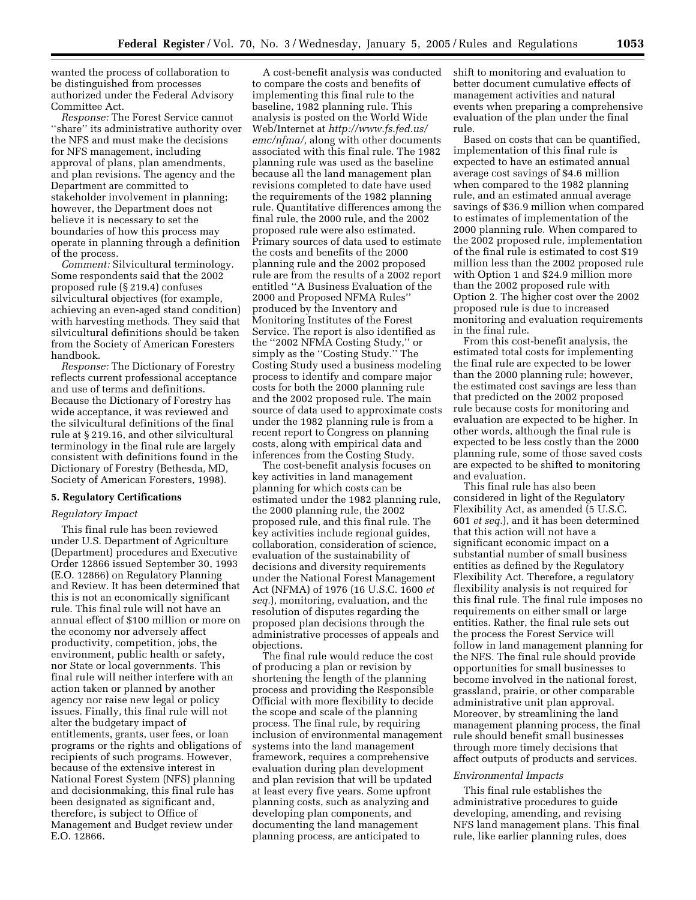wanted the process of collaboration to be distinguished from processes authorized under the Federal Advisory Committee Act.

*Response:* The Forest Service cannot ''share'' its administrative authority over the NFS and must make the decisions for NFS management, including approval of plans, plan amendments, and plan revisions. The agency and the Department are committed to stakeholder involvement in planning; however, the Department does not believe it is necessary to set the boundaries of how this process may operate in planning through a definition of the process.

*Comment:* Silvicultural terminology. Some respondents said that the 2002 proposed rule (§ 219.4) confuses silvicultural objectives (for example, achieving an even-aged stand condition) with harvesting methods. They said that silvicultural definitions should be taken from the Society of American Foresters handbook.

*Response:* The Dictionary of Forestry reflects current professional acceptance and use of terms and definitions. Because the Dictionary of Forestry has wide acceptance, it was reviewed and the silvicultural definitions of the final rule at § 219.16, and other silvicultural terminology in the final rule are largely consistent with definitions found in the Dictionary of Forestry (Bethesda, MD, Society of American Foresters, 1998).

**5. Regulatory Certifications**

*Regulatory Impact*

This final rule has been reviewed under U.S. Department of Agriculture (Department) procedures and Executive Order 12866 issued September 30, 1993 (E.O. 12866) on Regulatory Planning and Review. It has been determined that this is not an economically significant rule. This final rule will not have an annual effect of $100 million or more on the economy nor adversely affect productivity, competition, jobs, the environment, public health or safety, nor State or local governments. This final rule will neither interfere with an action taken or planned by another agency nor raise new legal or policy issues. Finally, this final rule will not alter the budgetary impact of entitlements, grants, user fees, or loan programs or the rights and obligations of recipients of such programs. However, because of the extensive interest in National Forest System (NFS) planning and decisionmaking, this final rule has been designated as significant and, therefore, is subject to Office of Management and Budget review under E.O. 12866.

A cost-benefit analysis was conducted to compare the costs and benefits of implementing this final rule to the baseline, 1982 planning rule. This analysis is posted on the World Wide Web/Internet at *http://www.fs.fed.us/emc/nfma/*, along with other documents associated with this final rule. The 1982 planning rule was used as the baseline because all the land management plan revisions completed to date have used the requirements of the 1982 planning rule. Quantitative differences among the final rule, the 2000 rule, and the 2002 proposed rule were also estimated. Primary sources of data used to estimate the costs and benefits of the 2000 planning rule and the 2002 proposed rule are from the results of a 2002 report entitled ''A Business Evaluation of the 2000 and Proposed NFMA Rules'' produced by the Inventory and Monitoring Institutes of the Forest Service. The report is also identified as the ''2002 NFMA Costing Study,'' or simply as the ''Costing Study.'' The Costing Study used a business modeling process to identify and compare major costs for both the 2000 planning rule and the 2002 proposed rule. The main source of data used to approximate costs under the 1982 planning rule is from a recent report to Congress on planning costs, along with empirical data and inferences from the Costing Study.

The cost-benefit analysis focuses on key activities in land management planning for which costs can be estimated under the 1982 planning rule, the 2000 planning rule, the 2002 proposed rule, and this final rule. The key activities include regional guides, collaboration, consideration of science, evaluation of the sustainability of decisions and diversity requirements under the National Forest Management Act (NFMA) of 1976 (16 U.S.C. 1600 *et seq.*), monitoring, evaluation, and the resolution of disputes regarding the proposed plan decisions through the administrative processes of appeals and objections.

The final rule would reduce the cost of producing a plan or revision by shortening the length of the planning process and providing the Responsible Official with more flexibility to decide the scope and scale of the planning process. The final rule, by requiring inclusion of environmental management systems into the land management framework, requires a comprehensive evaluation during plan development and plan revision that will be updated at least every five years. Some upfront planning costs, such as analyzing and developing plan components, and documenting the land management planning process, are anticipated to shift to monitoring and evaluation to better document cumulative effects of management activities and natural events when preparing a comprehensive evaluation of the plan under the final rule.

Based on costs that can be quantified, implementation of this final rule is expected to have an estimated annual average cost savings of $4.6 million when compared to the 1982 planning rule, and an estimated annual average savings of $36.9 million when compared to estimates of implementation of the 2000 planning rule. When compared to the 2002 proposed rule, implementation of the final rule is estimated to cost $19 million less than the 2002 proposed rule with Option 1 and $24.9 million more than the 2002 proposed rule with Option 2. The higher cost over the 2002 proposed rule is due to increased monitoring and evaluation requirements in the final rule.

From this cost-benefit analysis, the estimated total costs for implementing the final rule are expected to be lower than the 2000 planning rule; however, the estimated cost savings are less than that predicted on the 2002 proposed rule because costs for monitoring and evaluation are expected to be higher. In other words, although the final rule is expected to be less costly than the 2000 planning rule, some of those saved costs are expected to be shifted to monitoring and evaluation.

This final rule has also been considered in light of the Regulatory Flexibility Act, as amended (5 U.S.C. 601 *et seq.*), and it has been determined that this action will not have a significant economic impact on a substantial number of small business entities as defined by the Regulatory Flexibility Act. Therefore, a regulatory flexibility analysis is not required for this final rule. The final rule imposes no requirements on either small or large entities. Rather, the final rule sets out the process the Forest Service will follow in land management planning for the NFS. The final rule should provide opportunities for small businesses to become involved in the national forest, grassland, prairie, or other comparable administrative unit plan approval. Moreover, by streamlining the land management planning process, the final rule should benefit small businesses through more timely decisions that affect outputs of products and services.

*Environmental Impacts*

This final rule establishes the administrative procedures to guide developing, amending, and revising NFS land management plans. This final rule, like earlier planning rules, does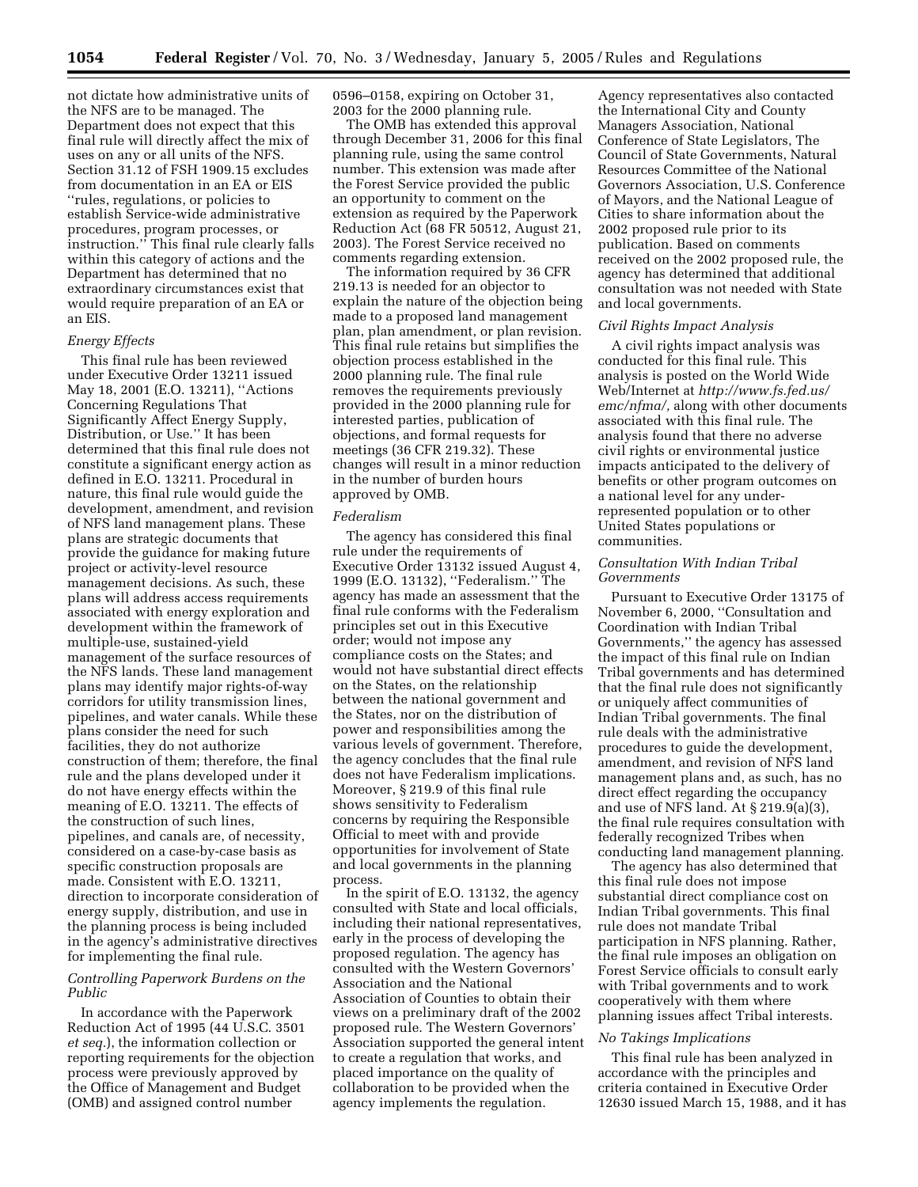not dictate how administrative units of the NFS are to be managed. The Department does not expect that this final rule will directly affect the mix of uses on any or all units of the NFS. Section 31.12 of FSH 1909.15 excludes from documentation in an EA or EIS ''rules, regulations, or policies to establish Service-wide administrative procedures, program processes, or instruction.'' This final rule clearly falls within this category of actions and the Department has determined that no extraordinary circumstances exist that would require preparation of an EA or an EIS.

*Energy Effects*

This final rule has been reviewed under Executive Order 13211 issued May 18, 2001 (E.O. 13211), ''Actions Concerning Regulations That Significantly Affect Energy Supply, Distribution, or Use.'' It has been determined that this final rule does not constitute a significant energy action as defined in E.O. 13211. Procedural in nature, this final rule would guide the development, amendment, and revision of NFS land management plans. These plans are strategic documents that provide the guidance for making future project or activity-level resource management decisions. As such, these plans will address access requirements associated with energy exploration and development within the framework of multiple-use, sustained-yield management of the surface resources of the NFS lands. These land management plans may identify major rights-of-way corridors for utility transmission lines, pipelines, and water canals. While these plans consider the need for such facilities, they do not authorize construction of them; therefore, the final rule and the plans developed under it do not have energy effects within the meaning of E.O. 13211. The effects of the construction of such lines, pipelines, and canals are, of necessity, considered on a case-by-case basis as specific construction proposals are made. Consistent with E.O. 13211, direction to incorporate consideration of energy supply, distribution, and use in the planning process is being included in the agency's administrative directives for implementing the final rule.

*Controlling Paperwork Burdens on the Public*

In accordance with the Paperwork Reduction Act of 1995 (44 U.S.C. 3501 *et seq.*), the information collection or reporting requirements for the objection process were previously approved by the Office of Management and Budget (OMB) and assigned control number 0596–0158, expiring on October 31, 2003 for the 2000 planning rule.

The OMB has extended this approval through December 31, 2006 for this final planning rule, using the same control number. This extension was made after the Forest Service provided the public an opportunity to comment on the extension as required by the Paperwork Reduction Act (68 FR 50512, August 21, 2003). The Forest Service received no comments regarding extension.

The information required by 36 CFR 219.13 is needed for an objector to explain the nature of the objection being made to a proposed land management plan, plan amendment, or plan revision. This final rule retains but simplifies the objection process established in the 2000 planning rule. The final rule removes the requirements previously provided in the 2000 planning rule for interested parties, publication of objections, and formal requests for meetings (36 CFR 219.32). These changes will result in a minor reduction in the number of burden hours approved by OMB.

*Federalism*

The agency has considered this final rule under the requirements of Executive Order 13132 issued August 4, 1999 (E.O. 13132), ''Federalism.'' The agency has made an assessment that the final rule conforms with the Federalism principles set out in this Executive order; would not impose any compliance costs on the States; and would not have substantial direct effects on the States, on the relationship between the national government and the States, nor on the distribution of power and responsibilities among the various levels of government. Therefore, the agency concludes that the final rule does not have Federalism implications. Moreover, § 219.9 of this final rule shows sensitivity to Federalism concerns by requiring the Responsible Official to meet with and provide opportunities for involvement of State and local governments in the planning process.

In the spirit of E.O. 13132, the agency consulted with State and local officials, including their national representatives, early in the process of developing the proposed regulation. The agency has consulted with the Western Governors' Association and the National Association of Counties to obtain their views on a preliminary draft of the 2002 proposed rule. The Western Governors' Association supported the general intent to create a regulation that works, and placed importance on the quality of collaboration to be provided when the agency implements the regulation.

Agency representatives also contacted the International City and County Managers Association, National Conference of State Legislators, The Council of State Governments, Natural Resources Committee of the National Governors Association, U.S. Conference of Mayors, and the National League of Cities to share information about the 2002 proposed rule prior to its publication. Based on comments received on the 2002 proposed rule, the agency has determined that additional consultation was not needed with State and local governments.

*Civil Rights Impact Analysis*

A civil rights impact analysis was conducted for this final rule. This analysis is posted on the World Wide Web/Internet at *http://www.fs.fed.us/emc/nfma/*, along with other documents associated with this final rule. The analysis found that there no adverse civil rights or environmental justice impacts anticipated to the delivery of benefits or other program outcomes on a national level for any under-represented population or to other United States populations or communities.

*Consultation With Indian Tribal Governments*

Pursuant to Executive Order 13175 of November 6, 2000, ''Consultation and Coordination with Indian Tribal Governments,'' the agency has assessed the impact of this final rule on Indian Tribal governments and has determined that the final rule does not significantly or uniquely affect communities of Indian Tribal governments. The final rule deals with the administrative procedures to guide the development, amendment, and revision of NFS land management plans and, as such, has no direct effect regarding the occupancy and use of NFS land. At § 219.9(a)(3), the final rule requires consultation with federally recognized Tribes when conducting land management planning.

The agency has also determined that this final rule does not impose substantial direct compliance cost on Indian Tribal governments. This final rule does not mandate Tribal participation in NFS planning. Rather, the final rule imposes an obligation on Forest Service officials to consult early with Tribal governments and to work cooperatively with them where planning issues affect Tribal interests.

*No Takings Implications*

This final rule has been analyzed in accordance with the principles and criteria contained in Executive Order 12630 issued March 15, 1988, and it has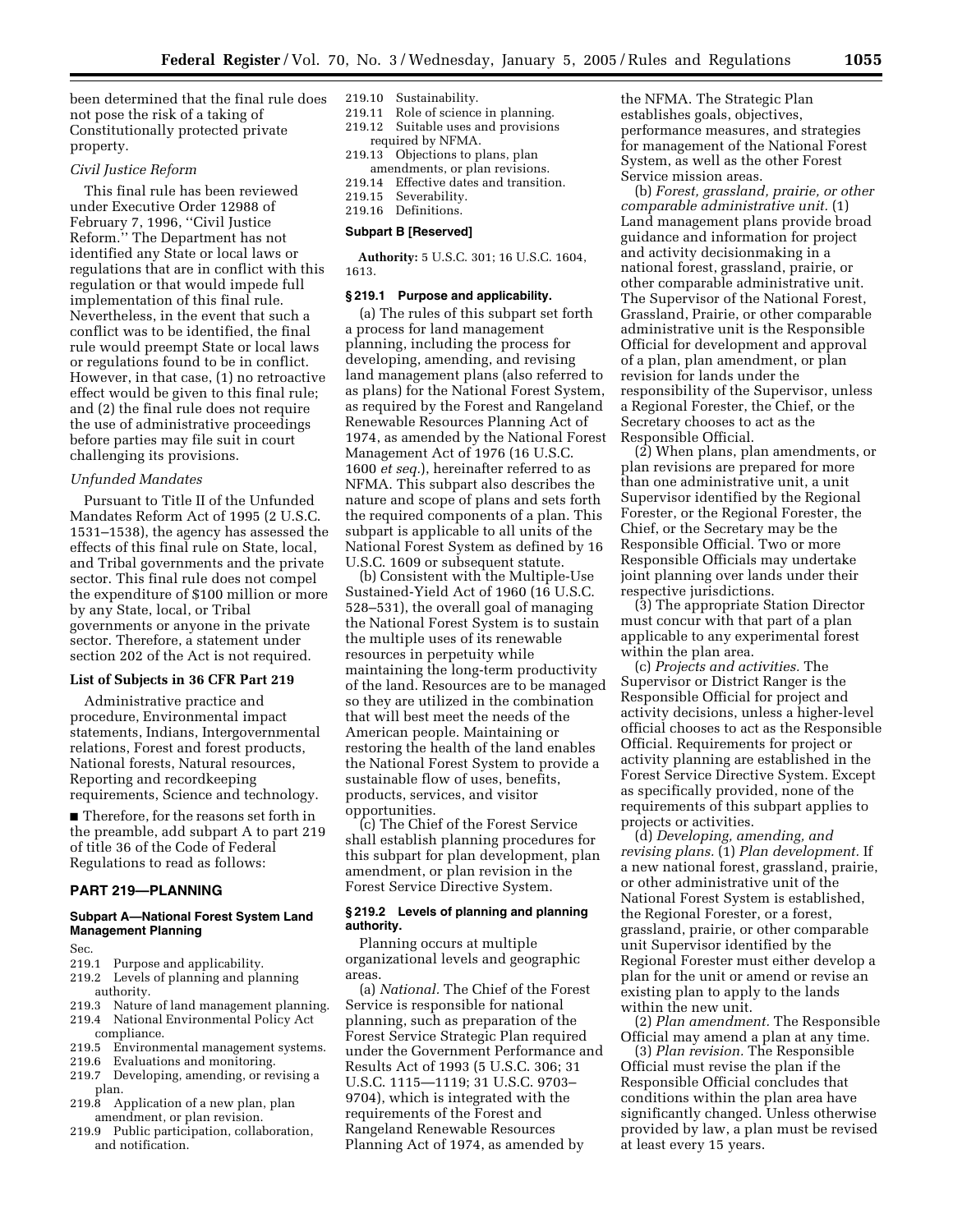been determined that the final rule does not pose the risk of a taking of Constitutionally protected private property.

*Civil Justice Reform*

This final rule has been reviewed under Executive Order 12988 of February 7, 1996, ''Civil Justice Reform.'' The Department has not identified any State or local laws or regulations that are in conflict with this regulation or that would impede full implementation of this final rule. Nevertheless, in the event that such a conflict was to be identified, the final rule would preempt State or local laws or regulations found to be in conflict. However, in that case, (1) no retroactive effect would be given to this final rule; and (2) the final rule does not require the use of administrative proceedings before parties may file suit in court challenging its provisions.

*Unfunded Mandates*

Pursuant to Title II of the Unfunded Mandates Reform Act of 1995 (2 U.S.C. 1531–1538), the agency has assessed the effects of this final rule on State, local, and Tribal governments and the private sector. This final rule does not compel the expenditure of $100 million or more by any State, local, or Tribal governments or anyone in the private sector. Therefore, a statement under section 202 of the Act is not required.

**List of Subjects in 36 CFR Part 219**

Administrative practice and procedure, Environmental impact statements, Indians, Intergovernmental relations, Forest and forest products, National forests, Natural resources, Reporting and recordkeeping requirements, Science and technology.

■ Therefore, for the reasons set forth in the preamble, add subpart A to part 219 of title 36 of the Code of Federal Regulations to read as follows:

## PART 219—PLANNING

### Subpart A—National Forest System Land Management Planning

Sec.
- 219.1 Purpose and applicability.
- 219.2 Levels of planning and planning authority.
- 219.3 Nature of land management planning.
- 219.4 National Environmental Policy Act compliance.
- 219.5 Environmental management systems.
- 219.6 Evaluations and monitoring.
- 219.7 Developing, amending, or revising a plan.
- 219.8 Application of a new plan, plan amendment, or plan revision.
- 219.9 Public participation, collaboration, and notification.
- 219.10 Sustainability.
- 219.11 Role of science in planning.
- 219.12 Suitable uses and provisions required by NFMA.
- 219.13 Objections to plans, plan amendments, or plan revisions.
- 219.14 Effective dates and transition.
- 219.15 Severability.
- 219.16 Definitions.

### Subpart B [Reserved]

**Authority:** 5 U.S.C. 301; 16 U.S.C. 1604, 1613.

#### § 219.1 Purpose and applicability.

(a) The rules of this subpart set forth a process for land management planning, including the process for developing, amending, and revising land management plans (also referred to as plans) for the National Forest System, as required by the Forest and Rangeland Renewable Resources Planning Act of 1974, as amended by the National Forest Management Act of 1976 (16 U.S.C. 1600 *et seq.*), hereinafter referred to as NFMA. This subpart also describes the nature and scope of plans and sets forth the required components of a plan. This subpart is applicable to all units of the National Forest System as defined by 16 U.S.C. 1609 or subsequent statute.

(b) Consistent with the Multiple-Use Sustained-Yield Act of 1960 (16 U.S.C. 528–531), the overall goal of managing the National Forest System is to sustain the multiple uses of its renewable resources in perpetuity while maintaining the long-term productivity of the land. Resources are to be managed so they are utilized in the combination that will best meet the needs of the American people. Maintaining or restoring the health of the land enables the National Forest System to provide a sustainable flow of uses, benefits, products, services, and visitor opportunities.

(c) The Chief of the Forest Service shall establish planning procedures for this subpart for plan development, plan amendment, or plan revision in the Forest Service Directive System.

#### § 219.2 Levels of planning and planning authority.

Planning occurs at multiple organizational levels and geographic areas.

(a) *National.* The Chief of the Forest Service is responsible for national planning, such as preparation of the Forest Service Strategic Plan required under the Government Performance and Results Act of 1993 (5 U.S.C. 306; 31 U.S.C. 1115—1119; 31 U.S.C. 9703–9704), which is integrated with the requirements of the Forest and Rangeland Renewable Resources Planning Act of 1974, as amended by the NFMA. The Strategic Plan establishes goals, objectives, performance measures, and strategies for management of the National Forest System, as well as the other Forest Service mission areas.

(b) *Forest, grassland, prairie, or other comparable administrative unit.* (1) Land management plans provide broad guidance and information for project and activity decisionmaking in a national forest, grassland, prairie, or other comparable administrative unit. The Supervisor of the National Forest, Grassland, Prairie, or other comparable administrative unit is the Responsible Official for development and approval of a plan, plan amendment, or plan revision for lands under the responsibility of the Supervisor, unless a Regional Forester, the Chief, or the Secretary chooses to act as the Responsible Official.

(2) When plans, plan amendments, or plan revisions are prepared for more than one administrative unit, a unit Supervisor identified by the Regional Forester, or the Regional Forester, the Chief, or the Secretary may be the Responsible Official. Two or more Responsible Officials may undertake joint planning over lands under their respective jurisdictions.

(3) The appropriate Station Director must concur with that part of a plan applicable to any experimental forest within the plan area.

(c) *Projects and activities.* The Supervisor or District Ranger is the Responsible Official for project and activity decisions, unless a higher-level official chooses to act as the Responsible Official. Requirements for project or activity planning are established in the Forest Service Directive System. Except as specifically provided, none of the requirements of this subpart applies to projects or activities.

(d) *Developing, amending, and revising plans.* (1) *Plan development.* If a new national forest, grassland, prairie, or other administrative unit of the National Forest System is established, the Regional Forester, or a forest, grassland, prairie, or other comparable unit Supervisor identified by the Regional Forester must either develop a plan for the unit or amend or revise an existing plan to apply to the lands within the new unit.

(2) *Plan amendment.* The Responsible Official may amend a plan at any time.

(3) *Plan revision.* The Responsible Official must revise the plan if the Responsible Official concludes that conditions within the plan area have significantly changed. Unless otherwise provided by law, a plan must be revised at least every 15 years.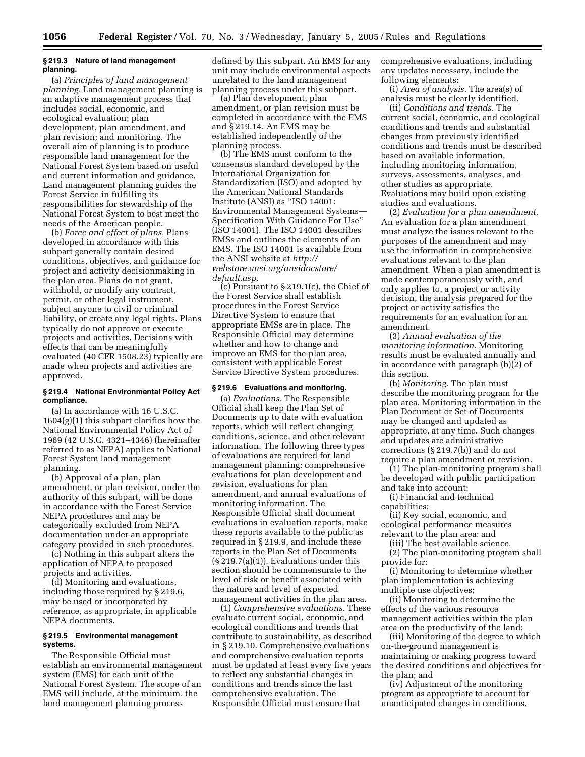#### § 219.3 Nature of land management planning.

(a) *Principles of land management planning.* Land management planning is an adaptive management process that includes social, economic, and ecological evaluation; plan development, plan amendment, and plan revision; and monitoring. The overall aim of planning is to produce responsible land management for the National Forest System based on useful and current information and guidance. Land management planning guides the Forest Service in fulfilling its responsibilities for stewardship of the National Forest System to best meet the needs of the American people.

(b) *Force and effect of plans.* Plans developed in accordance with this subpart generally contain desired conditions, objectives, and guidance for project and activity decisionmaking in the plan area. Plans do not grant, withhold, or modify any contract, permit, or other legal instrument, subject anyone to civil or criminal liability, or create any legal rights. Plans typically do not approve or execute projects and activities. Decisions with effects that can be meaningfully evaluated (40 CFR 1508.23) typically are made when projects and activities are approved.

#### § 219.4 National Environmental Policy Act compliance.

(a) In accordance with 16 U.S.C. 1604(g)(1) this subpart clarifies how the National Environmental Policy Act of 1969 (42 U.S.C. 4321–4346) (hereinafter referred to as NEPA) applies to National Forest System land management planning.

(b) Approval of a plan, plan amendment, or plan revision, under the authority of this subpart, will be done in accordance with the Forest Service NEPA procedures and may be categorically excluded from NEPA documentation under an appropriate category provided in such procedures.

(c) Nothing in this subpart alters the application of NEPA to proposed projects and activities.

(d) Monitoring and evaluations, including those required by § 219.6, may be used or incorporated by reference, as appropriate, in applicable NEPA documents.

#### § 219.5 Environmental management systems.

The Responsible Official must establish an environmental management system (EMS) for each unit of the National Forest System. The scope of an EMS will include, at the minimum, the land management planning process defined by this subpart. An EMS for any unit may include environmental aspects unrelated to the land management planning process under this subpart.

(a) Plan development, plan amendment, or plan revision must be completed in accordance with the EMS and § 219.14. An EMS may be established independently of the planning process.

(b) The EMS must conform to the consensus standard developed by the International Organization for Standardization (ISO) and adopted by the American National Standards Institute (ANSI) as ''ISO 14001: Environmental Management Systems—Specification With Guidance For Use'' (ISO 14001). The ISO 14001 describes EMSs and outlines the elements of an EMS. The ISO 14001 is available from the ANSI website at *http://webstore.ansi.org/ansidocstore/default.asp.*

(c) Pursuant to § 219.1(c), the Chief of the Forest Service shall establish procedures in the Forest Service Directive System to ensure that appropriate EMSs are in place. The Responsible Official may determine whether and how to change and improve an EMS for the plan area, consistent with applicable Forest Service Directive System procedures.

#### § 219.6 Evaluations and monitoring.

(a) *Evaluations.* The Responsible Official shall keep the Plan Set of Documents up to date with evaluation reports, which will reflect changing conditions, science, and other relevant information. The following three types of evaluations are required for land management planning: comprehensive evaluations for plan development and revision, evaluations for plan amendment, and annual evaluations of monitoring information. The Responsible Official shall document evaluations in evaluation reports, make these reports available to the public as required in § 219.9, and include these reports in the Plan Set of Documents (§ 219.7(a)(1)). Evaluations under this section should be commensurate to the level of risk or benefit associated with the nature and level of expected management activities in the plan area.

(1) *Comprehensive evaluations.* These evaluate current social, economic, and ecological conditions and trends that contribute to sustainability, as described in § 219.10. Comprehensive evaluations and comprehensive evaluation reports must be updated at least every five years to reflect any substantial changes in conditions and trends since the last comprehensive evaluation. The Responsible Official must ensure that comprehensive evaluations, including any updates necessary, include the following elements:

(i) *Area of analysis.* The area(s) of analysis must be clearly identified.

(ii) *Conditions and trends.* The current social, economic, and ecological conditions and trends and substantial changes from previously identified conditions and trends must be described based on available information, including monitoring information, surveys, assessments, analyses, and other studies as appropriate. Evaluations may build upon existing studies and evaluations.

(2) *Evaluation for a plan amendment.* An evaluation for a plan amendment must analyze the issues relevant to the purposes of the amendment and may use the information in comprehensive evaluations relevant to the plan amendment. When a plan amendment is made contemporaneously with, and only applies to, a project or activity decision, the analysis prepared for the project or activity satisfies the requirements for an evaluation for an amendment.

(3) *Annual evaluation of the monitoring information.* Monitoring results must be evaluated annually and in accordance with paragraph (b)(2) of this section.

(b) *Monitoring.* The plan must describe the monitoring program for the plan area. Monitoring information in the Plan Document or Set of Documents may be changed and updated as appropriate, at any time. Such changes and updates are administrative corrections (§ 219.7(b)) and do not require a plan amendment or revision.

(1) The plan-monitoring program shall be developed with public participation and take into account:

(i) Financial and technical capabilities;

(ii) Key social, economic, and ecological performance measures relevant to the plan area: and

(iii) The best available science.

(2) The plan-monitoring program shall provide for:

(i) Monitoring to determine whether plan implementation is achieving multiple use objectives;

(ii) Monitoring to determine the effects of the various resource management activities within the plan area on the productivity of the land;

(iii) Monitoring of the degree to which on-the-ground management is maintaining or making progress toward the desired conditions and objectives for the plan; and

(iv) Adjustment of the monitoring program as appropriate to account for unanticipated changes in conditions.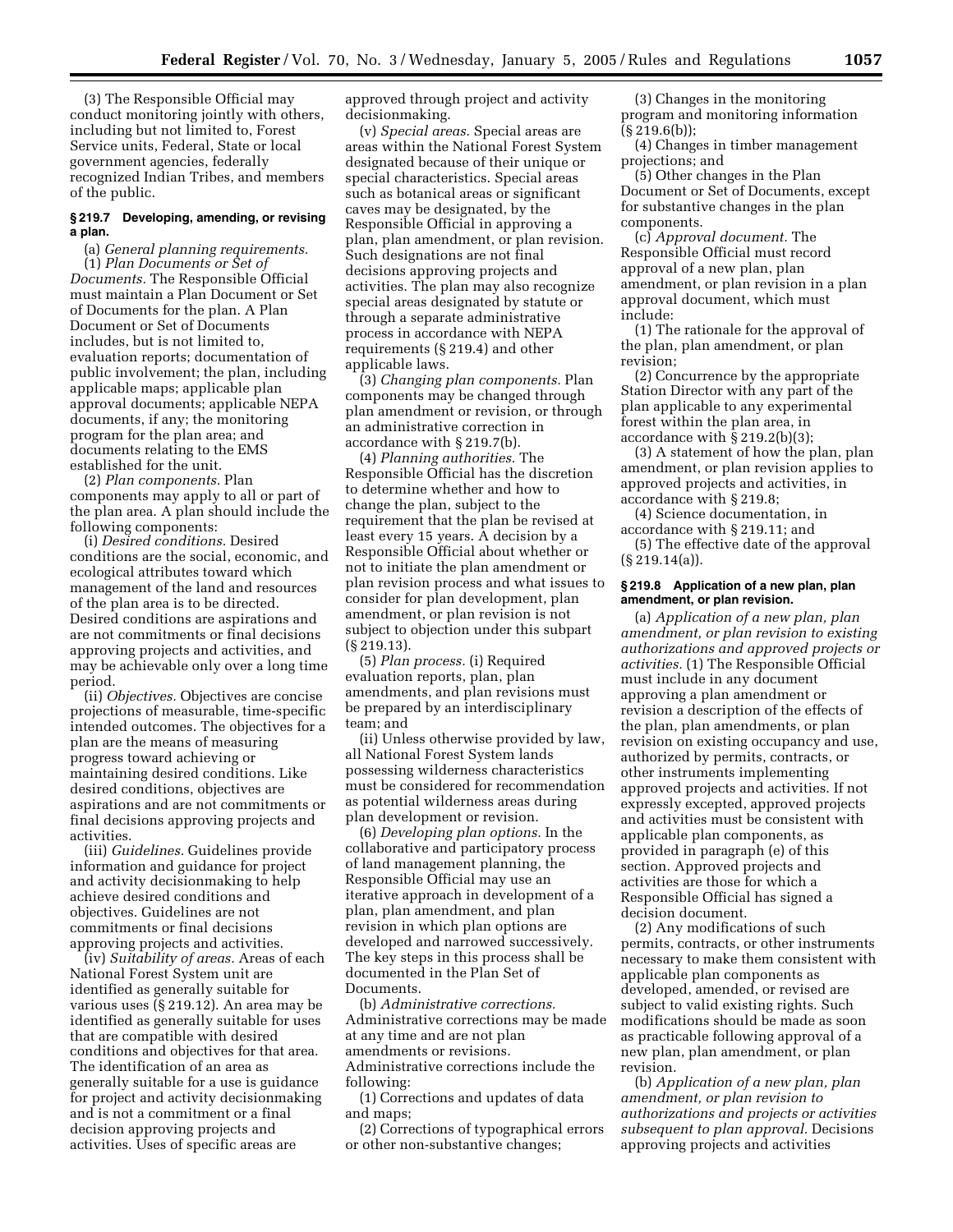(3) The Responsible Official may conduct monitoring jointly with others, including but not limited to, Forest Service units, Federal, State or local government agencies, federally recognized Indian Tribes, and members of the public.

**§ 219.7 Developing, amending, or revising a plan.**

(a) *General planning requirements.* (1) *Plan Documents or Set of Documents.* The Responsible Official must maintain a Plan Document or Set of Documents for the plan. A Plan Document or Set of Documents includes, but is not limited to, evaluation reports; documentation of public involvement; the plan, including applicable maps; applicable plan approval documents; applicable NEPA documents, if any; the monitoring program for the plan area; and documents relating to the EMS established for the unit.

(2) *Plan components.* Plan components may apply to all or part of the plan area. A plan should include the following components:

(i) *Desired conditions.* Desired conditions are the social, economic, and ecological attributes toward which management of the land and resources of the plan area is to be directed. Desired conditions are aspirations and are not commitments or final decisions approving projects and activities, and may be achievable only over a long time period.

(ii) *Objectives.* Objectives are concise projections of measurable, time-specific intended outcomes. The objectives for a plan are the means of measuring progress toward achieving or maintaining desired conditions. Like desired conditions, objectives are aspirations and are not commitments or final decisions approving projects and activities.

(iii) *Guidelines.* Guidelines provide information and guidance for project and activity decisionmaking to help achieve desired conditions and objectives. Guidelines are not commitments or final decisions approving projects and activities.

(iv) *Suitability of areas.* Areas of each National Forest System unit are identified as generally suitable for various uses (§ 219.12). An area may be identified as generally suitable for uses that are compatible with desired conditions and objectives for that area. The identification of an area as generally suitable for a use is guidance for project and activity decisionmaking and is not a commitment or a final decision approving projects and activities. Uses of specific areas are approved through project and activity decisionmaking.

(v) *Special areas.* Special areas are areas within the National Forest System designated because of their unique or special characteristics. Special areas such as botanical areas or significant caves may be designated, by the Responsible Official in approving a plan, plan amendment, or plan revision. Such designations are not final decisions approving projects and activities. The plan may also recognize special areas designated by statute or through a separate administrative process in accordance with NEPA requirements (§ 219.4) and other applicable laws.

(3) *Changing plan components.* Plan components may be changed through plan amendment or revision, or through an administrative correction in accordance with § 219.7(b).

(4) *Planning authorities.* The Responsible Official has the discretion to determine whether and how to change the plan, subject to the requirement that the plan be revised at least every 15 years. A decision by a Responsible Official about whether or not to initiate the plan amendment or plan revision process and what issues to consider for plan development, plan amendment, or plan revision is not subject to objection under this subpart (§ 219.13).

(5) *Plan process.* (i) Required evaluation reports, plan, plan amendments, and plan revisions must be prepared by an interdisciplinary team; and

(ii) Unless otherwise provided by law, all National Forest System lands possessing wilderness characteristics must be considered for recommendation as potential wilderness areas during plan development or revision.

(6) *Developing plan options.* In the collaborative and participatory process of land management planning, the Responsible Official may use an iterative approach in development of a plan, plan amendment, and plan revision in which plan options are developed and narrowed successively. The key steps in this process shall be documented in the Plan Set of Documents.

(b) *Administrative corrections.* Administrative corrections may be made at any time and are not plan amendments or revisions. Administrative corrections include the following:

(1) Corrections and updates of data and maps;

(2) Corrections of typographical errors or other non-substantive changes;

(3) Changes in the monitoring program and monitoring information (§ 219.6(b));

(4) Changes in timber management projections; and

(5) Other changes in the Plan Document or Set of Documents, except for substantive changes in the plan components.

(c) *Approval document.* The Responsible Official must record approval of a new plan, plan amendment, or plan revision in a plan approval document, which must include:

(1) The rationale for the approval of the plan, plan amendment, or plan revision;

(2) Concurrence by the appropriate Station Director with any part of the plan applicable to any experimental forest within the plan area, in accordance with § 219.2(b)(3);

(3) A statement of how the plan, plan amendment, or plan revision applies to approved projects and activities, in accordance with § 219.8;

(4) Science documentation, in accordance with § 219.11; and

(5) The effective date of the approval (§ 219.14(a)).

**§ 219.8 Application of a new plan, plan amendment, or plan revision.**

(a) *Application of a new plan, plan amendment, or plan revision to existing authorizations and approved projects or activities.* (1) The Responsible Official must include in any document approving a plan amendment or revision a description of the effects of the plan, plan amendments, or plan revision on existing occupancy and use, authorized by permits, contracts, or other instruments implementing approved projects and activities. If not expressly excepted, approved projects and activities must be consistent with applicable plan components, as provided in paragraph (e) of this section. Approved projects and activities are those for which a Responsible Official has signed a decision document.

(2) Any modifications of such permits, contracts, or other instruments necessary to make them consistent with applicable plan components as developed, amended, or revised are subject to valid existing rights. Such modifications should be made as soon as practicable following approval of a new plan, plan amendment, or plan revision.

(b) *Application of a new plan, plan amendment, or plan revision to authorizations and projects or activities subsequent to plan approval.* Decisions approving projects and activities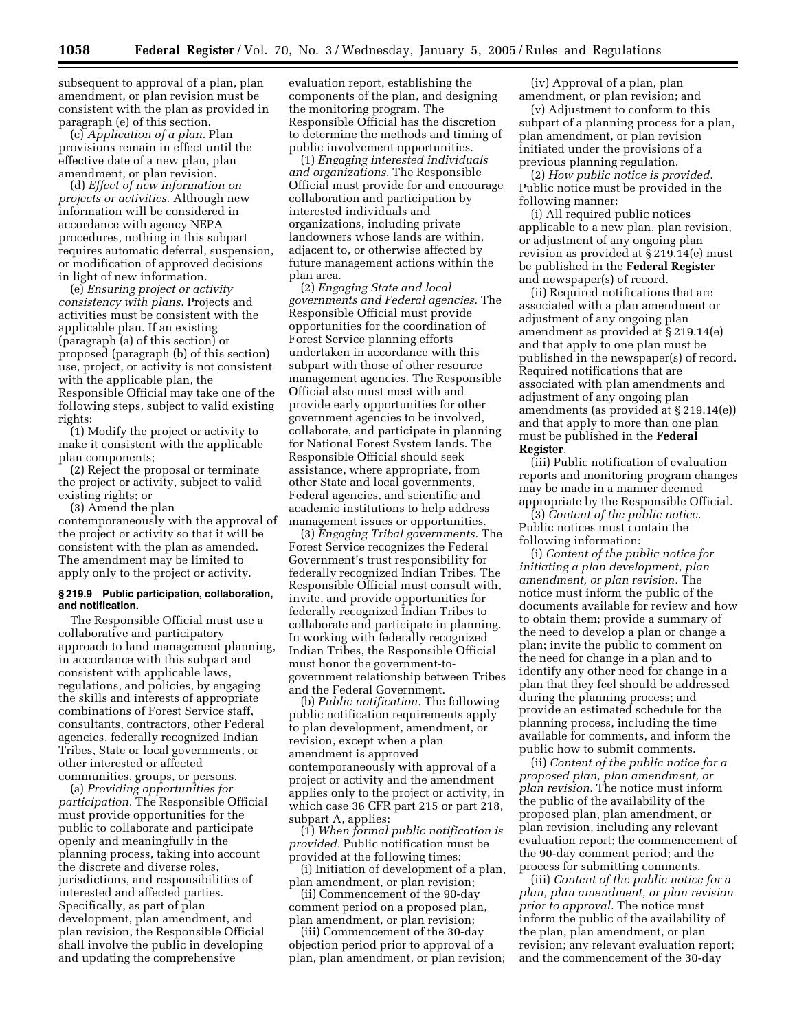subsequent to approval of a plan, plan amendment, or plan revision must be consistent with the plan as provided in paragraph (e) of this section.

(c) *Application of a plan.* Plan provisions remain in effect until the effective date of a new plan, plan amendment, or plan revision.

(d) *Effect of new information on projects or activities.* Although new information will be considered in accordance with agency NEPA procedures, nothing in this subpart requires automatic deferral, suspension, or modification of approved decisions in light of new information.

(e) *Ensuring project or activity consistency with plans.* Projects and activities must be consistent with the applicable plan. If an existing (paragraph (a) of this section) or proposed (paragraph (b) of this section) use, project, or activity is not consistent with the applicable plan, the Responsible Official may take one of the following steps, subject to valid existing rights:

(1) Modify the project or activity to make it consistent with the applicable plan components;

(2) Reject the proposal or terminate the project or activity, subject to valid existing rights; or

(3) Amend the plan contemporaneously with the approval of the project or activity so that it will be consistent with the plan as amended. The amendment may be limited to apply only to the project or activity.

#### § 219.9 Public participation, collaboration, and notification.

The Responsible Official must use a collaborative and participatory approach to land management planning, in accordance with this subpart and consistent with applicable laws, regulations, and policies, by engaging the skills and interests of appropriate combinations of Forest Service staff, consultants, contractors, other Federal agencies, federally recognized Indian Tribes, State or local governments, or other interested or affected communities, groups, or persons.

(a) *Providing opportunities for participation.* The Responsible Official must provide opportunities for the public to collaborate and participate openly and meaningfully in the planning process, taking into account the discrete and diverse roles, jurisdictions, and responsibilities of interested and affected parties. Specifically, as part of plan development, plan amendment, and plan revision, the Responsible Official shall involve the public in developing and updating the comprehensive evaluation report, establishing the components of the plan, and designing the monitoring program. The Responsible Official has the discretion to determine the methods and timing of public involvement opportunities.

(1) *Engaging interested individuals and organizations.* The Responsible Official must provide for and encourage collaboration and participation by interested individuals and organizations, including private landowners whose lands are within, adjacent to, or otherwise affected by future management actions within the plan area.

(2) *Engaging State and local governments and Federal agencies.* The Responsible Official must provide opportunities for the coordination of Forest Service planning efforts undertaken in accordance with this subpart with those of other resource management agencies. The Responsible Official also must meet with and provide early opportunities for other government agencies to be involved, collaborate, and participate in planning for National Forest System lands. The Responsible Official should seek assistance, where appropriate, from other State and local governments, Federal agencies, and scientific and academic institutions to help address management issues or opportunities.

(3) *Engaging Tribal governments.* The Forest Service recognizes the Federal Government's trust responsibility for federally recognized Indian Tribes. The Responsible Official must consult with, invite, and provide opportunities for federally recognized Indian Tribes to collaborate and participate in planning. In working with federally recognized Indian Tribes, the Responsible Official must honor the government-to-government relationship between Tribes and the Federal Government.

(b) *Public notification.* The following public notification requirements apply to plan development, amendment, or revision, except when a plan amendment is approved contemporaneously with approval of a project or activity and the amendment applies only to the project or activity, in which case 36 CFR part 215 or part 218, subpart A, applies:

(1) *When formal public notification is provided.* Public notification must be provided at the following times:

(i) Initiation of development of a plan, plan amendment, or plan revision;

(ii) Commencement of the 90-day comment period on a proposed plan, plan amendment, or plan revision;

(iii) Commencement of the 30-day objection period prior to approval of a plan, plan amendment, or plan revision;

(iv) Approval of a plan, plan amendment, or plan revision; and

(v) Adjustment to conform to this subpart of a planning process for a plan, plan amendment, or plan revision initiated under the provisions of a previous planning regulation.

(2) *How public notice is provided.* Public notice must be provided in the following manner:

(i) All required public notices applicable to a new plan, plan revision, or adjustment of any ongoing plan revision as provided at § 219.14(e) must be published in the **Federal Register** and newspaper(s) of record.

(ii) Required notifications that are associated with a plan amendment or adjustment of any ongoing plan amendment as provided at § 219.14(e) and that apply to one plan must be published in the newspaper(s) of record. Required notifications that are associated with plan amendments and adjustment of any ongoing plan amendments (as provided at § 219.14(e)) and that apply to more than one plan must be published in the **Federal Register**.

(iii) Public notification of evaluation reports and monitoring program changes may be made in a manner deemed appropriate by the Responsible Official.

(3) *Content of the public notice.* Public notices must contain the following information:

(i) *Content of the public notice for initiating a plan development, plan amendment, or plan revision.* The notice must inform the public of the documents available for review and how to obtain them; provide a summary of the need to develop a plan or change a plan; invite the public to comment on the need for change in a plan and to identify any other need for change in a plan that they feel should be addressed during the planning process; and provide an estimated schedule for the planning process, including the time available for comments, and inform the public how to submit comments.

(ii) *Content of the public notice for a proposed plan, plan amendment, or plan revision.* The notice must inform the public of the availability of the proposed plan, plan amendment, or plan revision, including any relevant evaluation report; the commencement of the 90-day comment period; and the process for submitting comments.

(iii) *Content of the public notice for a plan, plan amendment, or plan revision prior to approval.* The notice must inform the public of the availability of the plan, plan amendment, or plan revision; any relevant evaluation report; and the commencement of the 30-day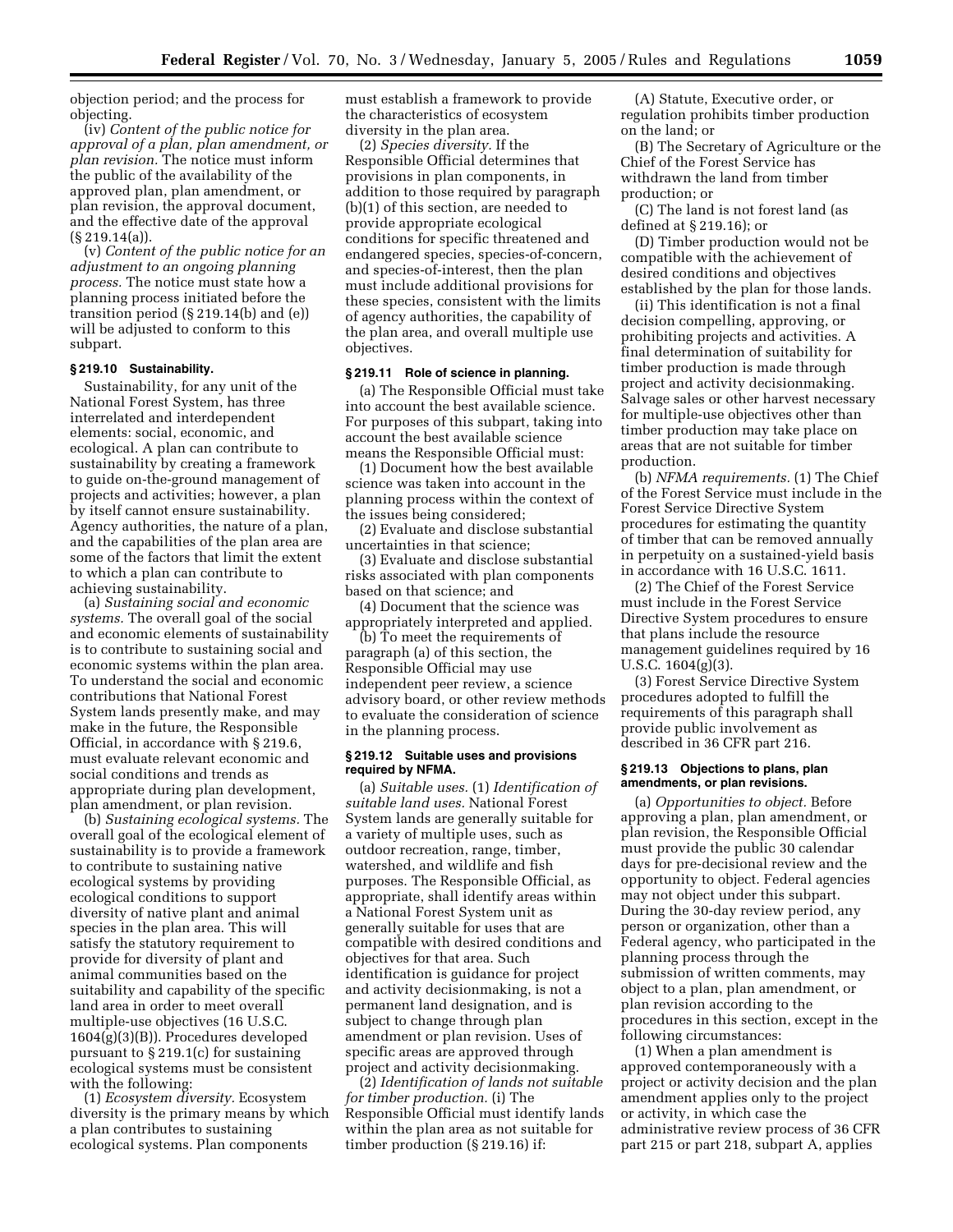objection period; and the process for objecting.

(iv) *Content of the public notice for approval of a plan, plan amendment, or plan revision.* The notice must inform the public of the availability of the approved plan, plan amendment, or plan revision, the approval document, and the effective date of the approval (§ 219.14(a)).

(v) *Content of the public notice for an adjustment to an ongoing planning process.* The notice must state how a planning process initiated before the transition period (§ 219.14(b) and (e)) will be adjusted to conform to this subpart.

### § 219.10 Sustainability.

Sustainability, for any unit of the National Forest System, has three interrelated and interdependent elements: social, economic, and ecological. A plan can contribute to sustainability by creating a framework to guide on-the-ground management of projects and activities; however, a plan by itself cannot ensure sustainability. Agency authorities, the nature of a plan, and the capabilities of the plan area are some of the factors that limit the extent to which a plan can contribute to achieving sustainability.

(a) *Sustaining social and economic systems.* The overall goal of the social and economic elements of sustainability is to contribute to sustaining social and economic systems within the plan area. To understand the social and economic contributions that National Forest System lands presently make, and may make in the future, the Responsible Official, in accordance with § 219.6, must evaluate relevant economic and social conditions and trends as appropriate during plan development, plan amendment, or plan revision.

(b) *Sustaining ecological systems.* The overall goal of the ecological element of sustainability is to provide a framework to contribute to sustaining native ecological systems by providing ecological conditions to support diversity of native plant and animal species in the plan area. This will satisfy the statutory requirement to provide for diversity of plant and animal communities based on the suitability and capability of the specific land area in order to meet overall multiple-use objectives (16 U.S.C. 1604(g)(3)(B)). Procedures developed pursuant to § 219.1(c) for sustaining ecological systems must be consistent with the following:

(1) *Ecosystem diversity.* Ecosystem diversity is the primary means by which a plan contributes to sustaining ecological systems. Plan components must establish a framework to provide the characteristics of ecosystem diversity in the plan area.

(2) *Species diversity.* If the Responsible Official determines that provisions in plan components, in addition to those required by paragraph (b)(1) of this section, are needed to provide appropriate ecological conditions for specific threatened and endangered species, species-of-concern, and species-of-interest, then the plan must include additional provisions for these species, consistent with the limits of agency authorities, the capability of the plan area, and overall multiple use objectives.

### § 219.11 Role of science in planning.

(a) The Responsible Official must take into account the best available science. For purposes of this subpart, taking into account the best available science means the Responsible Official must:

(1) Document how the best available science was taken into account in the planning process within the context of the issues being considered;

(2) Evaluate and disclose substantial uncertainties in that science;

(3) Evaluate and disclose substantial risks associated with plan components based on that science; and

(4) Document that the science was appropriately interpreted and applied.

(b) To meet the requirements of paragraph (a) of this section, the Responsible Official may use independent peer review, a science advisory board, or other review methods to evaluate the consideration of science in the planning process.

### § 219.12 Suitable uses and provisions required by NFMA.

(a) *Suitable uses.* (1) *Identification of suitable land uses.* National Forest System lands are generally suitable for a variety of multiple uses, such as outdoor recreation, range, timber, watershed, and wildlife and fish purposes. The Responsible Official, as appropriate, shall identify areas within a National Forest System unit as generally suitable for uses that are compatible with desired conditions and objectives for that area. Such identification is guidance for project and activity decisionmaking, is not a permanent land designation, and is subject to change through plan amendment or plan revision. Uses of specific areas are approved through project and activity decisionmaking.

(2) *Identification of lands not suitable for timber production.* (i) The Responsible Official must identify lands within the plan area as not suitable for timber production (§ 219.16) if:

(A) Statute, Executive order, or regulation prohibits timber production on the land; or

(B) The Secretary of Agriculture or the Chief of the Forest Service has withdrawn the land from timber production; or

(C) The land is not forest land (as defined at § 219.16); or

(D) Timber production would not be compatible with the achievement of desired conditions and objectives established by the plan for those lands.

(ii) This identification is not a final decision compelling, approving, or prohibiting projects and activities. A final determination of suitability for timber production is made through project and activity decisionmaking. Salvage sales or other harvest necessary for multiple-use objectives other than timber production may take place on areas that are not suitable for timber production.

(b) *NFMA requirements.* (1) The Chief of the Forest Service must include in the Forest Service Directive System procedures for estimating the quantity of timber that can be removed annually in perpetuity on a sustained-yield basis in accordance with 16 U.S.C. 1611.

(2) The Chief of the Forest Service must include in the Forest Service Directive System procedures to ensure that plans include the resource management guidelines required by 16 U.S.C. 1604(g)(3).

(3) Forest Service Directive System procedures adopted to fulfill the requirements of this paragraph shall provide public involvement as described in 36 CFR part 216.

### § 219.13 Objections to plans, plan amendments, or plan revisions.

(a) *Opportunities to object.* Before approving a plan, plan amendment, or plan revision, the Responsible Official must provide the public 30 calendar days for pre-decisional review and the opportunity to object. Federal agencies may not object under this subpart. During the 30-day review period, any person or organization, other than a Federal agency, who participated in the planning process through the submission of written comments, may object to a plan, plan amendment, or plan revision according to the procedures in this section, except in the following circumstances:

(1) When a plan amendment is approved contemporaneously with a project or activity decision and the plan amendment applies only to the project or activity, in which case the administrative review process of 36 CFR part 215 or part 218, subpart A, applies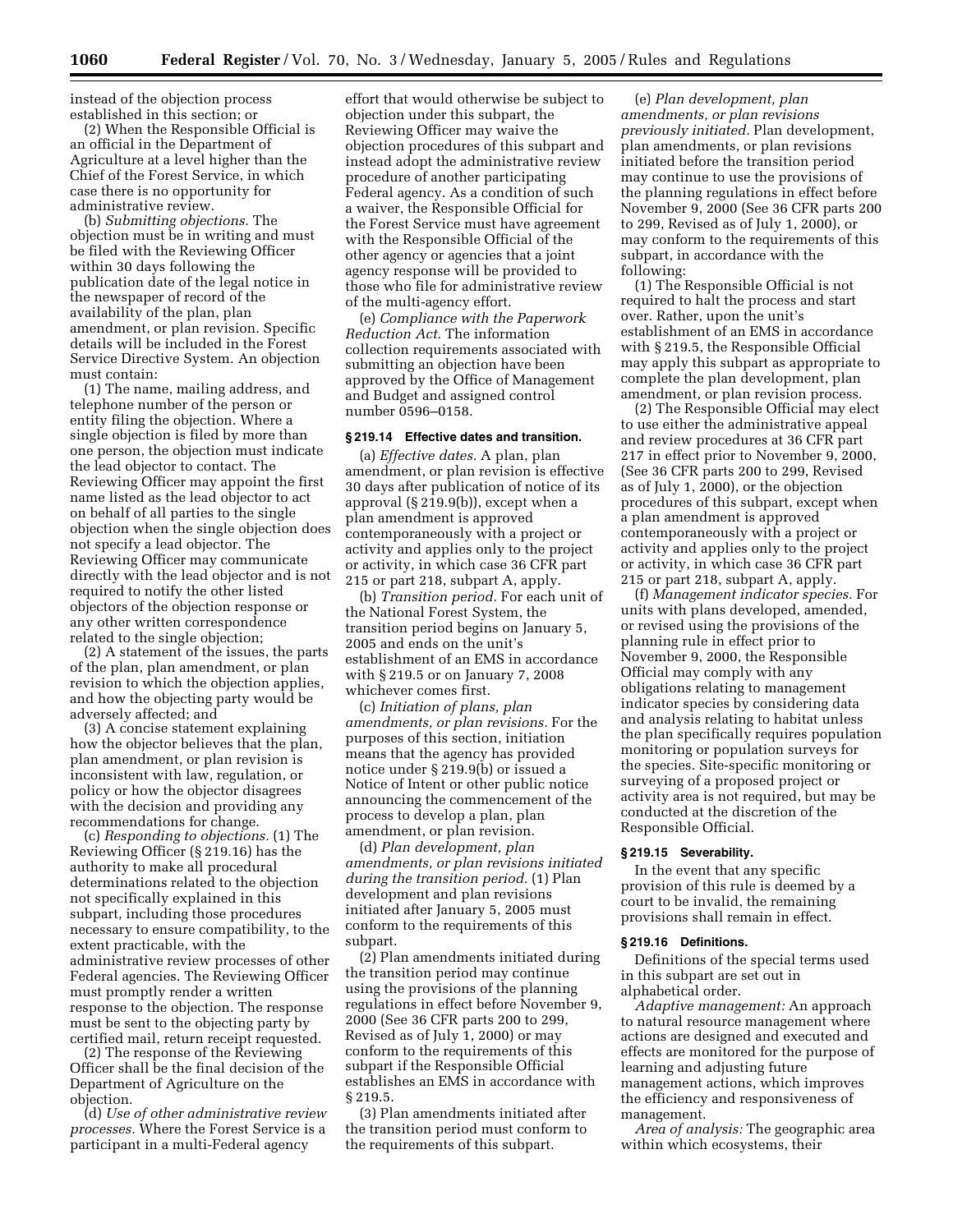instead of the objection process established in this section; or

(2) When the Responsible Official is an official in the Department of Agriculture at a level higher than the Chief of the Forest Service, in which case there is no opportunity for administrative review.

(b) *Submitting objections.* The objection must be in writing and must be filed with the Reviewing Officer within 30 days following the publication date of the legal notice in the newspaper of record of the availability of the plan, plan amendment, or plan revision. Specific details will be included in the Forest Service Directive System. An objection must contain:

(1) The name, mailing address, and telephone number of the person or entity filing the objection. Where a single objection is filed by more than one person, the objection must indicate the lead objector to contact. The Reviewing Officer may appoint the first name listed as the lead objector to act on behalf of all parties to the single objection when the single objection does not specify a lead objector. The Reviewing Officer may communicate directly with the lead objector and is not required to notify the other listed objectors of the objection response or any other written correspondence related to the single objection;

(2) A statement of the issues, the parts of the plan, plan amendment, or plan revision to which the objection applies, and how the objecting party would be adversely affected; and

(3) A concise statement explaining how the objector believes that the plan, plan amendment, or plan revision is inconsistent with law, regulation, or policy or how the objector disagrees with the decision and providing any recommendations for change.

(c) *Responding to objections.* (1) The Reviewing Officer (§ 219.16) has the authority to make all procedural determinations related to the objection not specifically explained in this subpart, including those procedures necessary to ensure compatibility, to the extent practicable, with the administrative review processes of other Federal agencies. The Reviewing Officer must promptly render a written response to the objection. The response must be sent to the objecting party by certified mail, return receipt requested.

(2) The response of the Reviewing Officer shall be the final decision of the Department of Agriculture on the objection.

(d) *Use of other administrative review processes.* Where the Forest Service is a participant in a multi-Federal agency effort that would otherwise be subject to objection under this subpart, the Reviewing Officer may waive the objection procedures of this subpart and instead adopt the administrative review procedure of another participating Federal agency. As a condition of such a waiver, the Responsible Official for the Forest Service must have agreement with the Responsible Official of the other agency or agencies that a joint agency response will be provided to those who file for administrative review of the multi-agency effort.

(e) *Compliance with the Paperwork Reduction Act.* The information collection requirements associated with submitting an objection have been approved by the Office of Management and Budget and assigned control number 0596–0158.

### § 219.14 Effective dates and transition.

(a) *Effective dates.* A plan, plan amendment, or plan revision is effective 30 days after publication of notice of its approval (§ 219.9(b)), except when a plan amendment is approved contemporaneously with a project or activity and applies only to the project or activity, in which case 36 CFR part 215 or part 218, subpart A, apply.

(b) *Transition period.* For each unit of the National Forest System, the transition period begins on January 5, 2005 and ends on the unit's establishment of an EMS in accordance with § 219.5 or on January 7, 2008 whichever comes first.

(c) *Initiation of plans, plan amendments, or plan revisions.* For the purposes of this section, initiation means that the agency has provided notice under § 219.9(b) or issued a Notice of Intent or other public notice announcing the commencement of the process to develop a plan, plan amendment, or plan revision.

(d) *Plan development, plan amendments, or plan revisions initiated during the transition period.* (1) Plan development and plan revisions initiated after January 5, 2005 must conform to the requirements of this subpart.

(2) Plan amendments initiated during the transition period may continue using the provisions of the planning regulations in effect before November 9, 2000 (See 36 CFR parts 200 to 299, Revised as of July 1, 2000) or may conform to the requirements of this subpart if the Responsible Official establishes an EMS in accordance with § 219.5.

(3) Plan amendments initiated after the transition period must conform to the requirements of this subpart.

(e) *Plan development, plan amendments, or plan revisions previously initiated.* Plan development, plan amendments, or plan revisions initiated before the transition period may continue to use the provisions of the planning regulations in effect before November 9, 2000 (See 36 CFR parts 200 to 299, Revised as of July 1, 2000), or may conform to the requirements of this subpart, in accordance with the following:

(1) The Responsible Official is not required to halt the process and start over. Rather, upon the unit's establishment of an EMS in accordance with § 219.5, the Responsible Official may apply this subpart as appropriate to complete the plan development, plan amendment, or plan revision process.

(2) The Responsible Official may elect to use either the administrative appeal and review procedures at 36 CFR part 217 in effect prior to November 9, 2000, (See 36 CFR parts 200 to 299, Revised as of July 1, 2000), or the objection procedures of this subpart, except when a plan amendment is approved contemporaneously with a project or activity and applies only to the project or activity, in which case 36 CFR part 215 or part 218, subpart A, apply.

(f) *Management indicator species.* For units with plans developed, amended, or revised using the provisions of the planning rule in effect prior to November 9, 2000, the Responsible Official may comply with any obligations relating to management indicator species by considering data and analysis relating to habitat unless the plan specifically requires population monitoring or population surveys for the species. Site-specific monitoring or surveying of a proposed project or activity area is not required, but may be conducted at the discretion of the Responsible Official.

### § 219.15 Severability.

In the event that any specific provision of this rule is deemed by a court to be invalid, the remaining provisions shall remain in effect.

### § 219.16 Definitions.

Definitions of the special terms used in this subpart are set out in alphabetical order.

*Adaptive management:* An approach to natural resource management where actions are designed and executed and effects are monitored for the purpose of learning and adjusting future management actions, which improves the efficiency and responsiveness of management.

*Area of analysis:* The geographic area within which ecosystems, their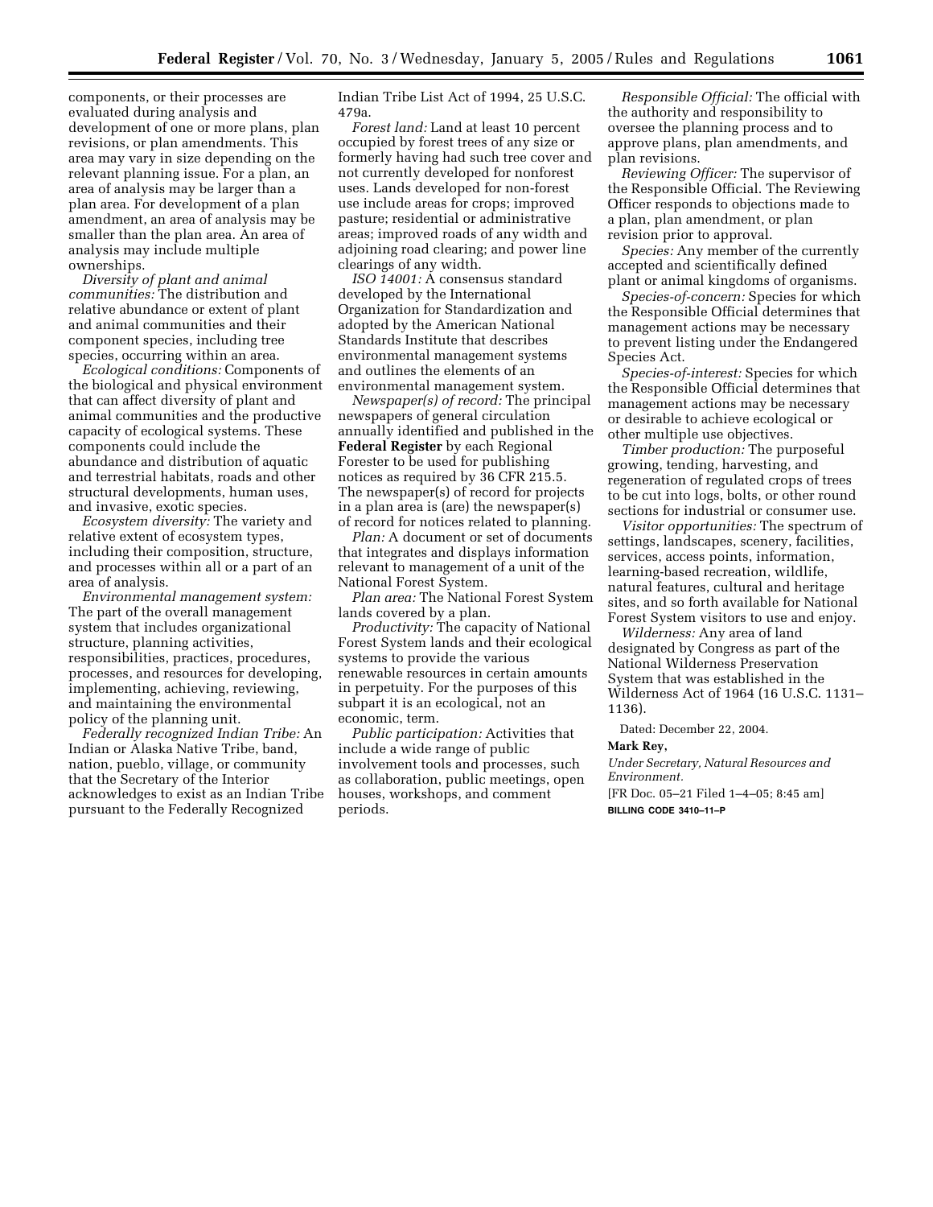components, or their processes are evaluated during analysis and development of one or more plans, plan revisions, or plan amendments. This area may vary in size depending on the relevant planning issue. For a plan, an area of analysis may be larger than a plan area. For development of a plan amendment, an area of analysis may be smaller than the plan area. An area of analysis may include multiple ownerships.

*Diversity of plant and animal communities:* The distribution and relative abundance or extent of plant and animal communities and their component species, including tree species, occurring within an area.

*Ecological conditions:* Components of the biological and physical environment that can affect diversity of plant and animal communities and the productive capacity of ecological systems. These components could include the abundance and distribution of aquatic and terrestrial habitats, roads and other structural developments, human uses, and invasive, exotic species.

*Ecosystem diversity:* The variety and relative extent of ecosystem types, including their composition, structure, and processes within all or a part of an area of analysis.

*Environmental management system:* The part of the overall management system that includes organizational structure, planning activities, responsibilities, practices, procedures, processes, and resources for developing, implementing, achieving, reviewing, and maintaining the environmental policy of the planning unit.

*Federally recognized Indian Tribe:* An Indian or Alaska Native Tribe, band, nation, pueblo, village, or community that the Secretary of the Interior acknowledges to exist as an Indian Tribe pursuant to the Federally Recognized Indian Tribe List Act of 1994, 25 U.S.C. 479a.

*Forest land:* Land at least 10 percent occupied by forest trees of any size or formerly having had such tree cover and not currently developed for nonforest uses. Lands developed for non-forest use include areas for crops; improved pasture; residential or administrative areas; improved roads of any width and adjoining road clearing; and power line clearings of any width.

*ISO 14001:* A consensus standard developed by the International Organization for Standardization and adopted by the American National Standards Institute that describes environmental management systems and outlines the elements of an environmental management system.

*Newspaper(s) of record:* The principal newspapers of general circulation annually identified and published in the **Federal Register** by each Regional Forester to be used for publishing notices as required by 36 CFR 215.5. The newspaper(s) of record for projects in a plan area is (are) the newspaper(s) of record for notices related to planning.

*Plan:* A document or set of documents that integrates and displays information relevant to management of a unit of the National Forest System.

*Plan area:* The National Forest System lands covered by a plan.

*Productivity:* The capacity of National Forest System lands and their ecological systems to provide the various renewable resources in certain amounts in perpetuity. For the purposes of this subpart it is an ecological, not an economic, term.

*Public participation:* Activities that include a wide range of public involvement tools and processes, such as collaboration, public meetings, open houses, workshops, and comment periods.

*Responsible Official:* The official with the authority and responsibility to oversee the planning process and to approve plans, plan amendments, and plan revisions.

*Reviewing Officer:* The supervisor of the Responsible Official. The Reviewing Officer responds to objections made to a plan, plan amendment, or plan revision prior to approval.

*Species:* Any member of the currently accepted and scientifically defined plant or animal kingdoms of organisms.

*Species-of-concern:* Species for which the Responsible Official determines that management actions may be necessary to prevent listing under the Endangered Species Act.

*Species-of-interest:* Species for which the Responsible Official determines that management actions may be necessary or desirable to achieve ecological or other multiple use objectives.

*Timber production:* The purposeful growing, tending, harvesting, and regeneration of regulated crops of trees to be cut into logs, bolts, or other round sections for industrial or consumer use.

*Visitor opportunities:* The spectrum of settings, landscapes, scenery, facilities, services, access points, information, learning-based recreation, wildlife, natural features, cultural and heritage sites, and so forth available for National Forest System visitors to use and enjoy.

*Wilderness:* Any area of land designated by Congress as part of the National Wilderness Preservation System that was established in the Wilderness Act of 1964 (16 U.S.C. 1131–1136).

Dated: December 22, 2004.

**Mark Rey,**

*Under Secretary, Natural Resources and Environment.*

[FR Doc. 05–21 Filed 1–4–05; 8:45 am]

**BILLING CODE 3410–11–P**